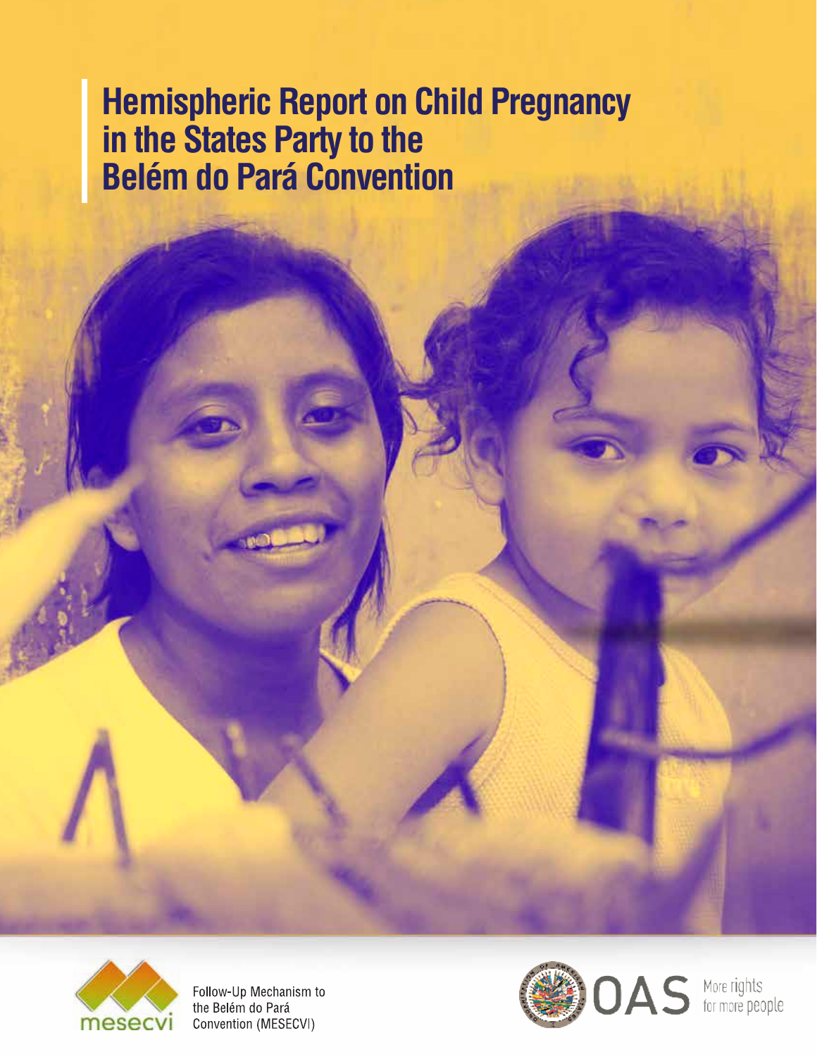# Hemispheric Report on Child Pregnancy in the States Party to the Belém do Pará Convention

mesecvi

Follow-Up Mechanism to the Belém do Pará Convention (MESECVI)

OAS More rights for more people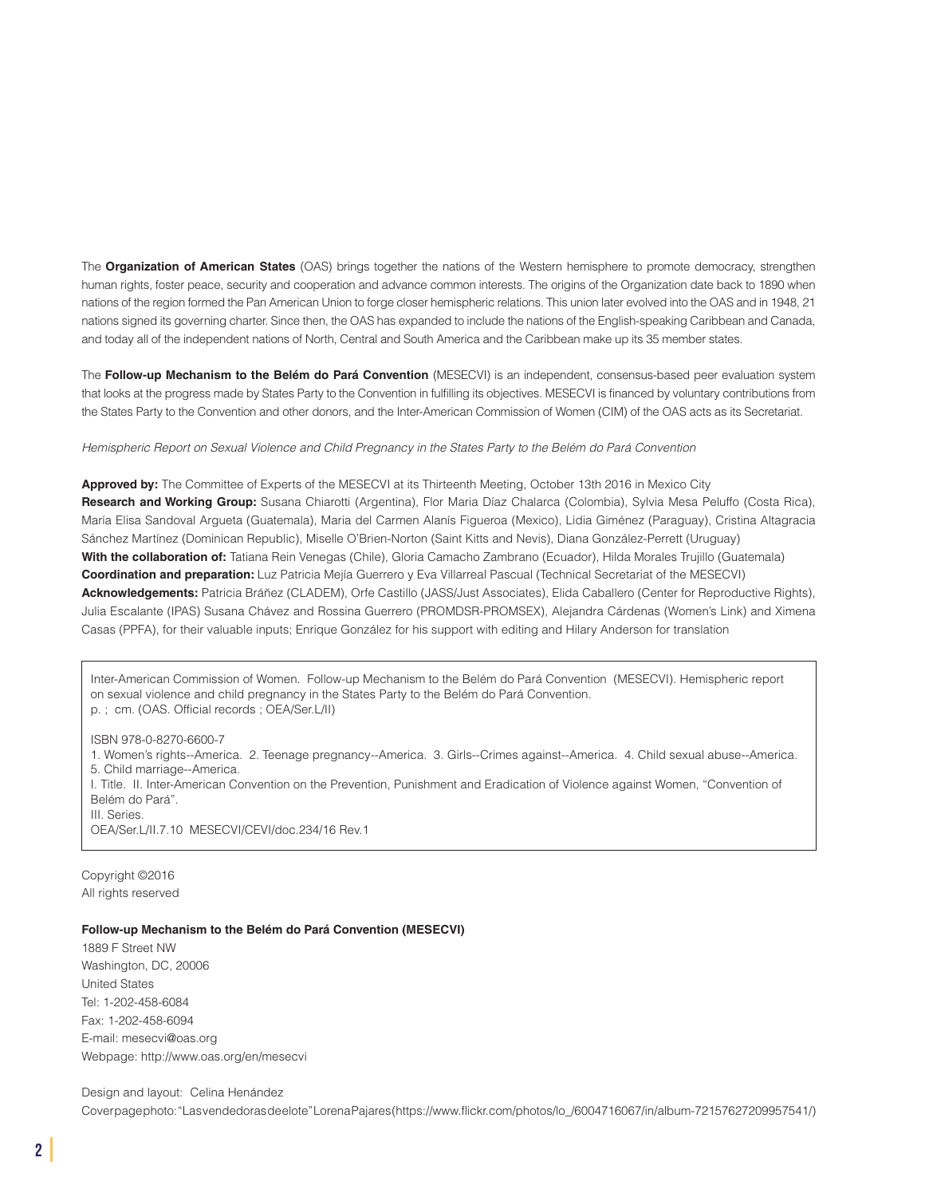The **Organization of American States** (OAS) brings together the nations of the Western hemisphere to promote democracy, strengthen human rights, foster peace, security and cooperation and advance common interests. The origins of the Organization date back to 1890 when nations of the region formed the Pan American Union to forge closer hemispheric relations. This union later evolved into the OAS and in 1948, 21 nations signed its governing charter. Since then, the OAS has expanded to include the nations of the English-speaking Caribbean and Canada, and today all of the independent nations of North, Central and South America and the Caribbean make up its 35 member states.

The **Follow-up Mechanism to the Belém do Pará Convention** (MESECVI) is an independent, consensus-based peer evaluation system that looks at the progress made by States Party to the Convention in fulfilling its objectives. MESECVI is financed by voluntary contributions from the States Party to the Convention and other donors, and the Inter-American Commission of Women (CIM) of the OAS acts as its Secretariat.

*Hemispheric Report on Sexual Violence and Child Pregnancy in the States Party to the Belém do Pará Convention*

**Approved by:** The Committee of Experts of the MESECVI at its Thirteenth Meeting, October 13th 2016 in Mexico City
**Research and Working Group:** Susana Chiarotti (Argentina), Flor Maria Díaz Chalarca (Colombia), Sylvia Mesa Peluffo (Costa Rica), María Elisa Sandoval Argueta (Guatemala), Maria del Carmen Alanís Figueroa (Mexico), Lidia Giménez (Paraguay), Cristina Altagracia Sánchez Martínez (Dominican Republic), Miselle O'Brien-Norton (Saint Kitts and Nevis), Diana González-Perrett (Uruguay)
**With the collaboration of:** Tatiana Rein Venegas (Chile), Gloria Camacho Zambrano (Ecuador), Hilda Morales Trujillo (Guatemala)
**Coordination and preparation:** Luz Patricia Mejía Guerrero y Eva Villarreal Pascual (Technical Secretariat of the MESECVI)
**Acknowledgements:** Patricia Bráñez (CLADEM), Orfe Castillo (JASS/Just Associates), Elida Caballero (Center for Reproductive Rights), Julia Escalante (IPAS) Susana Chávez and Rossina Guerrero (PROMDSR-PROMSEX), Alejandra Cárdenas (Women's Link) and Ximena Casas (PPFA), for their valuable inputs; Enrique González for his support with editing and Hilary Anderson for translation

Inter-American Commission of Women. Follow-up Mechanism to the Belém do Pará Convention (MESECVI). Hemispheric report on sexual violence and child pregnancy in the States Party to the Belém do Pará Convention.
p. ; cm. (OAS. Official records ; OEA/Ser.L/II)

ISBN 978-0-8270-6600-7
1. Women's rights--America. 2. Teenage pregnancy--America. 3. Girls--Crimes against--America. 4. Child sexual abuse--America. 5. Child marriage--America.
I. Title. II. Inter-American Convention on the Prevention, Punishment and Eradication of Violence against Women, "Convention of Belém do Pará".
III. Series.
OEA/Ser.L/II.7.10 MESECVI/CEVI/doc.234/16 Rev.1

Copyright ©2016
All rights reserved

**Follow-up Mechanism to the Belém do Pará Convention (MESECVI)**
1889 F Street NW
Washington, DC, 20006
United States
Tel: 1-202-458-6084
Fax: 1-202-458-6094
E-mail: mesecvi@oas.org
Webpage: http://www.oas.org/en/mesecvi

Design and layout: Celina Henández
Coverpage photo: "Las vendedoras de elote" Lorena Pajares (https://www.flickr.com/photos/lo_/6004716067/in/album-72157627209957541/)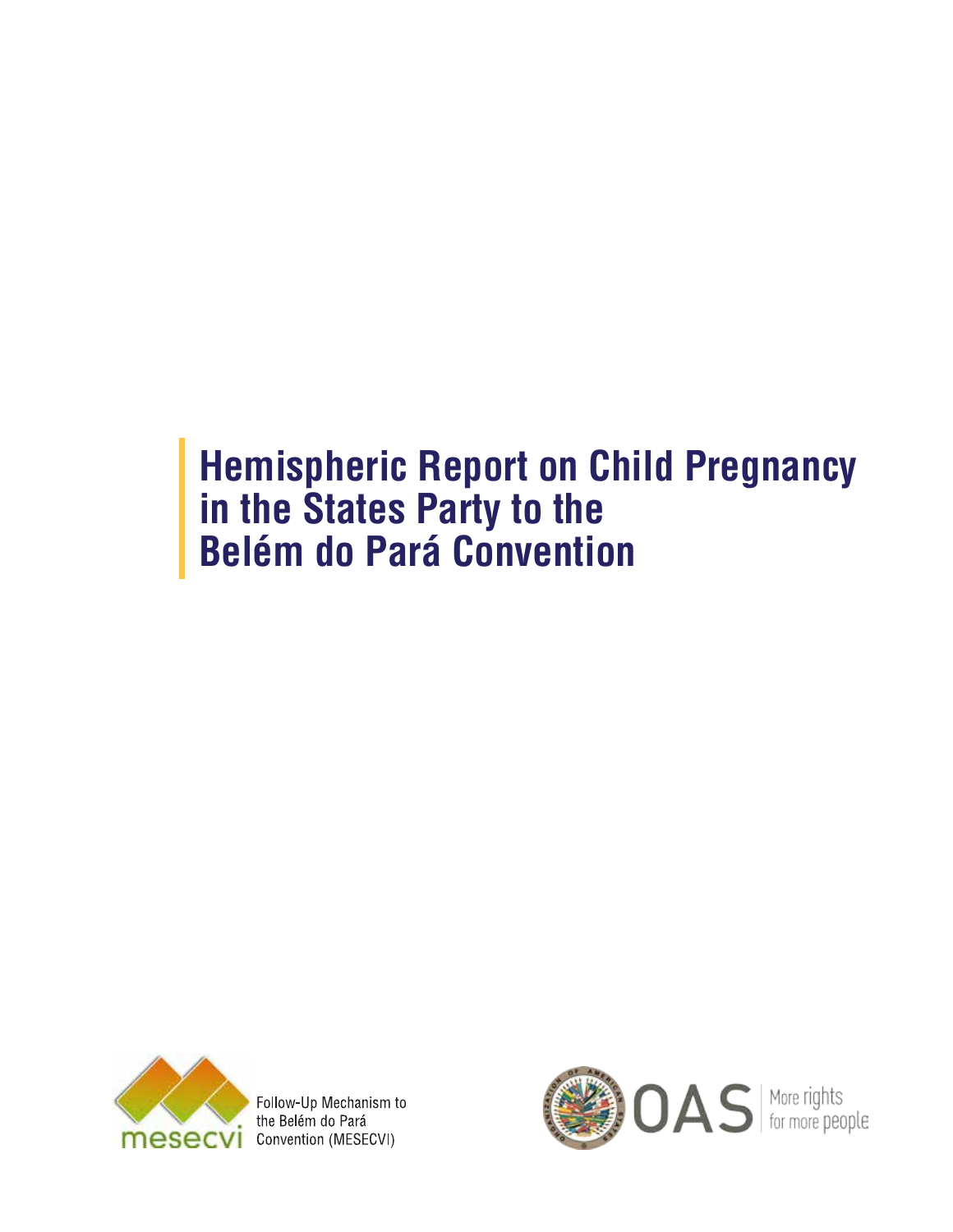# Hemispheric Report on Child Pregnancy in the States Party to the Belém do Pará Convention

Follow-Up Mechanism to the Belém do Pará Convention (MESECVI)

OAS | More rights for more people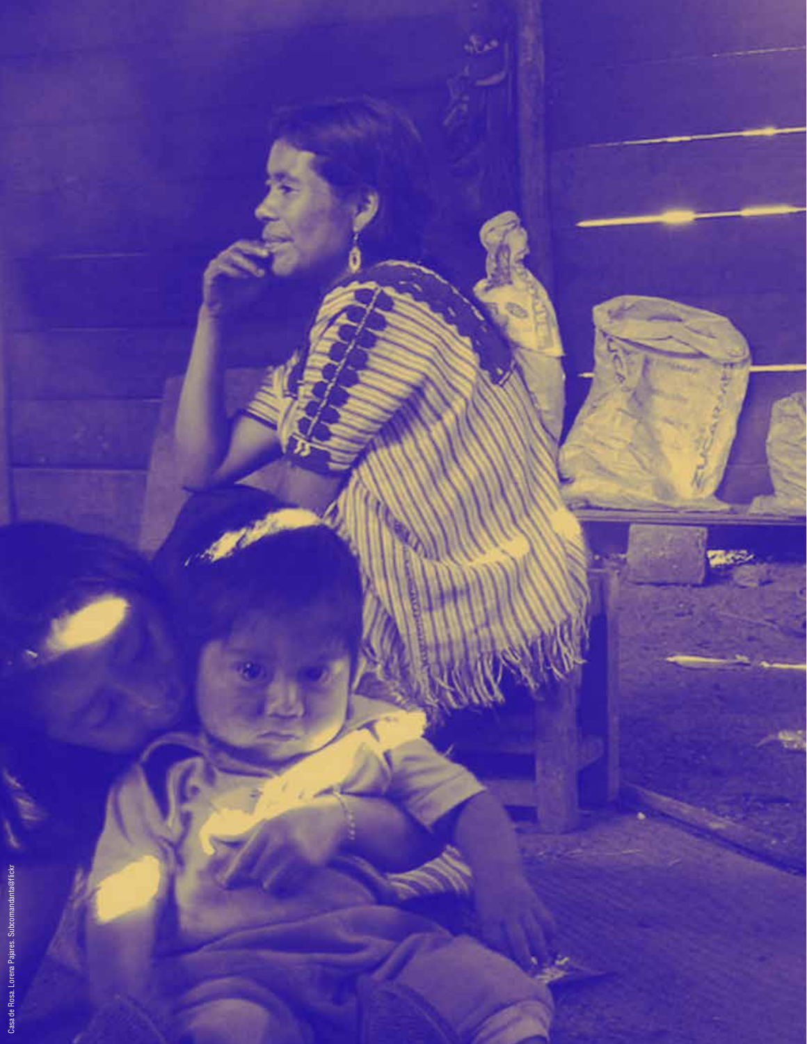Casa de Rosa. Lorena Pajares. Subcomandanta@flickr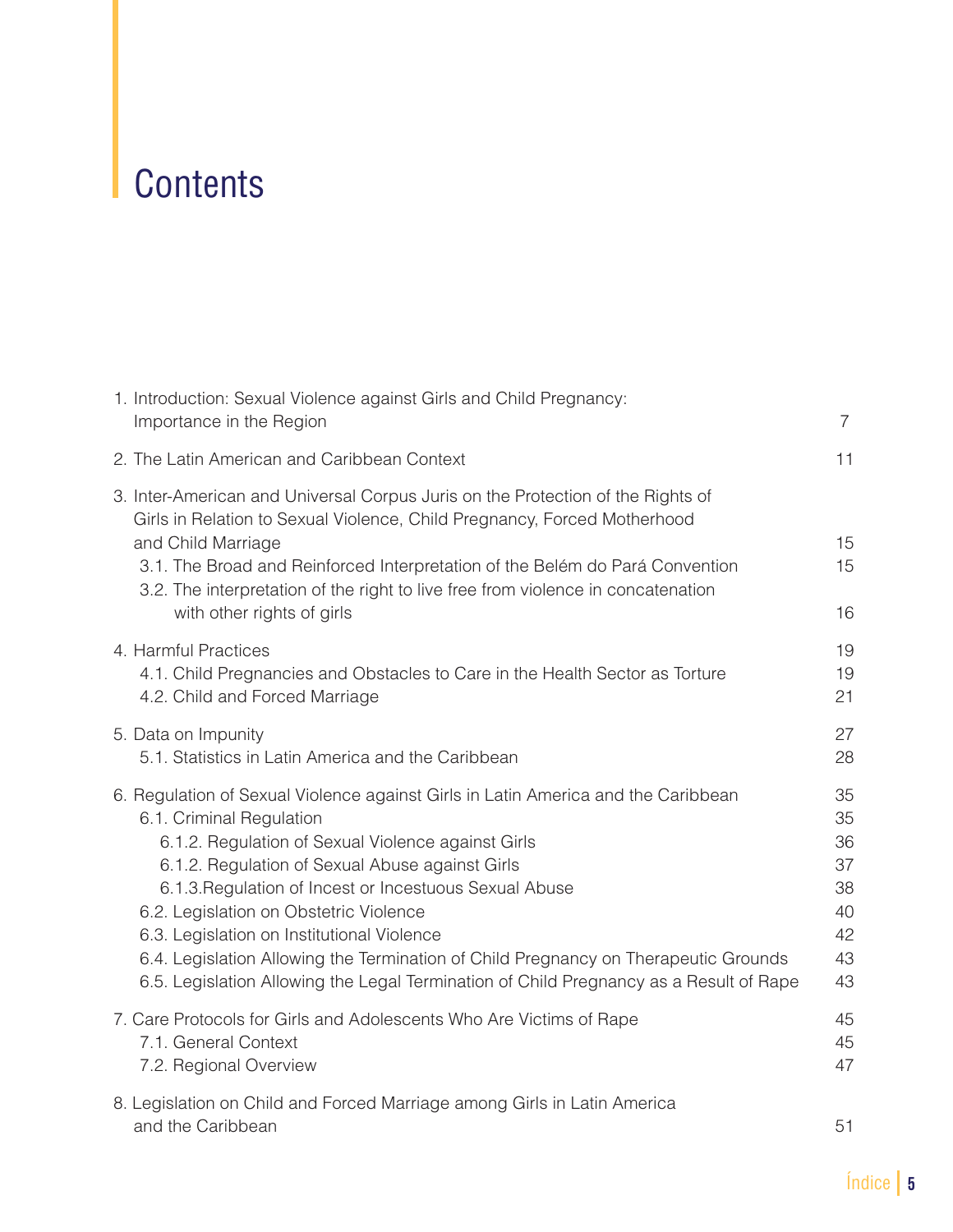# Contents

1. Introduction: Sexual Violence against Girls and Child Pregnancy: Importance in the Region 7
2. The Latin American and Caribbean Context 11
3. Inter-American and Universal Corpus Juris on the Protection of the Rights of Girls in Relation to Sexual Violence, Child Pregnancy, Forced Motherhood and Child Marriage 15
   - 3.1. The Broad and Reinforced Interpretation of the Belém do Pará Convention 15
   - 3.2. The interpretation of the right to live free from violence in concatenation with other rights of girls 16
4. Harmful Practices 19
   - 4.1. Child Pregnancies and Obstacles to Care in the Health Sector as Torture 19
   - 4.2. Child and Forced Marriage 21
5. Data on Impunity 27
   - 5.1. Statistics in Latin America and the Caribbean 28
6. Regulation of Sexual Violence against Girls in Latin America and the Caribbean 35
   - 6.1. Criminal Regulation 35
     - 6.1.2. Regulation of Sexual Violence against Girls 36
     - 6.1.2. Regulation of Sexual Abuse against Girls 37
     - 6.1.3.Regulation of Incest or Incestuous Sexual Abuse 38
   - 6.2. Legislation on Obstetric Violence 40
   - 6.3. Legislation on Institutional Violence 42
   - 6.4. Legislation Allowing the Termination of Child Pregnancy on Therapeutic Grounds 43
   - 6.5. Legislation Allowing the Legal Termination of Child Pregnancy as a Result of Rape 43
7. Care Protocols for Girls and Adolescents Who Are Victims of Rape 45
   - 7.1. General Context 45
   - 7.2. Regional Overview 47
8. Legislation on Child and Forced Marriage among Girls in Latin America and the Caribbean 51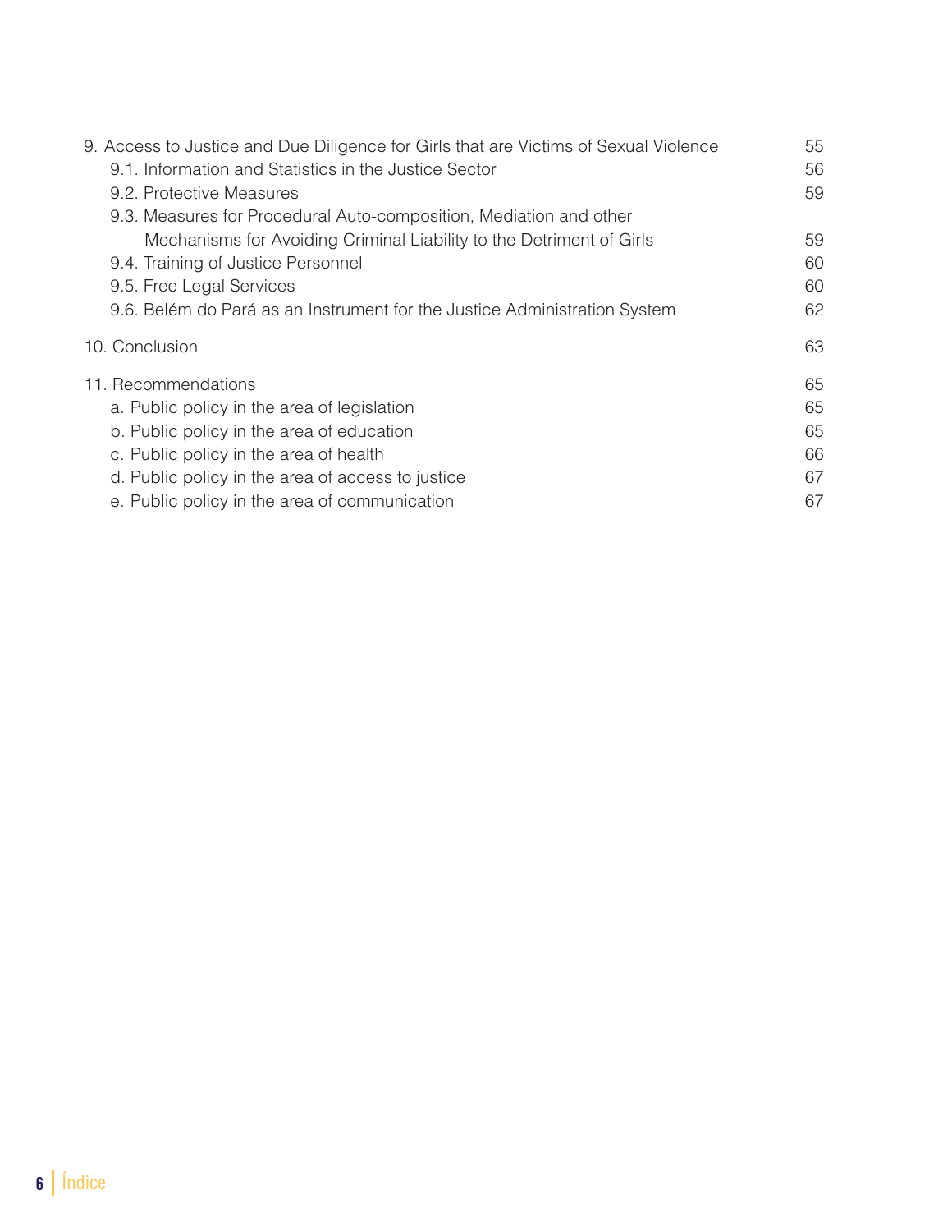| | |
|---|---|
| 9. Access to Justice and Due Diligence for Girls that are Victims of Sexual Violence | 55 |
| 9.1. Information and Statistics in the Justice Sector | 56 |
| 9.2. Protective Measures | 59 |
| 9.3. Measures for Procedural Auto-composition, Mediation and other Mechanisms for Avoiding Criminal Liability to the Detriment of Girls | 59 |
| 9.4. Training of Justice Personnel | 60 |
| 9.5. Free Legal Services | 60 |
| 9.6. Belém do Pará as an Instrument for the Justice Administration System | 62 |
| 10. Conclusion | 63 |
| 11. Recommendations | 65 |
| a. Public policy in the area of legislation | 65 |
| b. Public policy in the area of education | 65 |
| c. Public policy in the area of health | 66 |
| d. Public policy in the area of access to justice | 67 |
| e. Public policy in the area of communication | 67 |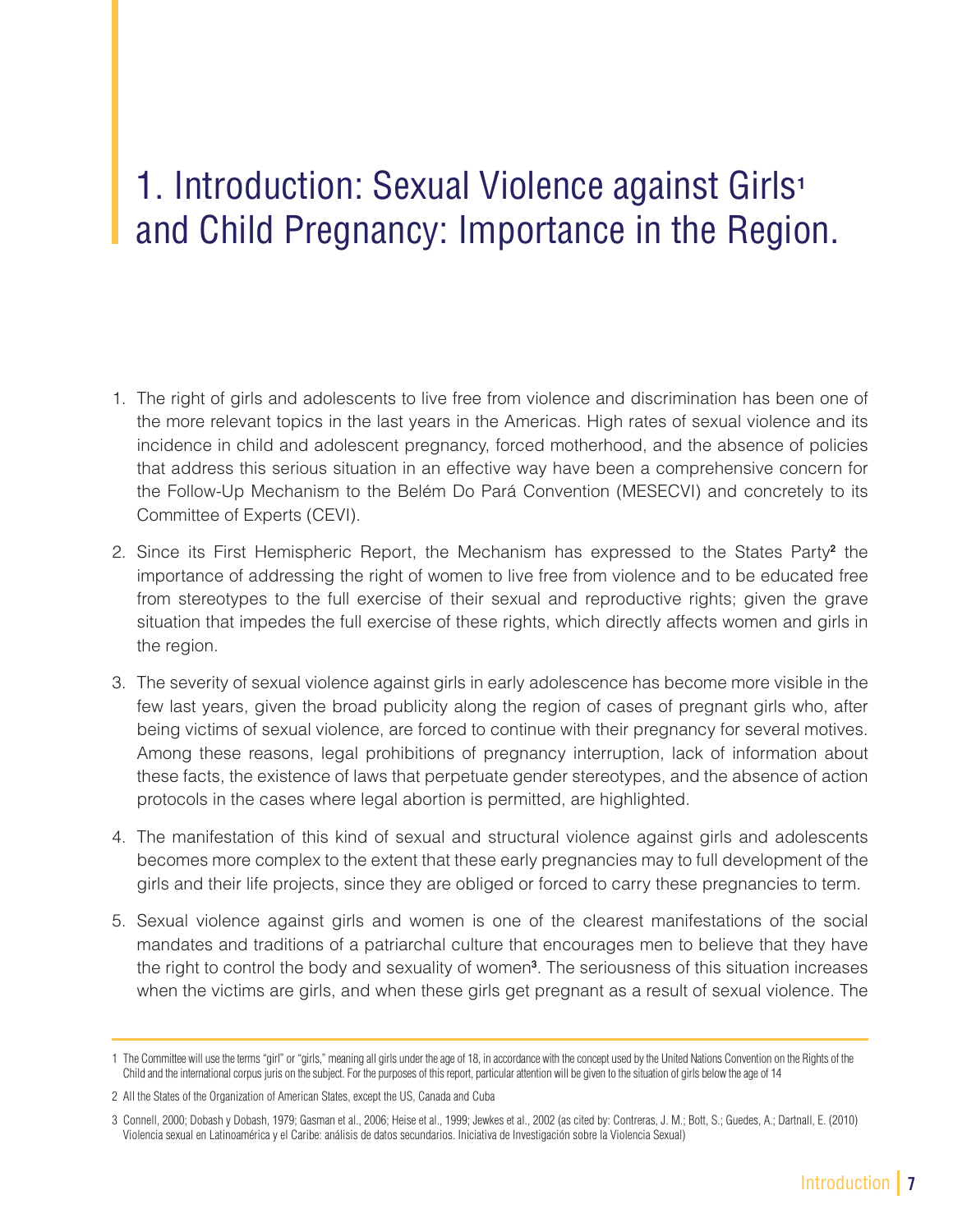# 1. Introduction: Sexual Violence against Girls[1] and Child Pregnancy: Importance in the Region.

1. The right of girls and adolescents to live free from violence and discrimination has been one of the more relevant topics in the last years in the Americas. High rates of sexual violence and its incidence in child and adolescent pregnancy, forced motherhood, and the absence of policies that address this serious situation in an effective way have been a comprehensive concern for the Follow-Up Mechanism to the Belém Do Pará Convention (MESECVI) and concretely to its Committee of Experts (CEVI).

2. Since its First Hemispheric Report, the Mechanism has expressed to the States Party[2] the importance of addressing the right of women to live free from violence and to be educated free from stereotypes to the full exercise of their sexual and reproductive rights; given the grave situation that impedes the full exercise of these rights, which directly affects women and girls in the region.

3. The severity of sexual violence against girls in early adolescence has become more visible in the few last years, given the broad publicity along the region of cases of pregnant girls who, after being victims of sexual violence, are forced to continue with their pregnancy for several motives. Among these reasons, legal prohibitions of pregnancy interruption, lack of information about these facts, the existence of laws that perpetuate gender stereotypes, and the absence of action protocols in the cases where legal abortion is permitted, are highlighted.

4. The manifestation of this kind of sexual and structural violence against girls and adolescents becomes more complex to the extent that these early pregnancies may to full development of the girls and their life projects, since they are obliged or forced to carry these pregnancies to term.

5. Sexual violence against girls and women is one of the clearest manifestations of the social mandates and traditions of a patriarchal culture that encourages men to believe that they have the right to control the body and sexuality of women[3]. The seriousness of this situation increases when the victims are girls, and when these girls get pregnant as a result of sexual violence. The

---

1 The Committee will use the terms "girl" or "girls," meaning all girls under the age of 18, in accordance with the concept used by the United Nations Convention on the Rights of the Child and the international corpus juris on the subject. For the purposes of this report, particular attention will be given to the situation of girls below the age of 14

2 All the States of the Organization of American States, except the US, Canada and Cuba

3 Connell, 2000; Dobash y Dobash, 1979; Gasman et al., 2006; Heise et al., 1999; Jewkes et al., 2002 (as cited by: Contreras, J. M.; Bott, S.; Guedes, A.; Dartnall, E. (2010) Violencia sexual en Latinoamérica y el Caribe: análisis de datos secundarios. Iniciativa de Investigación sobre la Violencia Sexual)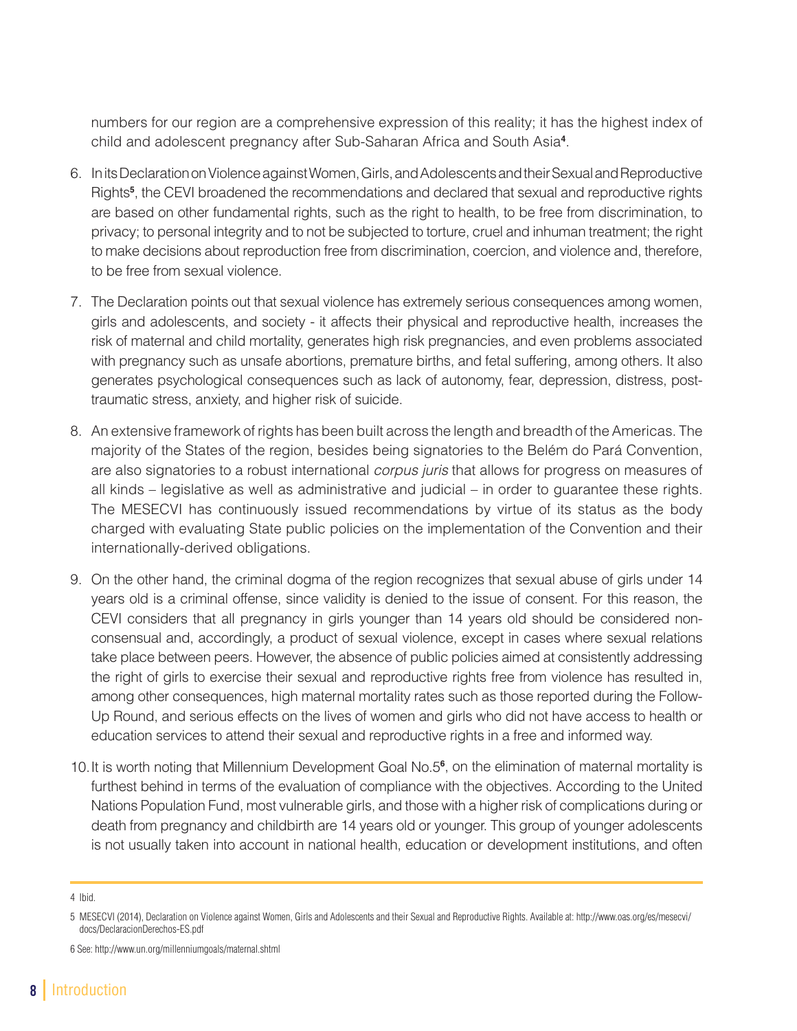numbers for our region are a comprehensive expression of this reality; it has the highest index of child and adolescent pregnancy after Sub-Saharan Africa and South Asia[4].

6. In its Declaration on Violence against Women, Girls, and Adolescents and their Sexual and Reproductive Rights[5], the CEVI broadened the recommendations and declared that sexual and reproductive rights are based on other fundamental rights, such as the right to health, to be free from discrimination, to privacy; to personal integrity and to not be subjected to torture, cruel and inhuman treatment; the right to make decisions about reproduction free from discrimination, coercion, and violence and, therefore, to be free from sexual violence.

7. The Declaration points out that sexual violence has extremely serious consequences among women, girls and adolescents, and society - it affects their physical and reproductive health, increases the risk of maternal and child mortality, generates high risk pregnancies, and even problems associated with pregnancy such as unsafe abortions, premature births, and fetal suffering, among others. It also generates psychological consequences such as lack of autonomy, fear, depression, distress, post-traumatic stress, anxiety, and higher risk of suicide.

8. An extensive framework of rights has been built across the length and breadth of the Americas. The majority of the States of the region, besides being signatories to the Belém do Pará Convention, are also signatories to a robust international *corpus juris* that allows for progress on measures of all kinds – legislative as well as administrative and judicial – in order to guarantee these rights. The MESECVI has continuously issued recommendations by virtue of its status as the body charged with evaluating State public policies on the implementation of the Convention and their internationally-derived obligations.

9. On the other hand, the criminal dogma of the region recognizes that sexual abuse of girls under 14 years old is a criminal offense, since validity is denied to the issue of consent. For this reason, the CEVI considers that all pregnancy in girls younger than 14 years old should be considered non-consensual and, accordingly, a product of sexual violence, except in cases where sexual relations take place between peers. However, the absence of public policies aimed at consistently addressing the right of girls to exercise their sexual and reproductive rights free from violence has resulted in, among other consequences, high maternal mortality rates such as those reported during the Follow-Up Round, and serious effects on the lives of women and girls who did not have access to health or education services to attend their sexual and reproductive rights in a free and informed way.

10. It is worth noting that Millennium Development Goal No.5[6], on the elimination of maternal mortality is furthest behind in terms of the evaluation of compliance with the objectives. According to the United Nations Population Fund, most vulnerable girls, and those with a higher risk of complications during or death from pregnancy and childbirth are 14 years old or younger. This group of younger adolescents is not usually taken into account in national health, education or development institutions, and often

---

4 Ibid.

5 MESECVI (2014), Declaration on Violence against Women, Girls and Adolescents and their Sexual and Reproductive Rights. Available at: http://www.oas.org/es/mesecvi/docs/DeclaracionDerechos-ES.pdf

6 See: http://www.un.org/millenniumgoals/maternal.shtml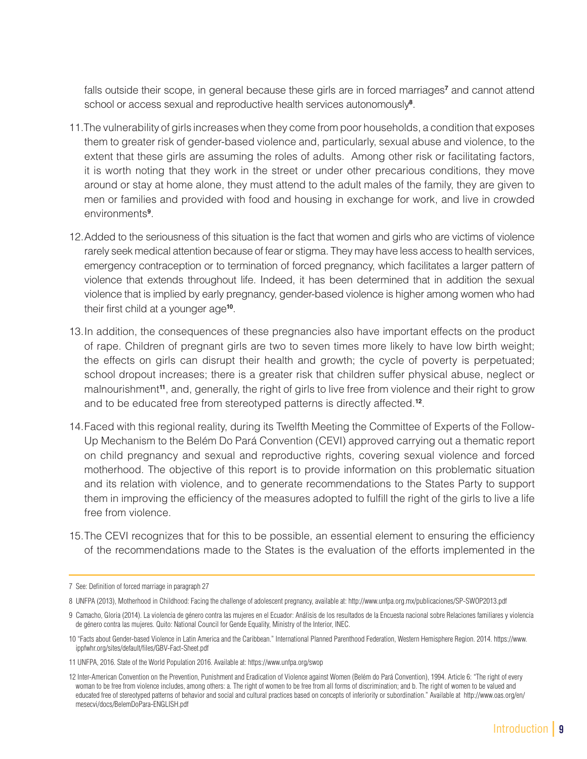falls outside their scope, in general because these girls are in forced marriages[7] and cannot attend school or access sexual and reproductive health services autonomously[8].

11. The vulnerability of girls increases when they come from poor households, a condition that exposes them to greater risk of gender-based violence and, particularly, sexual abuse and violence, to the extent that these girls are assuming the roles of adults. Among other risk or facilitating factors, it is worth noting that they work in the street or under other precarious conditions, they move around or stay at home alone, they must attend to the adult males of the family, they are given to men or families and provided with food and housing in exchange for work, and live in crowded environments[9].

12. Added to the seriousness of this situation is the fact that women and girls who are victims of violence rarely seek medical attention because of fear or stigma. They may have less access to health services, emergency contraception or to termination of forced pregnancy, which facilitates a larger pattern of violence that extends throughout life. Indeed, it has been determined that in addition the sexual violence that is implied by early pregnancy, gender-based violence is higher among women who had their first child at a younger age[10].

13. In addition, the consequences of these pregnancies also have important effects on the product of rape. Children of pregnant girls are two to seven times more likely to have low birth weight; the effects on girls can disrupt their health and growth; the cycle of poverty is perpetuated; school dropout increases; there is a greater risk that children suffer physical abuse, neglect or malnourishment[11], and, generally, the right of girls to live free from violence and their right to grow and to be educated free from stereotyped patterns is directly affected.[12].

14. Faced with this regional reality, during its Twelfth Meeting the Committee of Experts of the Follow-Up Mechanism to the Belém Do Pará Convention (CEVI) approved carrying out a thematic report on child pregnancy and sexual and reproductive rights, covering sexual violence and forced motherhood. The objective of this report is to provide information on this problematic situation and its relation with violence, and to generate recommendations to the States Party to support them in improving the efficiency of the measures adopted to fulfill the right of the girls to live a life free from violence.

15. The CEVI recognizes that for this to be possible, an essential element to ensuring the efficiency of the recommendations made to the States is the evaluation of the efforts implemented in the

---

7 See: Definition of forced marriage in paragraph 27

8 UNFPA (2013), Motherhood in Childhood: Facing the challenge of adolescent pregnancy, available at: http://www.unfpa.org.mx/publicaciones/SP-SWOP2013.pdf

9 Camacho, Gloria (2014). La violencia de género contra las mujeres en el Ecuador: Análisis de los resultados de la Encuesta nacional sobre Relaciones familiares y violencia de género contra las mujeres. Quito: National Council for Gende Equality, Ministry of the Interior, INEC.

10 "Facts about Gender-based Violence in Latin America and the Caribbean." International Planned Parenthood Federation, Western Hemisphere Region. 2014. https://www.ippfwhr.org/sites/default/files/GBV-Fact-Sheet.pdf

11 UNFPA, 2016. State of the World Population 2016. Available at: https://www.unfpa.org/swop

12 Inter-American Convention on the Prevention, Punishment and Eradication of Violence against Women (Belém do Pará Convention), 1994. Article 6: "The right of every woman to be free from violence includes, among others: a. The right of women to be free from all forms of discrimination; and b. The right of women to be valued and educated free of stereotyped patterns of behavior and social and cultural practices based on concepts of inferiority or subordination." Available at http://www.oas.org/en/mesecvi/docs/BelemDoPara-ENGLISH.pdf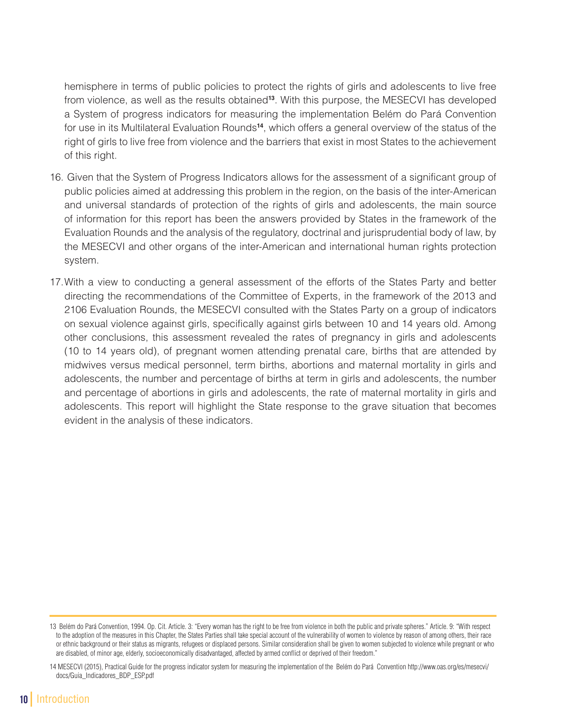hemisphere in terms of public policies to protect the rights of girls and adolescents to live free from violence, as well as the results obtained[13]. With this purpose, the MESECVI has developed a System of progress indicators for measuring the implementation Belém do Pará Convention for use in its Multilateral Evaluation Rounds[14], which offers a general overview of the status of the right of girls to live free from violence and the barriers that exist in most States to the achievement of this right.

16. Given that the System of Progress Indicators allows for the assessment of a significant group of public policies aimed at addressing this problem in the region, on the basis of the inter-American and universal standards of protection of the rights of girls and adolescents, the main source of information for this report has been the answers provided by States in the framework of the Evaluation Rounds and the analysis of the regulatory, doctrinal and jurisprudential body of law, by the MESECVI and other organs of the inter-American and international human rights protection system.

17. With a view to conducting a general assessment of the efforts of the States Party and better directing the recommendations of the Committee of Experts, in the framework of the 2013 and 2106 Evaluation Rounds, the MESECVI consulted with the States Party on a group of indicators on sexual violence against girls, specifically against girls between 10 and 14 years old. Among other conclusions, this assessment revealed the rates of pregnancy in girls and adolescents (10 to 14 years old), of pregnant women attending prenatal care, births that are attended by midwives versus medical personnel, term births, abortions and maternal mortality in girls and adolescents, the number and percentage of births at term in girls and adolescents, the number and percentage of abortions in girls and adolescents, the rate of maternal mortality in girls and adolescents. This report will highlight the State response to the grave situation that becomes evident in the analysis of these indicators.

---

13 Belém do Pará Convention, 1994. Op. Cit. Article. 3: "Every woman has the right to be free from violence in both the public and private spheres." Article. 9: "With respect to the adoption of the measures in this Chapter, the States Parties shall take special account of the vulnerability of women to violence by reason of among others, their race or ethnic background or their status as migrants, refugees or displaced persons. Similar consideration shall be given to women subjected to violence while pregnant or who are disabled, of minor age, elderly, socioeconomically disadvantaged, affected by armed conflict or deprived of their freedom."

14 MESECVI (2015), Practical Guide for the progress indicator system for measuring the implementation of the Belém do Pará Convention http://www.oas.org/es/mesecvi/docs/Guia_Indicadores_BDP_ESP.pdf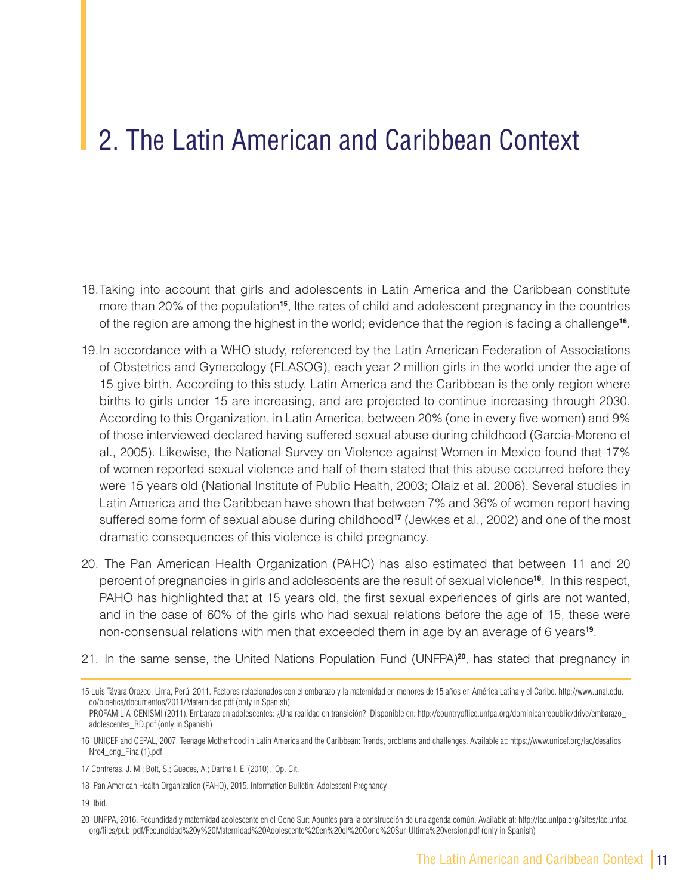# 2. The Latin American and Caribbean Context

18. Taking into account that girls and adolescents in Latin America and the Caribbean constitute more than 20% of the population[15], lthe rates of child and adolescent pregnancy in the countries of the region are among the highest in the world; evidence that the region is facing a challenge[16].

19. In accordance with a WHO study, referenced by the Latin American Federation of Associations of Obstetrics and Gynecology (FLASOG), each year 2 million girls in the world under the age of 15 give birth. According to this study, Latin America and the Caribbean is the only region where births to girls under 15 are increasing, and are projected to continue increasing through 2030. According to this Organization, in Latin America, between 20% (one in every five women) and 9% of those interviewed declared having suffered sexual abuse during childhood (Garcia-Moreno et al., 2005). Likewise, the National Survey on Violence against Women in Mexico found that 17% of women reported sexual violence and half of them stated that this abuse occurred before they were 15 years old (National Institute of Public Health, 2003; Olaiz et al. 2006). Several studies in Latin America and the Caribbean have shown that between 7% and 36% of women report having suffered some form of sexual abuse during childhood[17] (Jewkes et al., 2002) and one of the most dramatic consequences of this violence is child pregnancy.

20. The Pan American Health Organization (PAHO) has also estimated that between 11 and 20 percent of pregnancies in girls and adolescents are the result of sexual violence[18]. In this respect, PAHO has highlighted that at 15 years old, the first sexual experiences of girls are not wanted, and in the case of 60% of the girls who had sexual relations before the age of 15, these were non-consensual relations with men that exceeded them in age by an average of 6 years[19].

21. In the same sense, the United Nations Population Fund (UNFPA)[20], has stated that pregnancy in

---

15 Luis Távara Orozco. Lima, Perú, 2011. Factores relacionados con el embarazo y la maternidad en menores de 15 años en América Latina y el Caribe. http://www.unal.edu.co/bioetica/documentos/2011/Maternidad.pdf (only in Spanish)
PROFAMILIA-CENISMI (2011). Embarazo en adolescentes: ¿Una realidad en transición? Disponible en: http://countryoffice.unfpa.org/dominicanrepublic/drive/embarazo_adolescentes_RD.pdf (only in Spanish)

16 UNICEF and CEPAL, 2007. Teenage Motherhood in Latin America and the Caribbean: Trends, problems and challenges. Available at: https://www.unicef.org/lac/desafios_Nro4_eng_Final(1).pdf

17 Contreras, J. M.; Bott, S.; Guedes, A.; Dartnall, E. (2010), Op. Cit.

18 Pan American Health Organization (PAHO), 2015. Information Bulletin: Adolescent Pregnancy

19 Ibid.

20 UNFPA, 2016. Fecundidad y maternidad adolescente en el Cono Sur: Apuntes para la construcción de una agenda común. Available at: http://lac.unfpa.org/sites/lac.unfpa.org/files/pub-pdf/Fecundidad%20y%20Maternidad%20Adolescente%20en%20el%20Cono%20Sur-Ultima%20version.pdf (only in Spanish)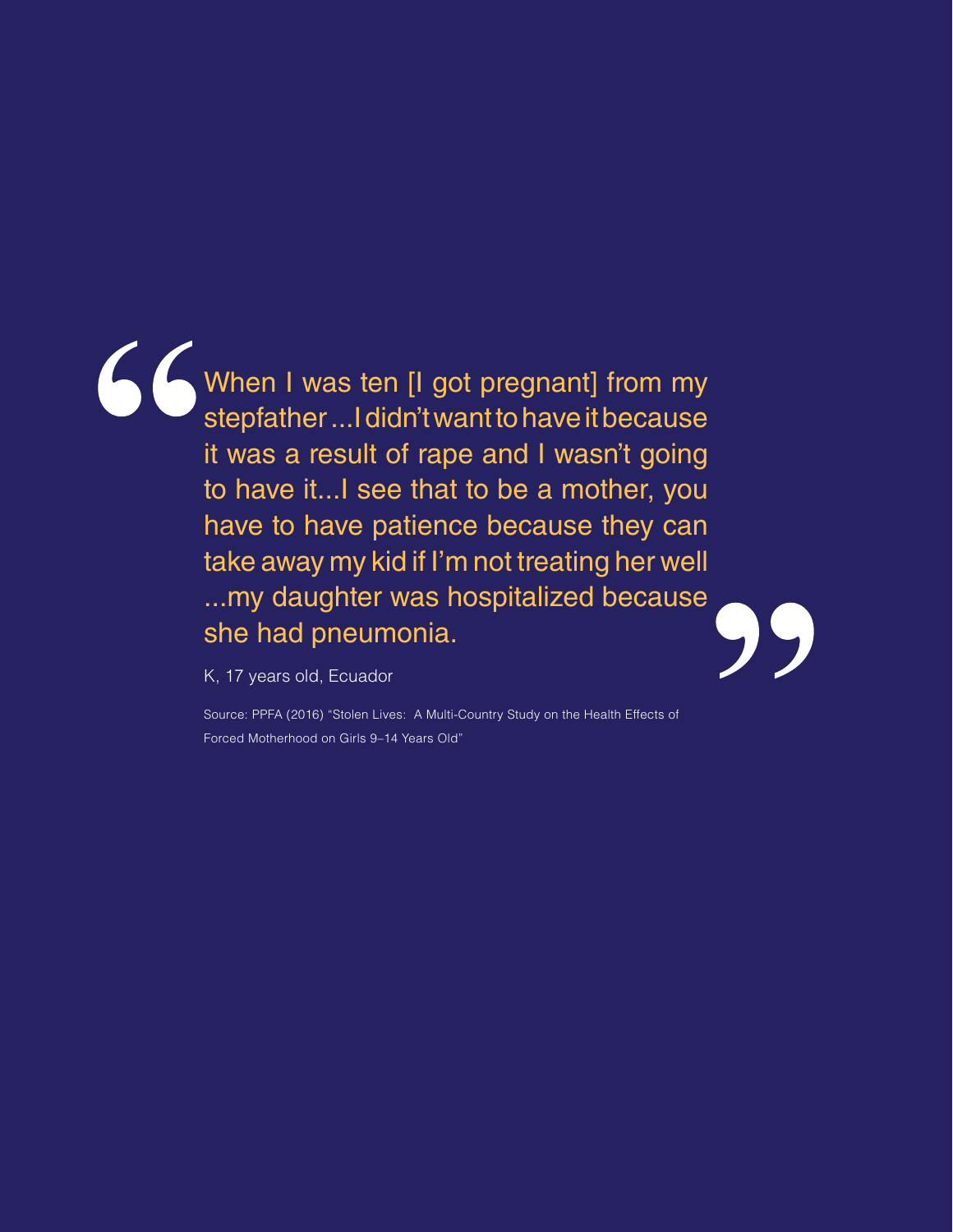> When I was ten [I got pregnant] from my stepfather ...I didn't want to have it because it was a result of rape and I wasn't going to have it...I see that to be a mother, you have to have patience because they can take away my kid if I'm not treating her well ...my daughter was hospitalized because she had pneumonia.

K, 17 years old, Ecuador

Source: PPFA (2016) "Stolen Lives: A Multi-Country Study on the Health Effects of Forced Motherhood on Girls 9–14 Years Old"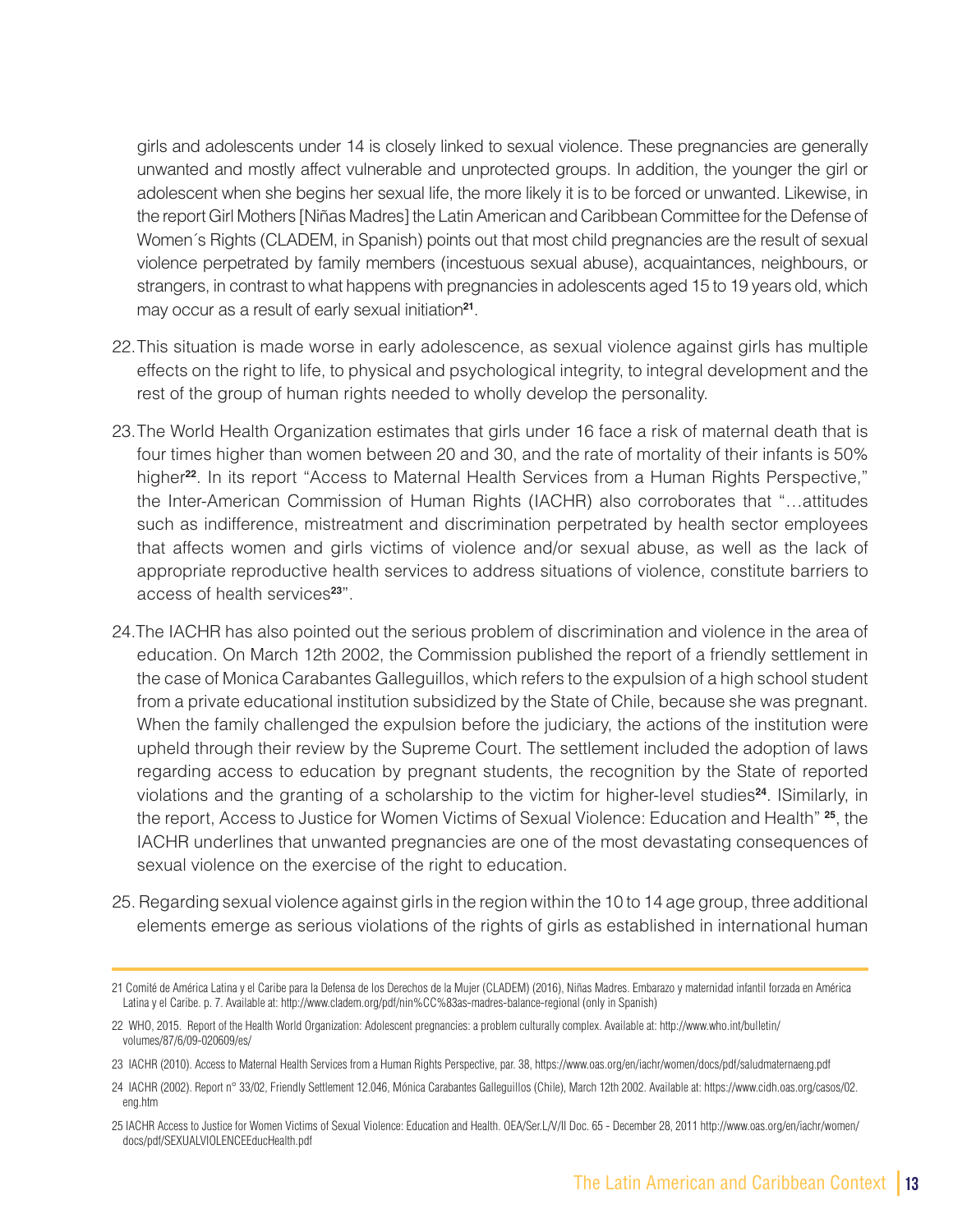girls and adolescents under 14 is closely linked to sexual violence. These pregnancies are generally unwanted and mostly affect vulnerable and unprotected groups. In addition, the younger the girl or adolescent when she begins her sexual life, the more likely it is to be forced or unwanted. Likewise, in the report Girl Mothers [Niñas Madres] the Latin American and Caribbean Committee for the Defense of Women´s Rights (CLADEM, in Spanish) points out that most child pregnancies are the result of sexual violence perpetrated by family members (incestuous sexual abuse), acquaintances, neighbours, or strangers, in contrast to what happens with pregnancies in adolescents aged 15 to 19 years old, which may occur as a result of early sexual initiation[21].

22. This situation is made worse in early adolescence, as sexual violence against girls has multiple effects on the right to life, to physical and psychological integrity, to integral development and the rest of the group of human rights needed to wholly develop the personality.

23. The World Health Organization estimates that girls under 16 face a risk of maternal death that is four times higher than women between 20 and 30, and the rate of mortality of their infants is 50% higher[22]. In its report "Access to Maternal Health Services from a Human Rights Perspective," the Inter-American Commission of Human Rights (IACHR) also corroborates that "…attitudes such as indifference, mistreatment and discrimination perpetrated by health sector employees that affects women and girls victims of violence and/or sexual abuse, as well as the lack of appropriate reproductive health services to address situations of violence, constitute barriers to access of health services[23]".

24. The IACHR has also pointed out the serious problem of discrimination and violence in the area of education. On March 12th 2002, the Commission published the report of a friendly settlement in the case of Monica Carabantes Galleguillos, which refers to the expulsion of a high school student from a private educational institution subsidized by the State of Chile, because she was pregnant. When the family challenged the expulsion before the judiciary, the actions of the institution were upheld through their review by the Supreme Court. The settlement included the adoption of laws regarding access to education by pregnant students, the recognition by the State of reported violations and the granting of a scholarship to the victim for higher-level studies[24]. ISimilarly, in the report, Access to Justice for Women Victims of Sexual Violence: Education and Health" [25], the IACHR underlines that unwanted pregnancies are one of the most devastating consequences of sexual violence on the exercise of the right to education.

25. Regarding sexual violence against girls in the region within the 10 to 14 age group, three additional elements emerge as serious violations of the rights of girls as established in international human

---

21 Comité de América Latina y el Caribe para la Defensa de los Derechos de la Mujer (CLADEM) (2016), Niñas Madres. Embarazo y maternidad infantil forzada en América Latina y el Caribe. p. 7. Available at: http://www.cladem.org/pdf/nin%CC%83as-madres-balance-regional (only in Spanish)

22 WHO, 2015. Report of the Health World Organization: Adolescent pregnancies: a problem culturally complex. Available at: http://www.who.int/bulletin/volumes/87/6/09-020609/es/

23 IACHR (2010). Access to Maternal Health Services from a Human Rights Perspective, par. 38, https://www.oas.org/en/iachr/women/docs/pdf/saludmaternaeng.pdf

24 IACHR (2002). Report n° 33/02, Friendly Settlement 12.046, Mónica Carabantes Galleguillos (Chile), March 12th 2002. Available at: https://www.cidh.oas.org/casos/02.eng.htm

25 IACHR Access to Justice for Women Victims of Sexual Violence: Education and Health. OEA/Ser.L/V/II Doc. 65 - December 28, 2011 http://www.oas.org/en/iachr/women/docs/pdf/SEXUALVIOLENCEEducHealth.pdf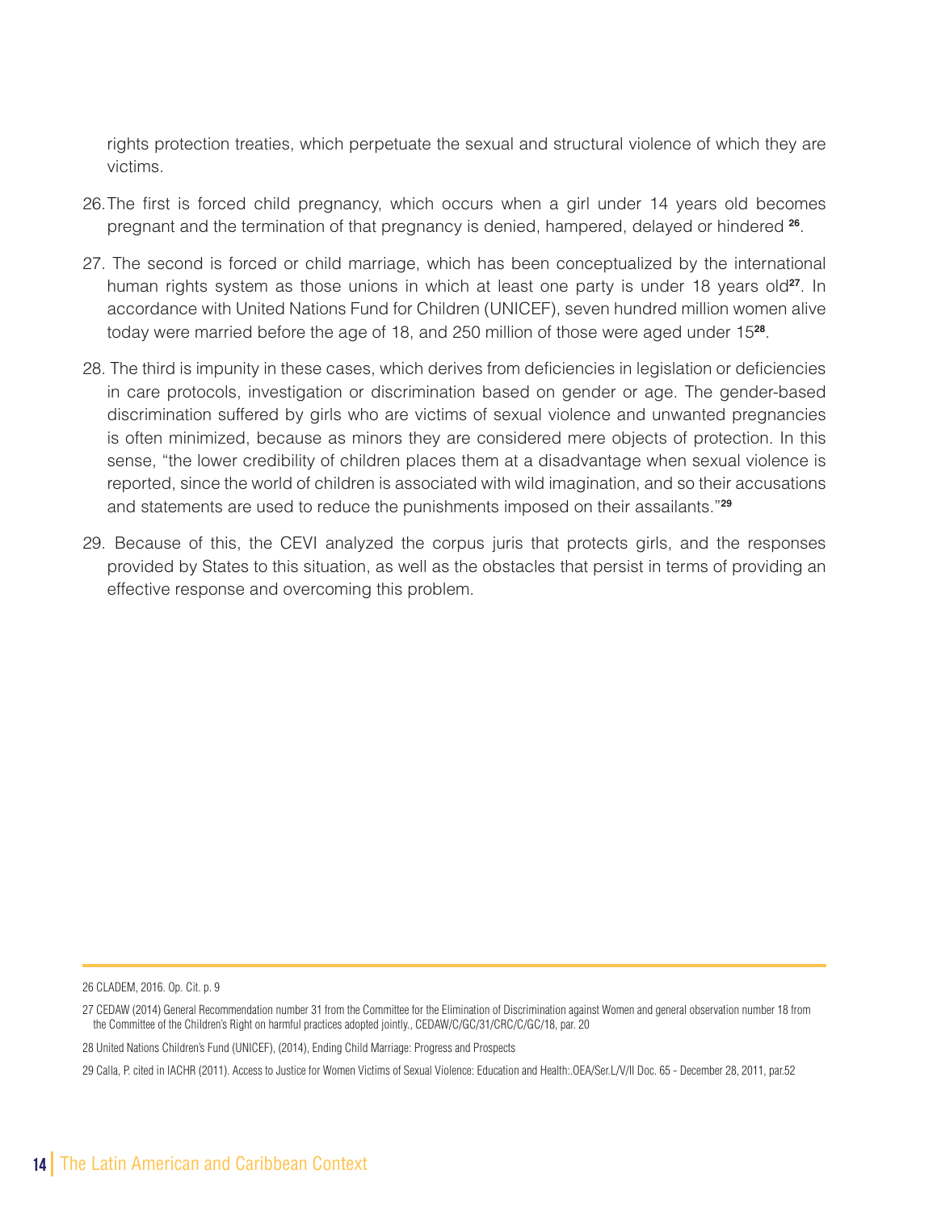rights protection treaties, which perpetuate the sexual and structural violence of which they are victims.

26. The first is forced child pregnancy, which occurs when a girl under 14 years old becomes pregnant and the termination of that pregnancy is denied, hampered, delayed or hindered [26].

27. The second is forced or child marriage, which has been conceptualized by the international human rights system as those unions in which at least one party is under 18 years old[27]. In accordance with United Nations Fund for Children (UNICEF), seven hundred million women alive today were married before the age of 18, and 250 million of those were aged under 15[28].

28. The third is impunity in these cases, which derives from deficiencies in legislation or deficiencies in care protocols, investigation or discrimination based on gender or age. The gender-based discrimination suffered by girls who are victims of sexual violence and unwanted pregnancies is often minimized, because as minors they are considered mere objects of protection. In this sense, "the lower credibility of children places them at a disadvantage when sexual violence is reported, since the world of children is associated with wild imagination, and so their accusations and statements are used to reduce the punishments imposed on their assailants."[29]

29. Because of this, the CEVI analyzed the corpus juris that protects girls, and the responses provided by States to this situation, as well as the obstacles that persist in terms of providing an effective response and overcoming this problem.

---

26 CLADEM, 2016. Op. Cit. p. 9

27 CEDAW (2014) General Recommendation number 31 from the Committee for the Elimination of Discrimination against Women and general observation number 18 from the Committee of the Children's Right on harmful practices adopted jointly., CEDAW/C/GC/31/CRC/C/GC/18, par. 20

28 United Nations Children's Fund (UNICEF), (2014), Ending Child Marriage: Progress and Prospects

29 Calla, P. cited in IACHR (2011). Access to Justice for Women Victims of Sexual Violence: Education and Health:.OEA/Ser.L/V/II Doc. 65 - December 28, 2011, par.52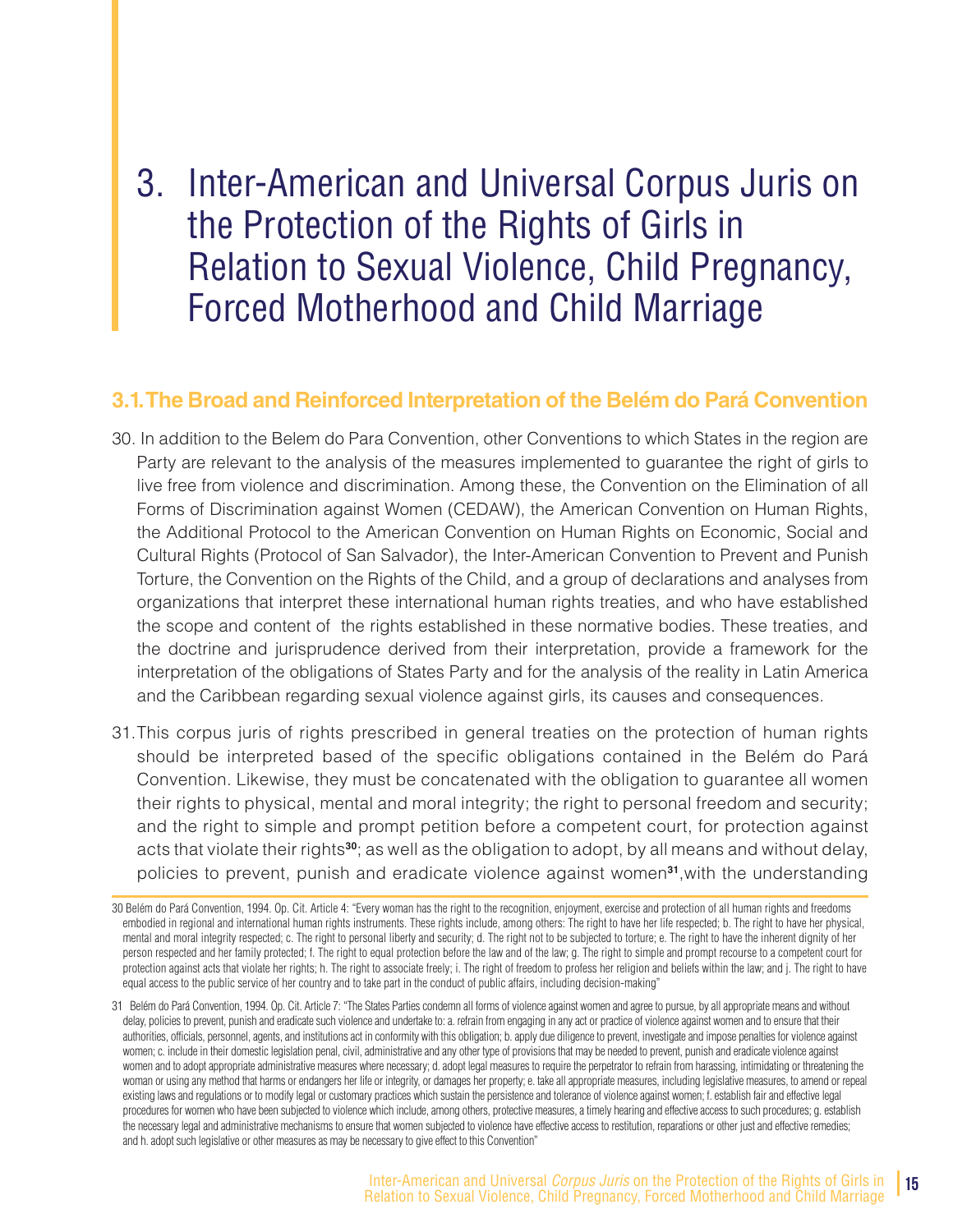# 3. Inter-American and Universal Corpus Juris on the Protection of the Rights of Girls in Relation to Sexual Violence, Child Pregnancy, Forced Motherhood and Child Marriage

## 3.1. The Broad and Reinforced Interpretation of the Belém do Pará Convention

30. In addition to the Belem do Para Convention, other Conventions to which States in the region are Party are relevant to the analysis of the measures implemented to guarantee the right of girls to live free from violence and discrimination. Among these, the Convention on the Elimination of all Forms of Discrimination against Women (CEDAW), the American Convention on Human Rights, the Additional Protocol to the American Convention on Human Rights on Economic, Social and Cultural Rights (Protocol of San Salvador), the Inter-American Convention to Prevent and Punish Torture, the Convention on the Rights of the Child, and a group of declarations and analyses from organizations that interpret these international human rights treaties, and who have established the scope and content of the rights established in these normative bodies. These treaties, and the doctrine and jurisprudence derived from their interpretation, provide a framework for the interpretation of the obligations of States Party and for the analysis of the reality in Latin America and the Caribbean regarding sexual violence against girls, its causes and consequences.

31. This corpus juris of rights prescribed in general treaties on the protection of human rights should be interpreted based of the specific obligations contained in the Belém do Pará Convention. Likewise, they must be concatenated with the obligation to guarantee all women their rights to physical, mental and moral integrity; the right to personal freedom and security; and the right to simple and prompt petition before a competent court, for protection against acts that violate their rights[30]; as well as the obligation to adopt, by all means and without delay, policies to prevent, punish and eradicate violence against women[31], with the understanding

---

30 Belém do Pará Convention, 1994. Op. Cit. Article 4: "Every woman has the right to the recognition, enjoyment, exercise and protection of all human rights and freedoms embodied in regional and international human rights instruments. These rights include, among others: The right to have her life respected; b. The right to have her physical, mental and moral integrity respected; c. The right to personal liberty and security; d. The right not to be subjected to torture; e. The right to have the inherent dignity of her person respected and her family protected; f. The right to equal protection before the law and of the law; g. The right to simple and prompt recourse to a competent court for protection against acts that violate her rights; h. The right to associate freely; i. The right of freedom to profess her religion and beliefs within the law; and j. The right to have equal access to the public service of her country and to take part in the conduct of public affairs, including decision-making"

31 Belém do Pará Convention, 1994. Op. Cit. Article 7: "The States Parties condemn all forms of violence against women and agree to pursue, by all appropriate means and without delay, policies to prevent, punish and eradicate such violence and undertake to: a. refrain from engaging in any act or practice of violence against women and to ensure that their authorities, officials, personnel, agents, and institutions act in conformity with this obligation; b. apply due diligence to prevent, investigate and impose penalties for violence against women; c. include in their domestic legislation penal, civil, administrative and any other type of provisions that may be needed to prevent, punish and eradicate violence against women and to adopt appropriate administrative measures where necessary; d. adopt legal measures to require the perpetrator to refrain from harassing, intimidating or threatening the woman or using any method that harms or endangers her life or integrity, or damages her property; e. take all appropriate measures, including legislative measures, to amend or repeal existing laws and regulations or to modify legal or customary practices which sustain the persistence and tolerance of violence against women; f. establish fair and effective legal procedures for women who have been subjected to violence which include, among others, protective measures, a timely hearing and effective access to such procedures; g. establish the necessary legal and administrative mechanisms to ensure that women subjected to violence have effective access to restitution, reparations or other just and effective remedies; and h. adopt such legislative or other measures as may be necessary to give effect to this Convention"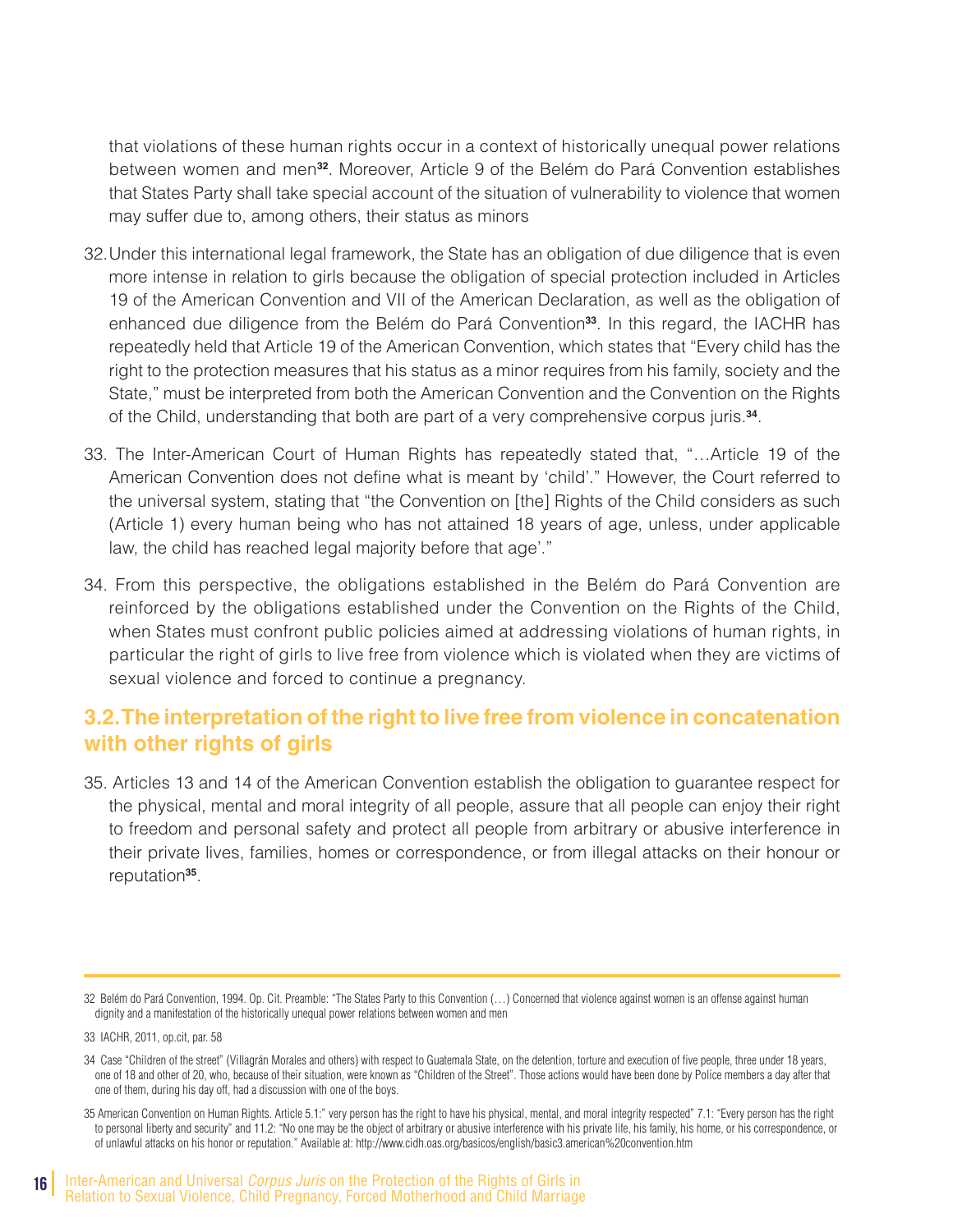that violations of these human rights occur in a context of historically unequal power relations between women and men[32]. Moreover, Article 9 of the Belém do Pará Convention establishes that States Party shall take special account of the situation of vulnerability to violence that women may suffer due to, among others, their status as minors

32. Under this international legal framework, the State has an obligation of due diligence that is even more intense in relation to girls because the obligation of special protection included in Articles 19 of the American Convention and VII of the American Declaration, as well as the obligation of enhanced due diligence from the Belém do Pará Convention[33]. In this regard, the IACHR has repeatedly held that Article 19 of the American Convention, which states that "Every child has the right to the protection measures that his status as a minor requires from his family, society and the State," must be interpreted from both the American Convention and the Convention on the Rights of the Child, understanding that both are part of a very comprehensive corpus juris.[34].

33. The Inter-American Court of Human Rights has repeatedly stated that, "…Article 19 of the American Convention does not define what is meant by 'child'." However, the Court referred to the universal system, stating that "the Convention on [the] Rights of the Child considers as such (Article 1) every human being who has not attained 18 years of age, unless, under applicable law, the child has reached legal majority before that age'."

34. From this perspective, the obligations established in the Belém do Pará Convention are reinforced by the obligations established under the Convention on the Rights of the Child, when States must confront public policies aimed at addressing violations of human rights, in particular the right of girls to live free from violence which is violated when they are victims of sexual violence and forced to continue a pregnancy.

## 3.2. The interpretation of the right to live free from violence in concatenation with other rights of girls

35. Articles 13 and 14 of the American Convention establish the obligation to guarantee respect for the physical, mental and moral integrity of all people, assure that all people can enjoy their right to freedom and personal safety and protect all people from arbitrary or abusive interference in their private lives, families, homes or correspondence, or from illegal attacks on their honour or reputation[35].

---

32 Belém do Pará Convention, 1994. Op. Cit. Preamble: "The States Party to this Convention (…) Concerned that violence against women is an offense against human dignity and a manifestation of the historically unequal power relations between women and men

33 IACHR, 2011, op.cit, par. 58

34 Case "Children of the street" (Villagrán Morales and others) with respect to Guatemala State, on the detention, torture and execution of five people, three under 18 years, one of 18 and other of 20, who, because of their situation, were known as "Children of the Street". Those actions would have been done by Police members a day after that one of them, during his day off, had a discussion with one of the boys.

35 American Convention on Human Rights. Article 5.1:" very person has the right to have his physical, mental, and moral integrity respected" 7.1: "Every person has the right to personal liberty and security" and 11.2: "No one may be the object of arbitrary or abusive interference with his private life, his family, his home, or his correspondence, or of unlawful attacks on his honor or reputation." Available at: http://www.cidh.oas.org/basicos/english/basic3.american%20convention.htm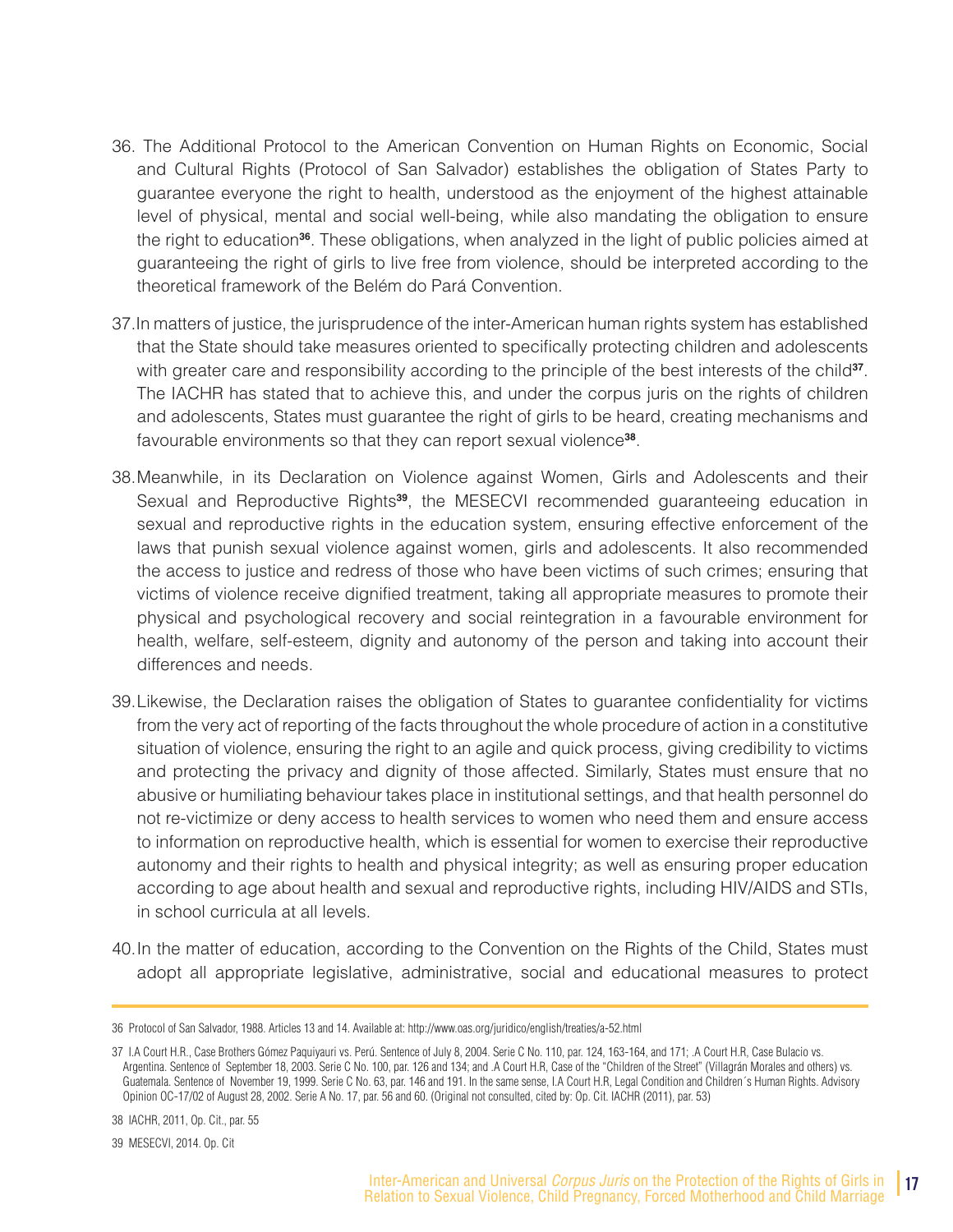36. The Additional Protocol to the American Convention on Human Rights on Economic, Social and Cultural Rights (Protocol of San Salvador) establishes the obligation of States Party to guarantee everyone the right to health, understood as the enjoyment of the highest attainable level of physical, mental and social well-being, while also mandating the obligation to ensure the right to education[36]. These obligations, when analyzed in the light of public policies aimed at guaranteeing the right of girls to live free from violence, should be interpreted according to the theoretical framework of the Belém do Pará Convention.

37. In matters of justice, the jurisprudence of the inter-American human rights system has established that the State should take measures oriented to specifically protecting children and adolescents with greater care and responsibility according to the principle of the best interests of the child[37]. The IACHR has stated that to achieve this, and under the corpus juris on the rights of children and adolescents, States must guarantee the right of girls to be heard, creating mechanisms and favourable environments so that they can report sexual violence[38].

38. Meanwhile, in its Declaration on Violence against Women, Girls and Adolescents and their Sexual and Reproductive Rights[39], the MESECVI recommended guaranteeing education in sexual and reproductive rights in the education system, ensuring effective enforcement of the laws that punish sexual violence against women, girls and adolescents. It also recommended the access to justice and redress of those who have been victims of such crimes; ensuring that victims of violence receive dignified treatment, taking all appropriate measures to promote their physical and psychological recovery and social reintegration in a favourable environment for health, welfare, self-esteem, dignity and autonomy of the person and taking into account their differences and needs.

39. Likewise, the Declaration raises the obligation of States to guarantee confidentiality for victims from the very act of reporting of the facts throughout the whole procedure of action in a constitutive situation of violence, ensuring the right to an agile and quick process, giving credibility to victims and protecting the privacy and dignity of those affected. Similarly, States must ensure that no abusive or humiliating behaviour takes place in institutional settings, and that health personnel do not re-victimize or deny access to health services to women who need them and ensure access to information on reproductive health, which is essential for women to exercise their reproductive autonomy and their rights to health and physical integrity; as well as ensuring proper education according to age about health and sexual and reproductive rights, including HIV/AIDS and STIs, in school curricula at all levels.

40. In the matter of education, according to the Convention on the Rights of the Child, States must adopt all appropriate legislative, administrative, social and educational measures to protect

---

36 Protocol of San Salvador, 1988. Articles 13 and 14. Available at: http://www.oas.org/juridico/english/treaties/a-52.html

37 I.A Court H.R., Case Brothers Gómez Paquiyauri vs. Perú. Sentence of July 8, 2004. Serie C No. 110, par. 124, 163-164, and 171; .A Court H.R, Case Bulacio vs. Argentina. Sentence of September 18, 2003. Serie C No. 100, par. 126 and 134; and .A Court H.R, Case of the "Children of the Street" (Villagrán Morales and others) vs. Guatemala. Sentence of November 19, 1999. Serie C No. 63, par. 146 and 191. In the same sense, I.A Court H.R, Legal Condition and Children´s Human Rights. Advisory Opinion OC-17/02 of August 28, 2002. Serie A No. 17, par. 56 and 60. (Original not consulted, cited by: Op. Cit. IACHR (2011), par. 53)

38 IACHR, 2011, Op. Cit., par. 55

39 MESECVI, 2014. Op. Cit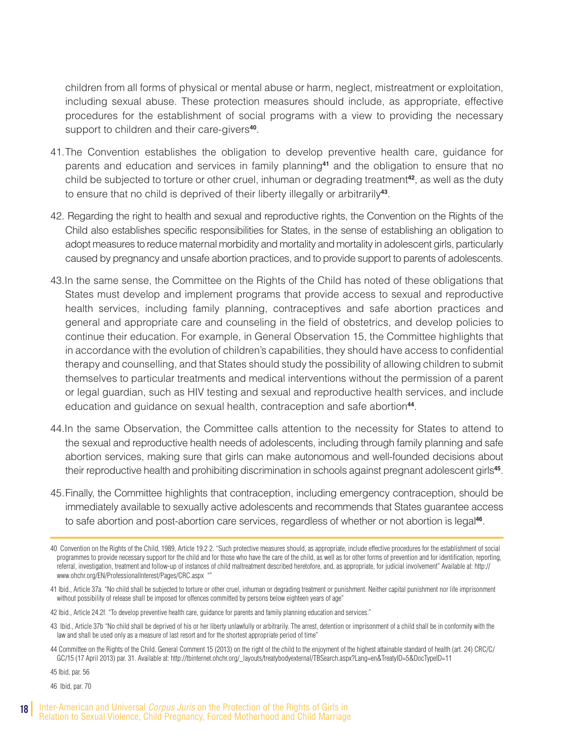children from all forms of physical or mental abuse or harm, neglect, mistreatment or exploitation, including sexual abuse. These protection measures should include, as appropriate, effective procedures for the establishment of social programs with a view to providing the necessary support to children and their care-givers[40].

41. The Convention establishes the obligation to develop preventive health care, guidance for parents and education and services in family planning[41] and the obligation to ensure that no child be subjected to torture or other cruel, inhuman or degrading treatment[42], as well as the duty to ensure that no child is deprived of their liberty illegally or arbitrarily[43].

42. Regarding the right to health and sexual and reproductive rights, the Convention on the Rights of the Child also establishes specific responsibilities for States, in the sense of establishing an obligation to adopt measures to reduce maternal morbidity and mortality and mortality in adolescent girls, particularly caused by pregnancy and unsafe abortion practices, and to provide support to parents of adolescents.

43. In the same sense, the Committee on the Rights of the Child has noted of these obligations that States must develop and implement programs that provide access to sexual and reproductive health services, including family planning, contraceptives and safe abortion practices and general and appropriate care and counseling in the field of obstetrics, and develop policies to continue their education. For example, in General Observation 15, the Committee highlights that in accordance with the evolution of children's capabilities, they should have access to confidential therapy and counselling, and that States should study the possibility of allowing children to submit themselves to particular treatments and medical interventions without the permission of a parent or legal guardian, such as HIV testing and sexual and reproductive health services, and include education and guidance on sexual health, contraception and safe abortion[44].

44. In the same Observation, the Committee calls attention to the necessity for States to attend to the sexual and reproductive health needs of adolescents, including through family planning and safe abortion services, making sure that girls can make autonomous and well-founded decisions about their reproductive health and prohibiting discrimination in schools against pregnant adolescent girls[45].

45. Finally, the Committee highlights that contraception, including emergency contraception, should be immediately available to sexually active adolescents and recommends that States guarantee access to safe abortion and post-abortion care services, regardless of whether or not abortion is legal[46].

---

40 Convention on the Rights of the Child, 1989, Article 19.2 2. "Such protective measures should, as appropriate, include effective procedures for the establishment of social programmes to provide necessary support for the child and for those who have the care of the child, as well as for other forms of prevention and for identification, reporting, referral, investigation, treatment and follow-up of instances of child maltreatment described heretofore, and, as appropriate, for judicial involvement" Available at: http://www.ohchr.org/EN/ProfessionalInterest/Pages/CRC.aspx ""

41 Ibid., Article 37a. "No child shall be subjected to torture or other cruel, inhuman or degrading treatment or punishment. Neither capital punishment nor life imprisonment without possibility of release shall be imposed for offences committed by persons below eighteen years of age"

42 Ibid., Article 24.2f. "To develop preventive health care, guidance for parents and family planning education and services."

43 Ibid., Article 37b "No child shall be deprived of his or her liberty unlawfully or arbitrarily. The arrest, detention or imprisonment of a child shall be in conformity with the law and shall be used only as a measure of last resort and for the shortest appropriate period of time"

44 Committee on the Rights of the Child. General Comment 15 (2013) on the right of the child to the enjoyment of the highest attainable standard of health (art. 24) CRC/C/GC/15 (17 April 2013) par. 31. Available at: http://tbinternet.ohchr.org/_layouts/treatybodyexternal/TBSearch.aspx?Lang=en&TreatyID=5&DocTypeID=11

45 Ibid, par. 56

46 Ibid, par. 70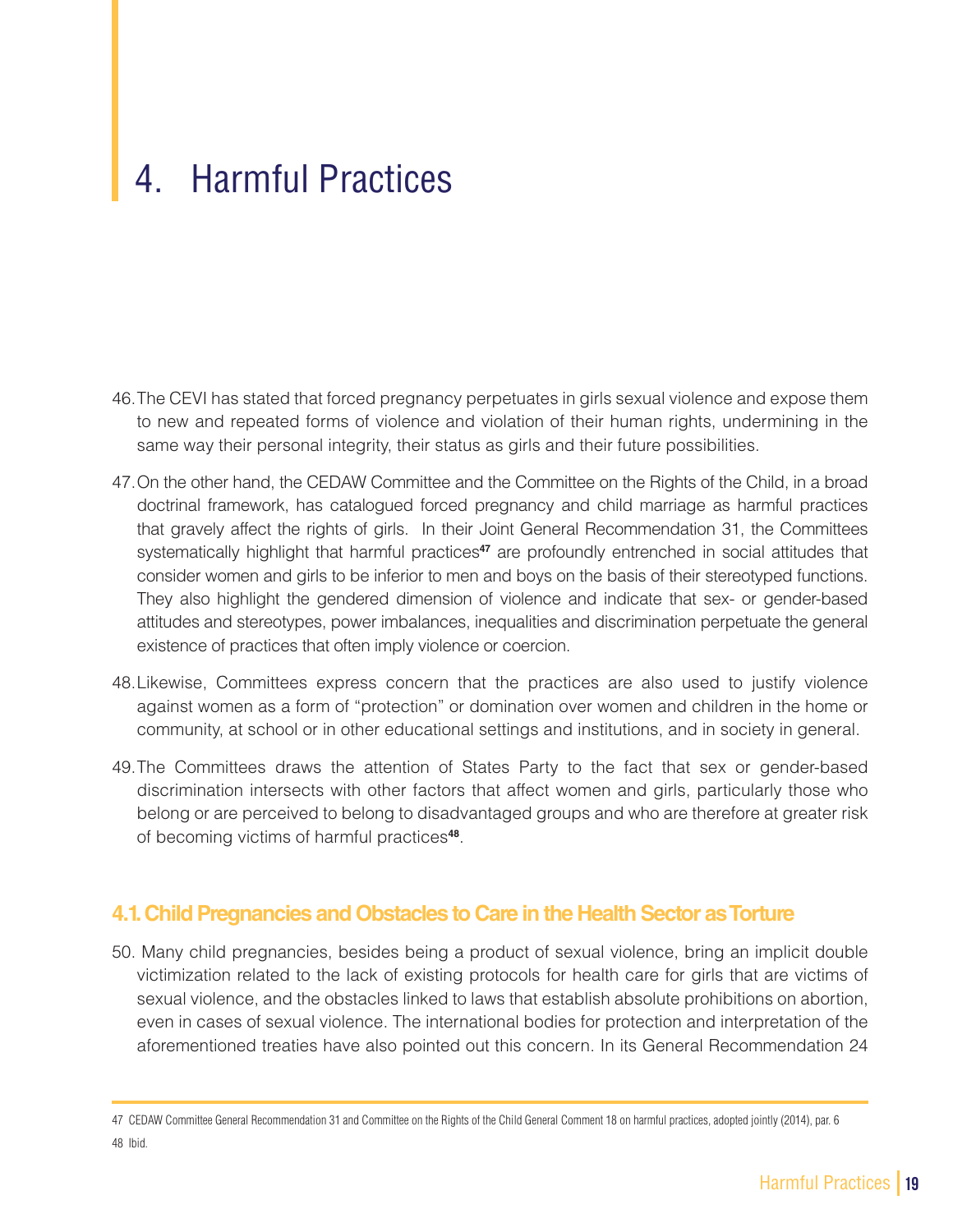# 4. Harmful Practices

46. The CEVI has stated that forced pregnancy perpetuates in girls sexual violence and expose them to new and repeated forms of violence and violation of their human rights, undermining in the same way their personal integrity, their status as girls and their future possibilities.

47. On the other hand, the CEDAW Committee and the Committee on the Rights of the Child, in a broad doctrinal framework, has catalogued forced pregnancy and child marriage as harmful practices that gravely affect the rights of girls. In their Joint General Recommendation 31, the Committees systematically highlight that harmful practices[47] are profoundly entrenched in social attitudes that consider women and girls to be inferior to men and boys on the basis of their stereotyped functions. They also highlight the gendered dimension of violence and indicate that sex- or gender-based attitudes and stereotypes, power imbalances, inequalities and discrimination perpetuate the general existence of practices that often imply violence or coercion.

48. Likewise, Committees express concern that the practices are also used to justify violence against women as a form of "protection" or domination over women and children in the home or community, at school or in other educational settings and institutions, and in society in general.

49. The Committees draws the attention of States Party to the fact that sex or gender-based discrimination intersects with other factors that affect women and girls, particularly those who belong or are perceived to belong to disadvantaged groups and who are therefore at greater risk of becoming victims of harmful practices[48].

## 4.1. Child Pregnancies and Obstacles to Care in the Health Sector as Torture

50. Many child pregnancies, besides being a product of sexual violence, bring an implicit double victimization related to the lack of existing protocols for health care for girls that are victims of sexual violence, and the obstacles linked to laws that establish absolute prohibitions on abortion, even in cases of sexual violence. The international bodies for protection and interpretation of the aforementioned treaties have also pointed out this concern. In its General Recommendation 24

47 CEDAW Committee General Recommendation 31 and Committee on the Rights of the Child General Comment 18 on harmful practices, adopted jointly (2014), par. 6

48 Ibid.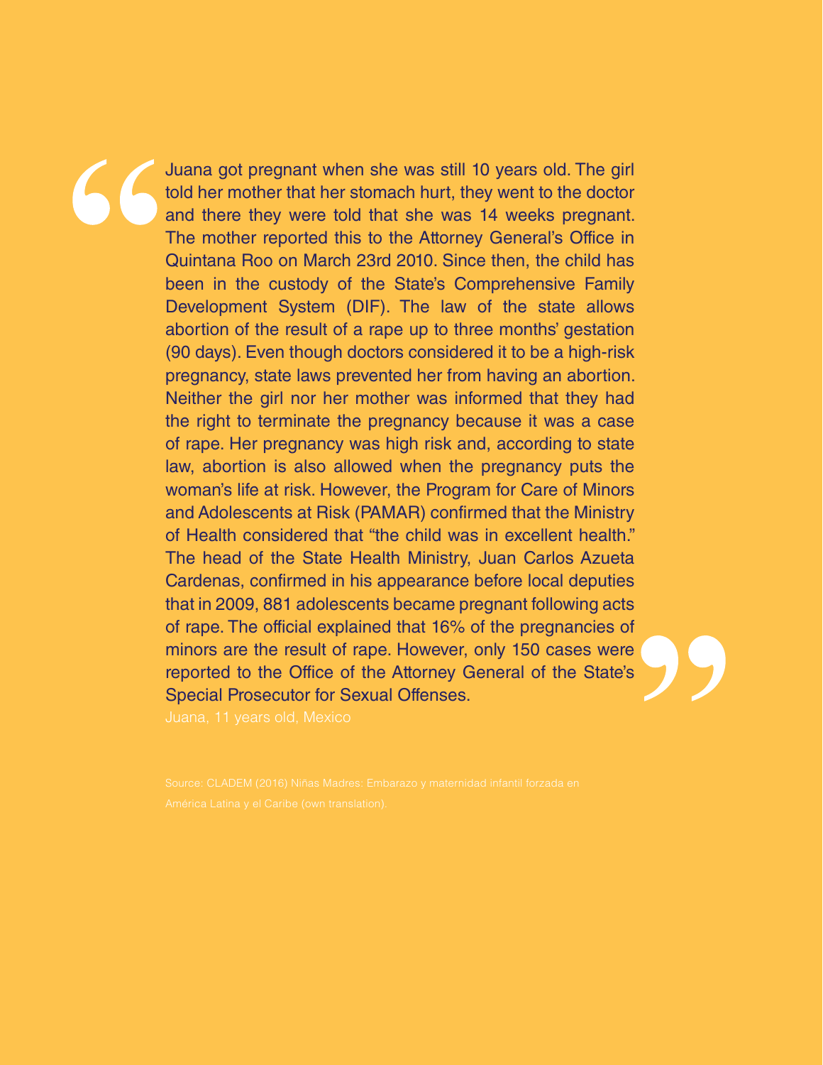> Juana got pregnant when she was still 10 years old. The girl told her mother that her stomach hurt, they went to the doctor and there they were told that she was 14 weeks pregnant. The mother reported this to the Attorney General's Office in Quintana Roo on March 23rd 2010. Since then, the child has been in the custody of the State's Comprehensive Family Development System (DIF). The law of the state allows abortion of the result of a rape up to three months' gestation (90 days). Even though doctors considered it to be a high-risk pregnancy, state laws prevented her from having an abortion. Neither the girl nor her mother was informed that they had the right to terminate the pregnancy because it was a case of rape. Her pregnancy was high risk and, according to state law, abortion is also allowed when the pregnancy puts the woman's life at risk. However, the Program for Care of Minors and Adolescents at Risk (PAMAR) confirmed that the Ministry of Health considered that "the child was in excellent health." The head of the State Health Ministry, Juan Carlos Azueta Cardenas, confirmed in his appearance before local deputies that in 2009, 881 adolescents became pregnant following acts of rape. The official explained that 16% of the pregnancies of minors are the result of rape. However, only 150 cases were reported to the Office of the Attorney General of the State's Special Prosecutor for Sexual Offenses.
>
> Juana, 11 years old, Mexico

Source: CLADEM (2016) Niñas Madres: Embarazo y maternidad infantil forzada en América Latina y el Caribe (own translation).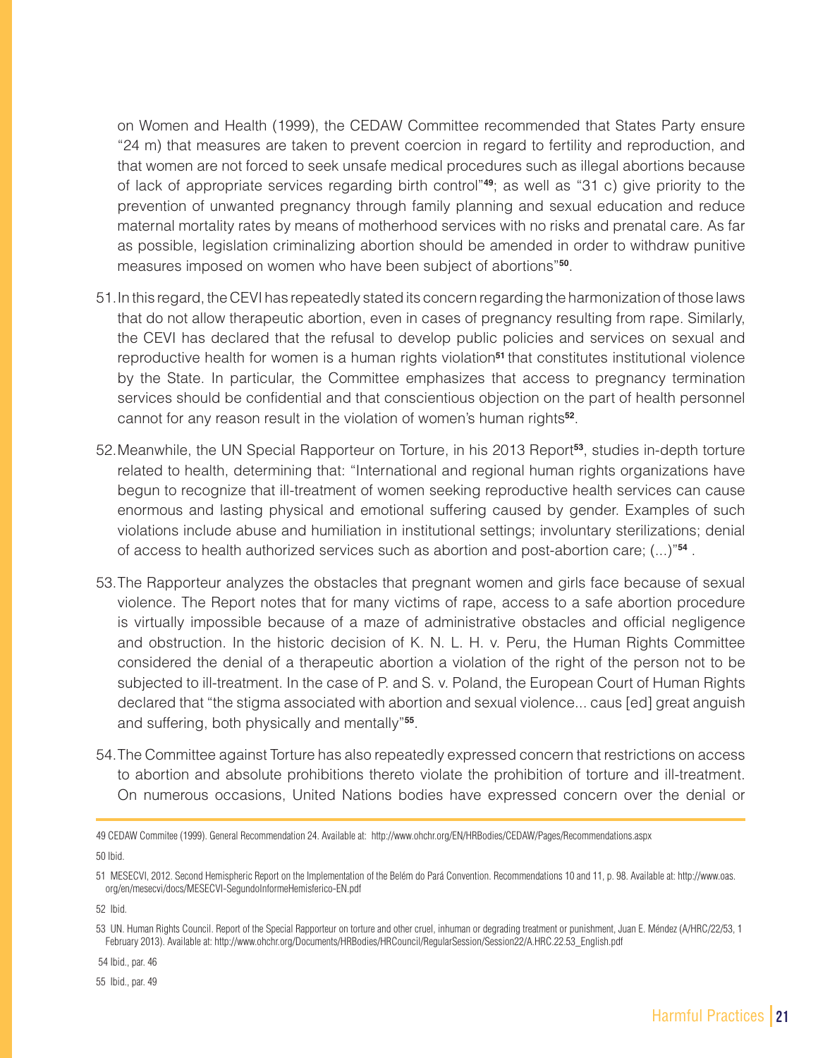on Women and Health (1999), the CEDAW Committee recommended that States Party ensure "24 m) that measures are taken to prevent coercion in regard to fertility and reproduction, and that women are not forced to seek unsafe medical procedures such as illegal abortions because of lack of appropriate services regarding birth control"[49]; as well as "31 c) give priority to the prevention of unwanted pregnancy through family planning and sexual education and reduce maternal mortality rates by means of motherhood services with no risks and prenatal care. As far as possible, legislation criminalizing abortion should be amended in order to withdraw punitive measures imposed on women who have been subject of abortions"[50].

51. In this regard, the CEVI has repeatedly stated its concern regarding the harmonization of those laws that do not allow therapeutic abortion, even in cases of pregnancy resulting from rape. Similarly, the CEVI has declared that the refusal to develop public policies and services on sexual and reproductive health for women is a human rights violation[51] that constitutes institutional violence by the State. In particular, the Committee emphasizes that access to pregnancy termination services should be confidential and that conscientious objection on the part of health personnel cannot for any reason result in the violation of women's human rights[52].

52. Meanwhile, the UN Special Rapporteur on Torture, in his 2013 Report[53], studies in-depth torture related to health, determining that: "International and regional human rights organizations have begun to recognize that ill-treatment of women seeking reproductive health services can cause enormous and lasting physical and emotional suffering caused by gender. Examples of such violations include abuse and humiliation in institutional settings; involuntary sterilizations; denial of access to health authorized services such as abortion and post-abortion care; (...)"[54] .

53. The Rapporteur analyzes the obstacles that pregnant women and girls face because of sexual violence. The Report notes that for many victims of rape, access to a safe abortion procedure is virtually impossible because of a maze of administrative obstacles and official negligence and obstruction. In the historic decision of K. N. L. H. v. Peru, the Human Rights Committee considered the denial of a therapeutic abortion a violation of the right of the person not to be subjected to ill-treatment. In the case of P. and S. v. Poland, the European Court of Human Rights declared that "the stigma associated with abortion and sexual violence... caus [ed] great anguish and suffering, both physically and mentally"[55].

54. The Committee against Torture has also repeatedly expressed concern that restrictions on access to abortion and absolute prohibitions thereto violate the prohibition of torture and ill-treatment. On numerous occasions, United Nations bodies have expressed concern over the denial or

---

49 CEDAW Commitee (1999). General Recommendation 24. Available at: http://www.ohchr.org/EN/HRBodies/CEDAW/Pages/Recommendations.aspx

50 Ibid.

51 MESECVI, 2012. Second Hemispheric Report on the Implementation of the Belém do Pará Convention. Recommendations 10 and 11, p. 98. Available at: http://www.oas.org/en/mesecvi/docs/MESECVI-SegundoInformeHemisferico-EN.pdf

52 Ibid.

53 UN. Human Rights Council. Report of the Special Rapporteur on torture and other cruel, inhuman or degrading treatment or punishment, Juan E. Méndez (A/HRC/22/53, 1 February 2013). Available at: http://www.ohchr.org/Documents/HRBodies/HRCouncil/RegularSession/Session22/A.HRC.22.53_English.pdf

54 Ibid., par. 46

55 Ibid., par. 49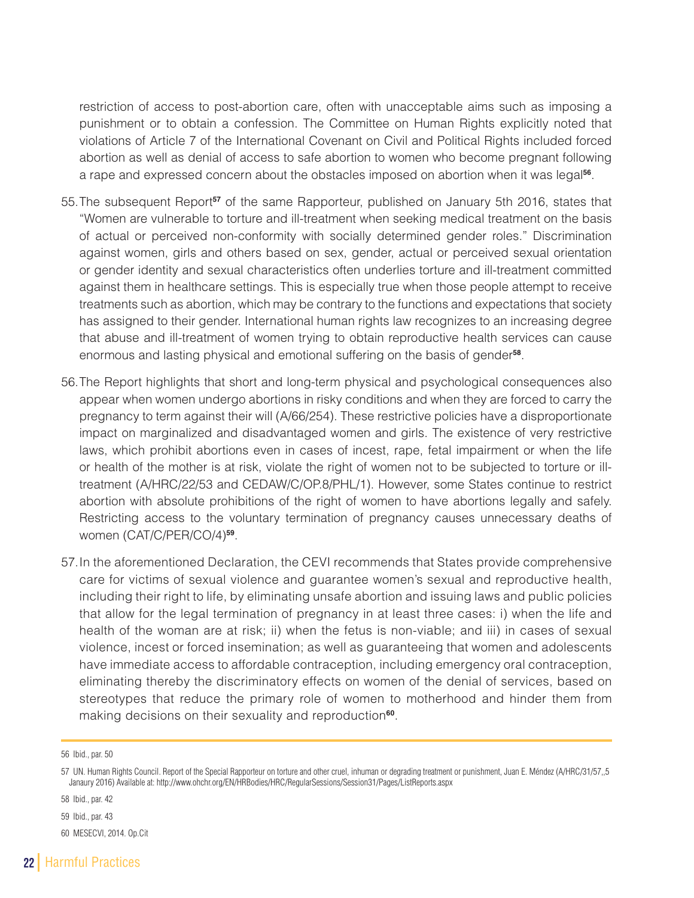restriction of access to post-abortion care, often with unacceptable aims such as imposing a punishment or to obtain a confession. The Committee on Human Rights explicitly noted that violations of Article 7 of the International Covenant on Civil and Political Rights included forced abortion as well as denial of access to safe abortion to women who become pregnant following a rape and expressed concern about the obstacles imposed on abortion when it was legal[56].

55. The subsequent Report[57] of the same Rapporteur, published on January 5th 2016, states that "Women are vulnerable to torture and ill-treatment when seeking medical treatment on the basis of actual or perceived non-conformity with socially determined gender roles." Discrimination against women, girls and others based on sex, gender, actual or perceived sexual orientation or gender identity and sexual characteristics often underlies torture and ill-treatment committed against them in healthcare settings. This is especially true when those people attempt to receive treatments such as abortion, which may be contrary to the functions and expectations that society has assigned to their gender. International human rights law recognizes to an increasing degree that abuse and ill-treatment of women trying to obtain reproductive health services can cause enormous and lasting physical and emotional suffering on the basis of gender[58].

56. The Report highlights that short and long-term physical and psychological consequences also appear when women undergo abortions in risky conditions and when they are forced to carry the pregnancy to term against their will (A/66/254). These restrictive policies have a disproportionate impact on marginalized and disadvantaged women and girls. The existence of very restrictive laws, which prohibit abortions even in cases of incest, rape, fetal impairment or when the life or health of the mother is at risk, violate the right of women not to be subjected to torture or ill-treatment (A/HRC/22/53 and CEDAW/C/OP.8/PHL/1). However, some States continue to restrict abortion with absolute prohibitions of the right of women to have abortions legally and safely. Restricting access to the voluntary termination of pregnancy causes unnecessary deaths of women (CAT/C/PER/CO/4)[59].

57. In the aforementioned Declaration, the CEVI recommends that States provide comprehensive care for victims of sexual violence and guarantee women's sexual and reproductive health, including their right to life, by eliminating unsafe abortion and issuing laws and public policies that allow for the legal termination of pregnancy in at least three cases: i) when the life and health of the woman are at risk; ii) when the fetus is non-viable; and iii) in cases of sexual violence, incest or forced insemination; as well as guaranteeing that women and adolescents have immediate access to affordable contraception, including emergency oral contraception, eliminating thereby the discriminatory effects on women of the denial of services, based on stereotypes that reduce the primary role of women to motherhood and hinder them from making decisions on their sexuality and reproduction[60].

---

56 Ibid., par. 50

57 UN. Human Rights Council. Report of the Special Rapporteur on torture and other cruel, inhuman or degrading treatment or punishment, Juan E. Méndez (A/HRC/31/57,,5 Janaury 2016) Available at: http://www.ohchr.org/EN/HRBodies/HRC/RegularSessions/Session31/Pages/ListReports.aspx

58 Ibid., par. 42

59 Ibid., par. 43

60 MESECVI, 2014. Op.Cit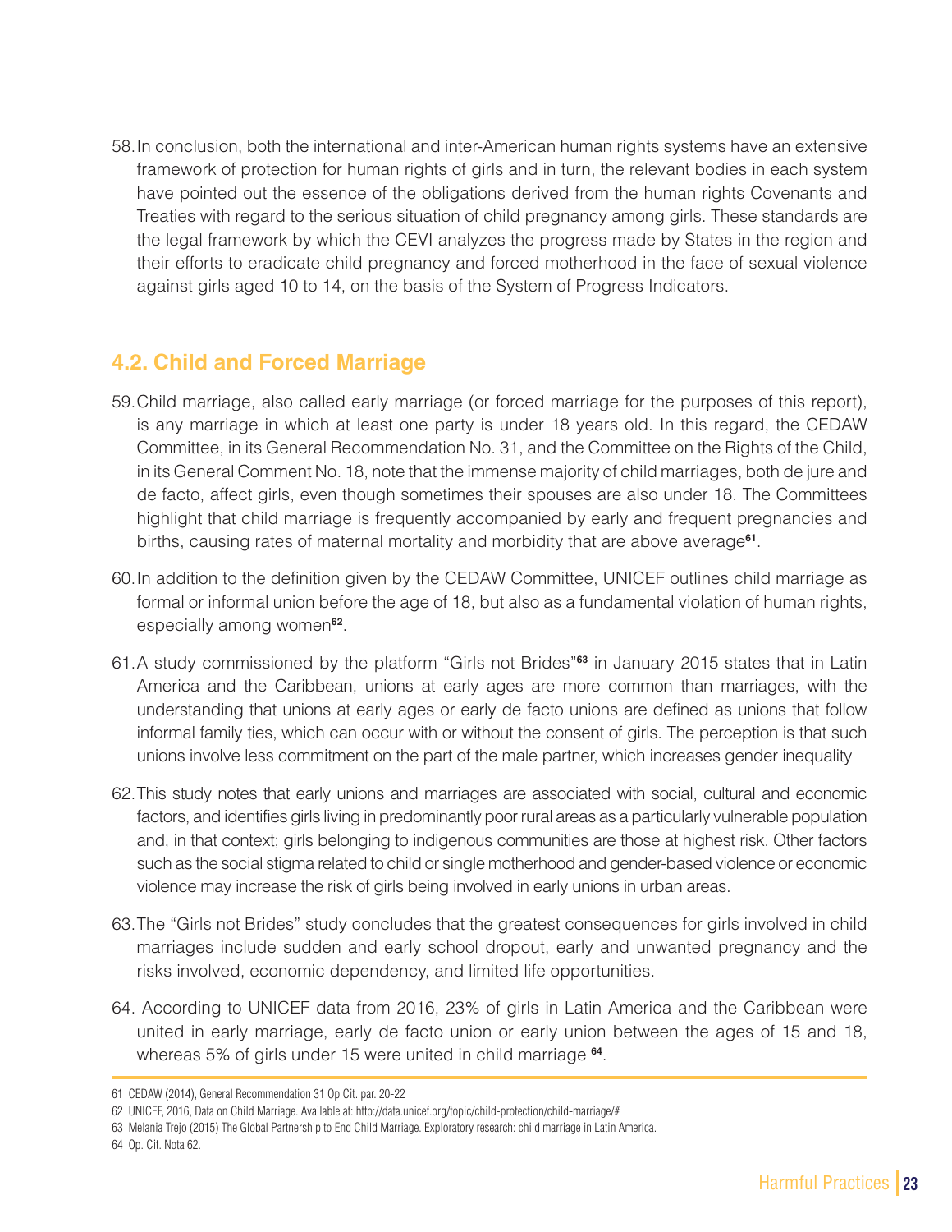58. In conclusion, both the international and inter-American human rights systems have an extensive framework of protection for human rights of girls and in turn, the relevant bodies in each system have pointed out the essence of the obligations derived from the human rights Covenants and Treaties with regard to the serious situation of child pregnancy among girls. These standards are the legal framework by which the CEVI analyzes the progress made by States in the region and their efforts to eradicate child pregnancy and forced motherhood in the face of sexual violence against girls aged 10 to 14, on the basis of the System of Progress Indicators.

## 4.2. Child and Forced Marriage

59. Child marriage, also called early marriage (or forced marriage for the purposes of this report), is any marriage in which at least one party is under 18 years old. In this regard, the CEDAW Committee, in its General Recommendation No. 31, and the Committee on the Rights of the Child, in its General Comment No. 18, note that the immense majority of child marriages, both de jure and de facto, affect girls, even though sometimes their spouses are also under 18. The Committees highlight that child marriage is frequently accompanied by early and frequent pregnancies and births, causing rates of maternal mortality and morbidity that are above average[61].

60. In addition to the definition given by the CEDAW Committee, UNICEF outlines child marriage as formal or informal union before the age of 18, but also as a fundamental violation of human rights, especially among women[62].

61. A study commissioned by the platform "Girls not Brides"[63] in January 2015 states that in Latin America and the Caribbean, unions at early ages are more common than marriages, with the understanding that unions at early ages or early de facto unions are defined as unions that follow informal family ties, which can occur with or without the consent of girls. The perception is that such unions involve less commitment on the part of the male partner, which increases gender inequality

62. This study notes that early unions and marriages are associated with social, cultural and economic factors, and identifies girls living in predominantly poor rural areas as a particularly vulnerable population and, in that context; girls belonging to indigenous communities are those at highest risk. Other factors such as the social stigma related to child or single motherhood and gender-based violence or economic violence may increase the risk of girls being involved in early unions in urban areas.

63. The "Girls not Brides" study concludes that the greatest consequences for girls involved in child marriages include sudden and early school dropout, early and unwanted pregnancy and the risks involved, economic dependency, and limited life opportunities.

64. According to UNICEF data from 2016, 23% of girls in Latin America and the Caribbean were united in early marriage, early de facto union or early union between the ages of 15 and 18, whereas 5% of girls under 15 were united in child marriage [64].

---

61 CEDAW (2014), General Recommendation 31 Op Cit. par. 20-22

62 UNICEF, 2016, Data on Child Marriage. Available at: http://data.unicef.org/topic/child-protection/child-marriage/#

63 Melania Trejo (2015) The Global Partnership to End Child Marriage. Exploratory research: child marriage in Latin America.

64 Op. Cit. Nota 62.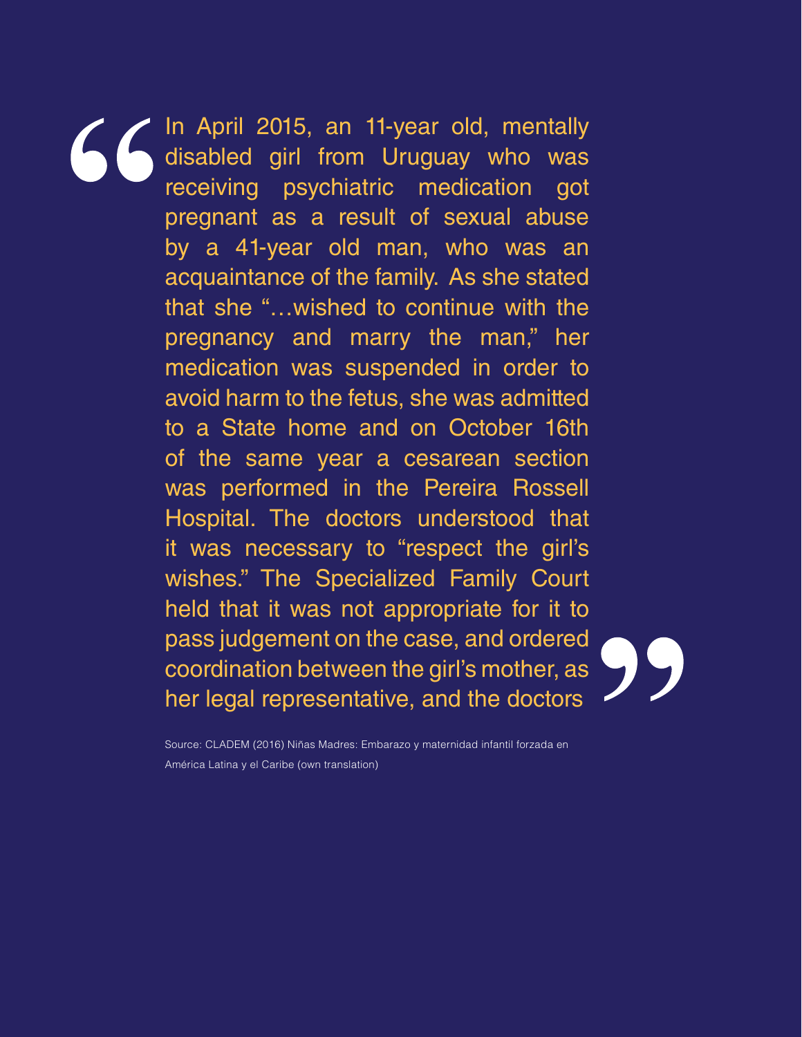> In April 2015, an 11-year old, mentally disabled girl from Uruguay who was receiving psychiatric medication got pregnant as a result of sexual abuse by a 41-year old man, who was an acquaintance of the family. As she stated that she "…wished to continue with the pregnancy and marry the man," her medication was suspended in order to avoid harm to the fetus, she was admitted to a State home and on October 16th of the same year a cesarean section was performed in the Pereira Rossell Hospital. The doctors understood that it was necessary to "respect the girl's wishes." The Specialized Family Court held that it was not appropriate for it to pass judgement on the case, and ordered coordination between the girl's mother, as her legal representative, and the doctors

Source: CLADEM (2016) Niñas Madres: Embarazo y maternidad infantil forzada en América Latina y el Caribe (own translation)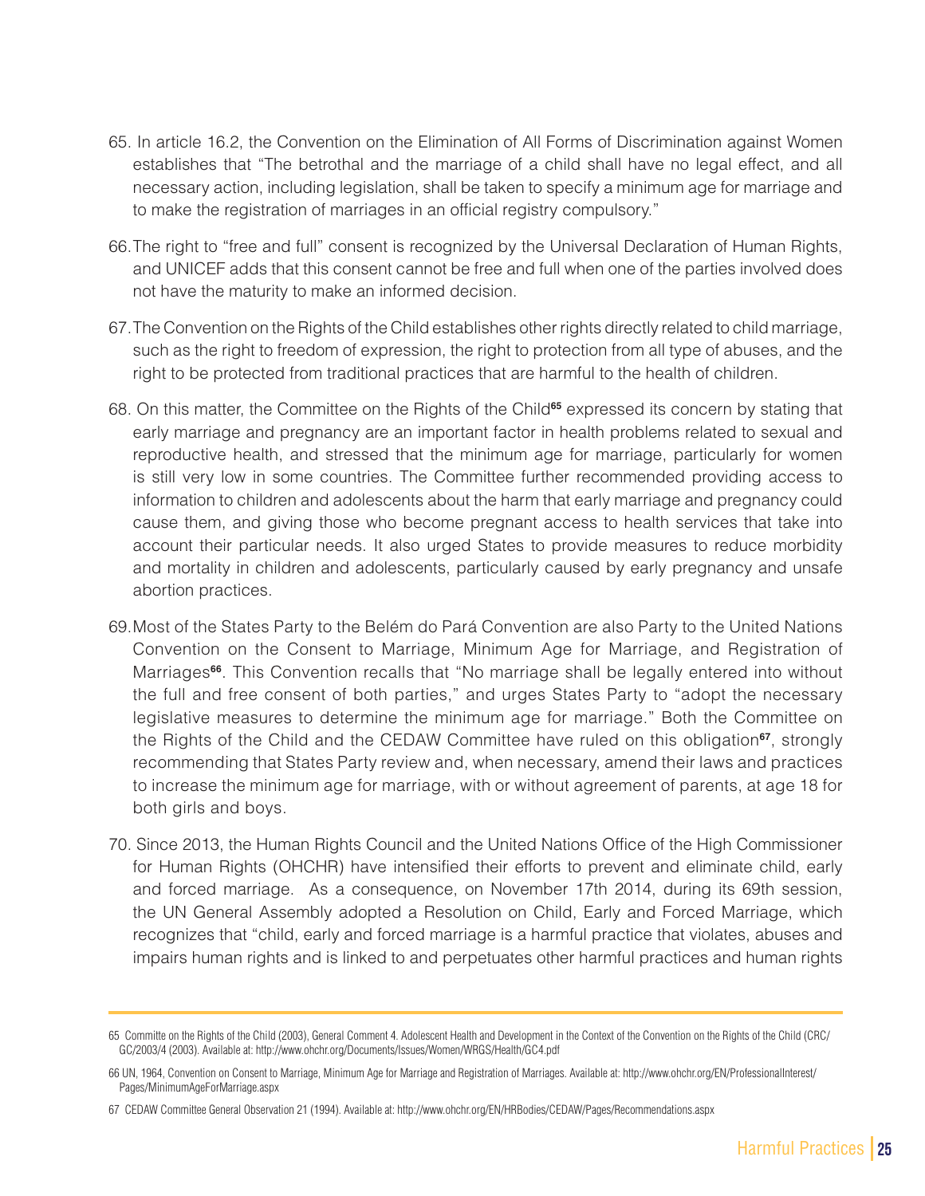65. In article 16.2, the Convention on the Elimination of All Forms of Discrimination against Women establishes that "The betrothal and the marriage of a child shall have no legal effect, and all necessary action, including legislation, shall be taken to specify a minimum age for marriage and to make the registration of marriages in an official registry compulsory."

66. The right to "free and full" consent is recognized by the Universal Declaration of Human Rights, and UNICEF adds that this consent cannot be free and full when one of the parties involved does not have the maturity to make an informed decision.

67. The Convention on the Rights of the Child establishes other rights directly related to child marriage, such as the right to freedom of expression, the right to protection from all type of abuses, and the right to be protected from traditional practices that are harmful to the health of children.

68. On this matter, the Committee on the Rights of the Child[65] expressed its concern by stating that early marriage and pregnancy are an important factor in health problems related to sexual and reproductive health, and stressed that the minimum age for marriage, particularly for women is still very low in some countries. The Committee further recommended providing access to information to children and adolescents about the harm that early marriage and pregnancy could cause them, and giving those who become pregnant access to health services that take into account their particular needs. It also urged States to provide measures to reduce morbidity and mortality in children and adolescents, particularly caused by early pregnancy and unsafe abortion practices.

69. Most of the States Party to the Belém do Pará Convention are also Party to the United Nations Convention on the Consent to Marriage, Minimum Age for Marriage, and Registration of Marriages[66]. This Convention recalls that "No marriage shall be legally entered into without the full and free consent of both parties," and urges States Party to "adopt the necessary legislative measures to determine the minimum age for marriage." Both the Committee on the Rights of the Child and the CEDAW Committee have ruled on this obligation[67], strongly recommending that States Party review and, when necessary, amend their laws and practices to increase the minimum age for marriage, with or without agreement of parents, at age 18 for both girls and boys.

70. Since 2013, the Human Rights Council and the United Nations Office of the High Commissioner for Human Rights (OHCHR) have intensified their efforts to prevent and eliminate child, early and forced marriage. As a consequence, on November 17th 2014, during its 69th session, the UN General Assembly adopted a Resolution on Child, Early and Forced Marriage, which recognizes that "child, early and forced marriage is a harmful practice that violates, abuses and impairs human rights and is linked to and perpetuates other harmful practices and human rights

---

65 Committe on the Rights of the Child (2003), General Comment 4. Adolescent Health and Development in the Context of the Convention on the Rights of the Child (CRC/GC/2003/4 (2003). Available at: http://www.ohchr.org/Documents/Issues/Women/WRGS/Health/GC4.pdf

66 UN, 1964, Convention on Consent to Marriage, Minimum Age for Marriage and Registration of Marriages. Available at: http://www.ohchr.org/EN/ProfessionalInterest/Pages/MinimumAgeForMarriage.aspx

67 CEDAW Committee General Observation 21 (1994). Available at: http://www.ohchr.org/EN/HRBodies/CEDAW/Pages/Recommendations.aspx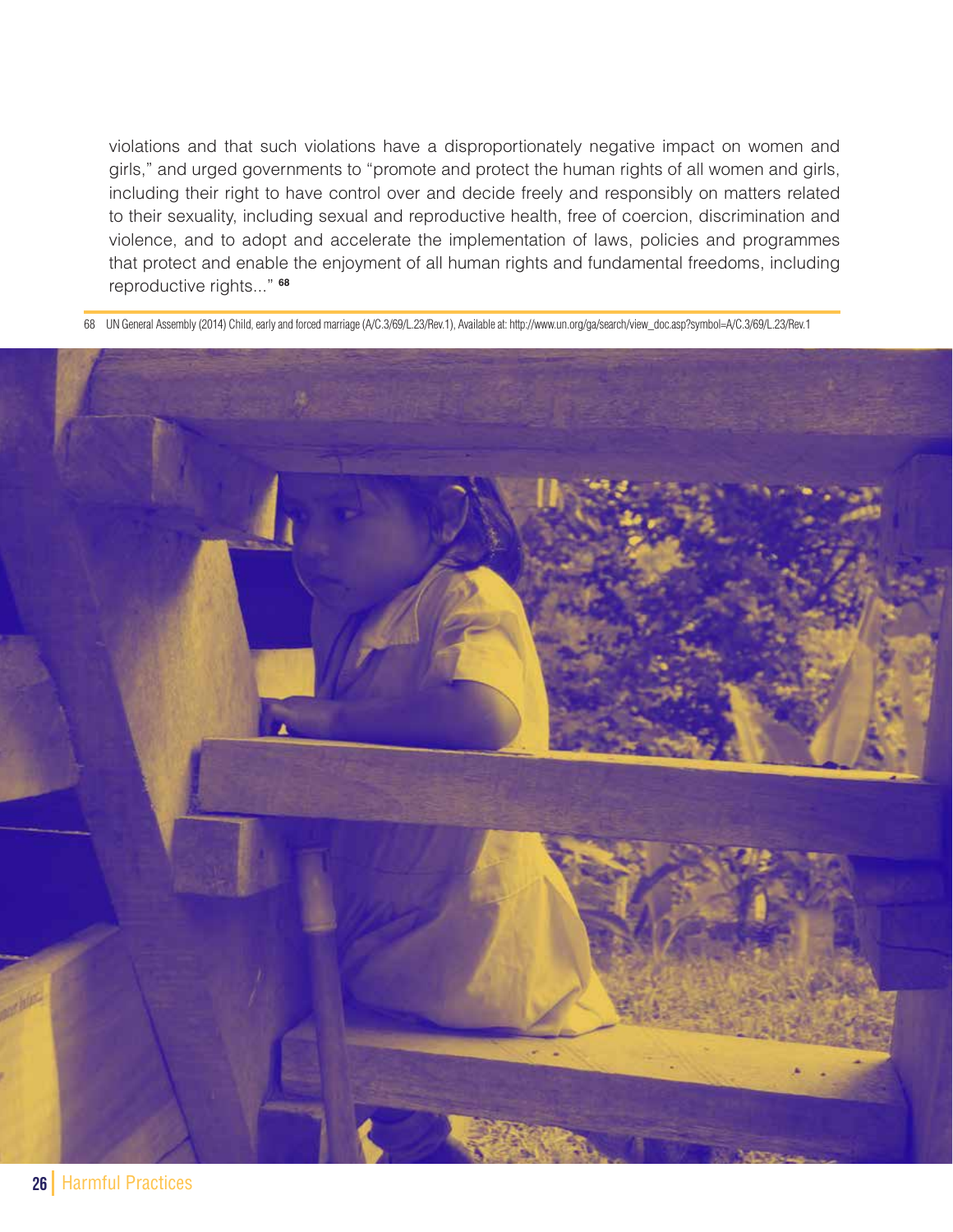violations and that such violations have a disproportionately negative impact on women and girls," and urged governments to "promote and protect the human rights of all women and girls, including their right to have control over and decide freely and responsibly on matters related to their sexuality, including sexual and reproductive health, free of coercion, discrimination and violence, and to adopt and accelerate the implementation of laws, policies and programmes that protect and enable the enjoyment of all human rights and fundamental freedoms, including reproductive rights..." [68]

68 UN General Assembly (2014) Child, early and forced marriage (A/C.3/69/L.23/Rev.1), Available at: http://www.un.org/ga/search/view_doc.asp?symbol=A/C.3/69/L.23/Rev.1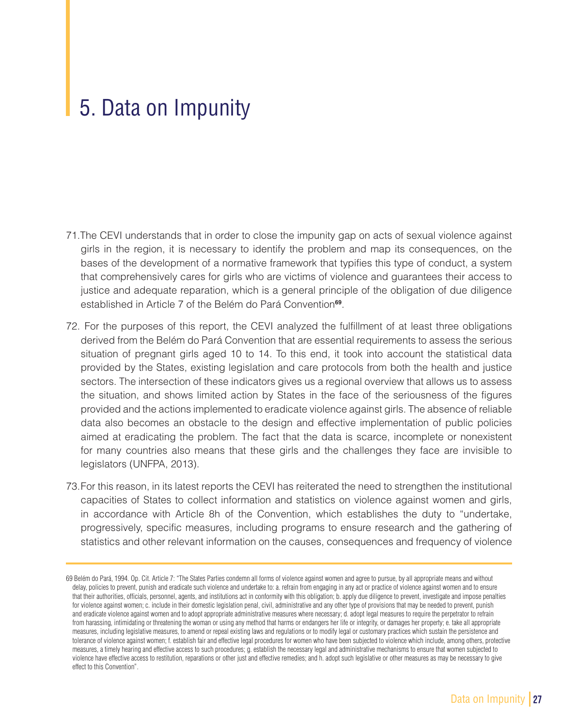# 5. Data on Impunity

71. The CEVI understands that in order to close the impunity gap on acts of sexual violence against girls in the region, it is necessary to identify the problem and map its consequences, on the bases of the development of a normative framework that typifies this type of conduct, a system that comprehensively cares for girls who are victims of violence and guarantees their access to justice and adequate reparation, which is a general principle of the obligation of due diligence established in Article 7 of the Belém do Pará Convention[69].

72. For the purposes of this report, the CEVI analyzed the fulfillment of at least three obligations derived from the Belém do Pará Convention that are essential requirements to assess the serious situation of pregnant girls aged 10 to 14. To this end, it took into account the statistical data provided by the States, existing legislation and care protocols from both the health and justice sectors. The intersection of these indicators gives us a regional overview that allows us to assess the situation, and shows limited action by States in the face of the seriousness of the figures provided and the actions implemented to eradicate violence against girls. The absence of reliable data also becomes an obstacle to the design and effective implementation of public policies aimed at eradicating the problem. The fact that the data is scarce, incomplete or nonexistent for many countries also means that these girls and the challenges they face are invisible to legislators (UNFPA, 2013).

73. For this reason, in its latest reports the CEVI has reiterated the need to strengthen the institutional capacities of States to collect information and statistics on violence against women and girls, in accordance with Article 8h of the Convention, which establishes the duty to "undertake, progressively, specific measures, including programs to ensure research and the gathering of statistics and other relevant information on the causes, consequences and frequency of violence

---

69 Belém do Pará, 1994. Op. Cit. Article 7: "The States Parties condemn all forms of violence against women and agree to pursue, by all appropriate means and without delay, policies to prevent, punish and eradicate such violence and undertake to: a. refrain from engaging in any act or practice of violence against women and to ensure that their authorities, officials, personnel, agents, and institutions act in conformity with this obligation; b. apply due diligence to prevent, investigate and impose penalties for violence against women; c. include in their domestic legislation penal, civil, administrative and any other type of provisions that may be needed to prevent, punish and eradicate violence against women and to adopt appropriate administrative measures where necessary; d. adopt legal measures to require the perpetrator to refrain from harassing, intimidating or threatening the woman or using any method that harms or endangers her life or integrity, or damages her property; e. take all appropriate measures, including legislative measures, to amend or repeal existing laws and regulations or to modify legal or customary practices which sustain the persistence and tolerance of violence against women; f. establish fair and effective legal procedures for women who have been subjected to violence which include, among others, protective measures, a timely hearing and effective access to such procedures; g. establish the necessary legal and administrative mechanisms to ensure that women subjected to violence have effective access to restitution, reparations or other just and effective remedies; and h. adopt such legislative or other measures as may be necessary to give effect to this Convention".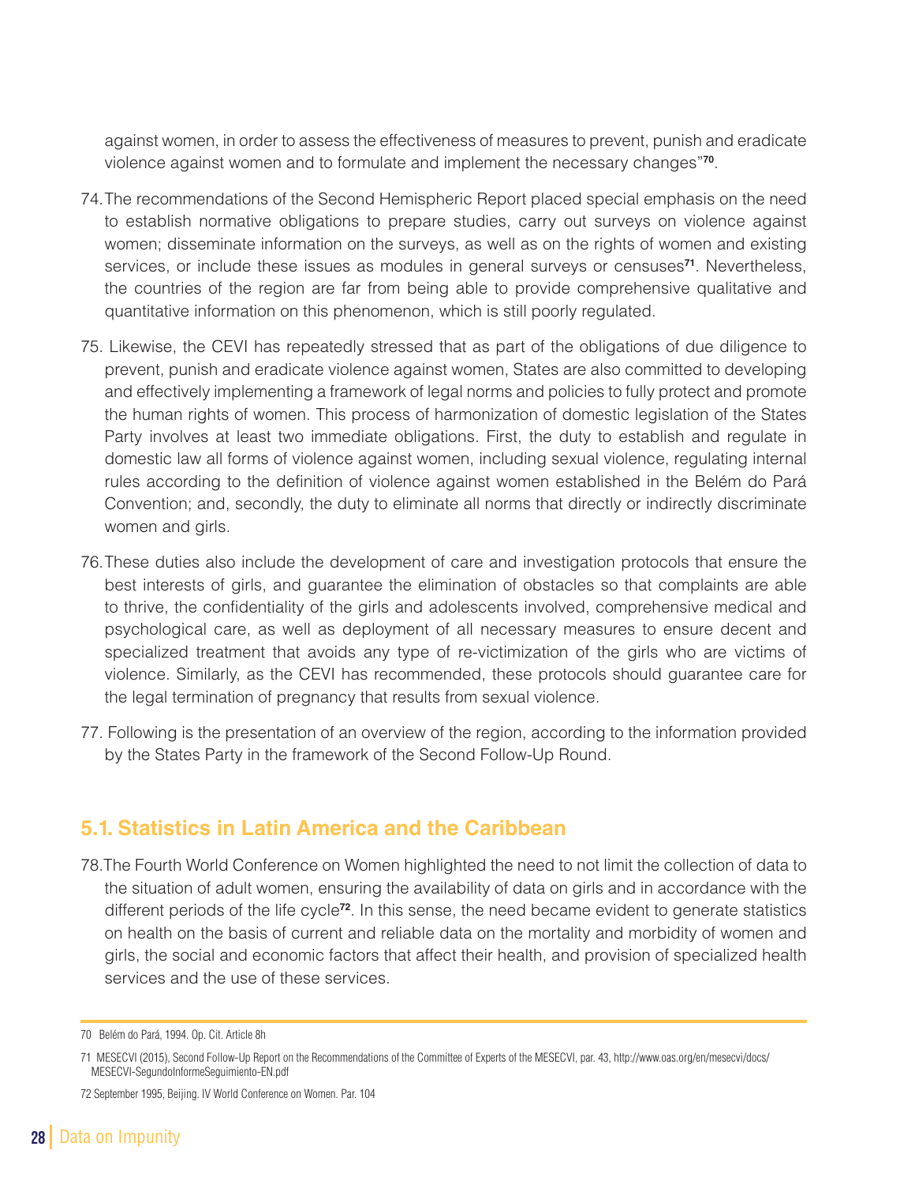against women, in order to assess the effectiveness of measures to prevent, punish and eradicate violence against women and to formulate and implement the necessary changes"[70].

74. The recommendations of the Second Hemispheric Report placed special emphasis on the need to establish normative obligations to prepare studies, carry out surveys on violence against women; disseminate information on the surveys, as well as on the rights of women and existing services, or include these issues as modules in general surveys or censuses[71]. Nevertheless, the countries of the region are far from being able to provide comprehensive qualitative and quantitative information on this phenomenon, which is still poorly regulated.

75. Likewise, the CEVI has repeatedly stressed that as part of the obligations of due diligence to prevent, punish and eradicate violence against women, States are also committed to developing and effectively implementing a framework of legal norms and policies to fully protect and promote the human rights of women. This process of harmonization of domestic legislation of the States Party involves at least two immediate obligations. First, the duty to establish and regulate in domestic law all forms of violence against women, including sexual violence, regulating internal rules according to the definition of violence against women established in the Belém do Pará Convention; and, secondly, the duty to eliminate all norms that directly or indirectly discriminate women and girls.

76. These duties also include the development of care and investigation protocols that ensure the best interests of girls, and guarantee the elimination of obstacles so that complaints are able to thrive, the confidentiality of the girls and adolescents involved, comprehensive medical and psychological care, as well as deployment of all necessary measures to ensure decent and specialized treatment that avoids any type of re-victimization of the girls who are victims of violence. Similarly, as the CEVI has recommended, these protocols should guarantee care for the legal termination of pregnancy that results from sexual violence.

77. Following is the presentation of an overview of the region, according to the information provided by the States Party in the framework of the Second Follow-Up Round.

## 5.1. Statistics in Latin America and the Caribbean

78. The Fourth World Conference on Women highlighted the need to not limit the collection of data to the situation of adult women, ensuring the availability of data on girls and in accordance with the different periods of the life cycle[72]. In this sense, the need became evident to generate statistics on health on the basis of current and reliable data on the mortality and morbidity of women and girls, the social and economic factors that affect their health, and provision of specialized health services and the use of these services.

---

70 Belém do Pará, 1994. Op. Cit. Article 8h

71 MESECVI (2015), Second Follow-Up Report on the Recommendations of the Committee of Experts of the MESECVI, par. 43, http://www.oas.org/en/mesecvi/docs/MESECVI-SegundoInformeSeguimiento-EN.pdf

72 September 1995, Beijing. IV World Conference on Women. Par. 104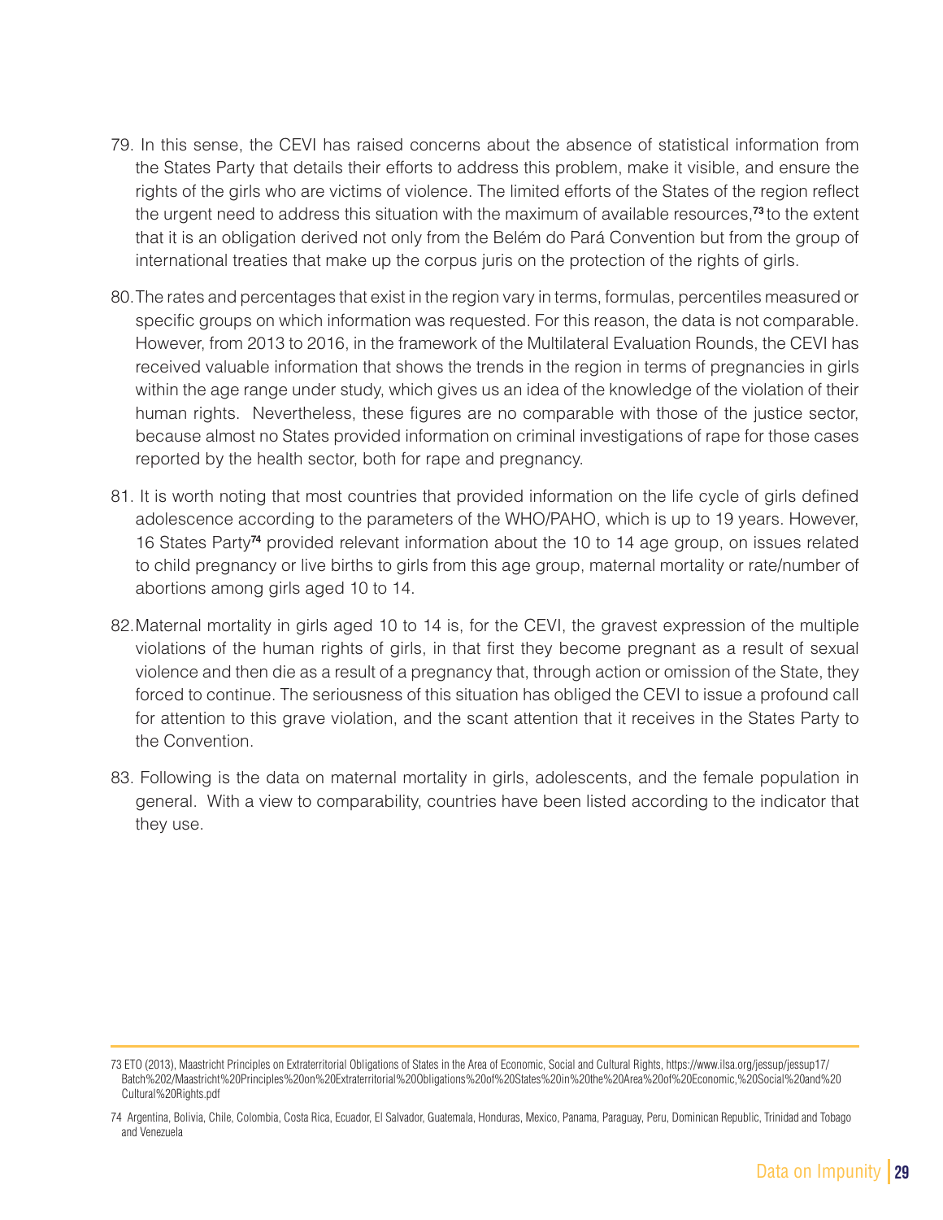79. In this sense, the CEVI has raised concerns about the absence of statistical information from the States Party that details their efforts to address this problem, make it visible, and ensure the rights of the girls who are victims of violence. The limited efforts of the States of the region reflect the urgent need to address this situation with the maximum of available resources,[73] to the extent that it is an obligation derived not only from the Belém do Pará Convention but from the group of international treaties that make up the corpus juris on the protection of the rights of girls.

80. The rates and percentages that exist in the region vary in terms, formulas, percentiles measured or specific groups on which information was requested. For this reason, the data is not comparable. However, from 2013 to 2016, in the framework of the Multilateral Evaluation Rounds, the CEVI has received valuable information that shows the trends in the region in terms of pregnancies in girls within the age range under study, which gives us an idea of the knowledge of the violation of their human rights. Nevertheless, these figures are no comparable with those of the justice sector, because almost no States provided information on criminal investigations of rape for those cases reported by the health sector, both for rape and pregnancy.

81. It is worth noting that most countries that provided information on the life cycle of girls defined adolescence according to the parameters of the WHO/PAHO, which is up to 19 years. However, 16 States Party[74] provided relevant information about the 10 to 14 age group, on issues related to child pregnancy or live births to girls from this age group, maternal mortality or rate/number of abortions among girls aged 10 to 14.

82. Maternal mortality in girls aged 10 to 14 is, for the CEVI, the gravest expression of the multiple violations of the human rights of girls, in that first they become pregnant as a result of sexual violence and then die as a result of a pregnancy that, through action or omission of the State, they forced to continue. The seriousness of this situation has obliged the CEVI to issue a profound call for attention to this grave violation, and the scant attention that it receives in the States Party to the Convention.

83. Following is the data on maternal mortality in girls, adolescents, and the female population in general. With a view to comparability, countries have been listed according to the indicator that they use.

---

73 ETO (2013), Maastricht Principles on Extraterritorial Obligations of States in the Area of Economic, Social and Cultural Rights, https://www.ilsa.org/jessup/jessup17/Batch%202/Maastricht%20Principles%20on%20Extraterritorial%20Obligations%20of%20States%20in%20the%20Area%20of%20Economic,%20Social%20and%20Cultural%20Rights.pdf

74 Argentina, Bolivia, Chile, Colombia, Costa Rica, Ecuador, El Salvador, Guatemala, Honduras, Mexico, Panama, Paraguay, Peru, Dominican Republic, Trinidad and Tobago and Venezuela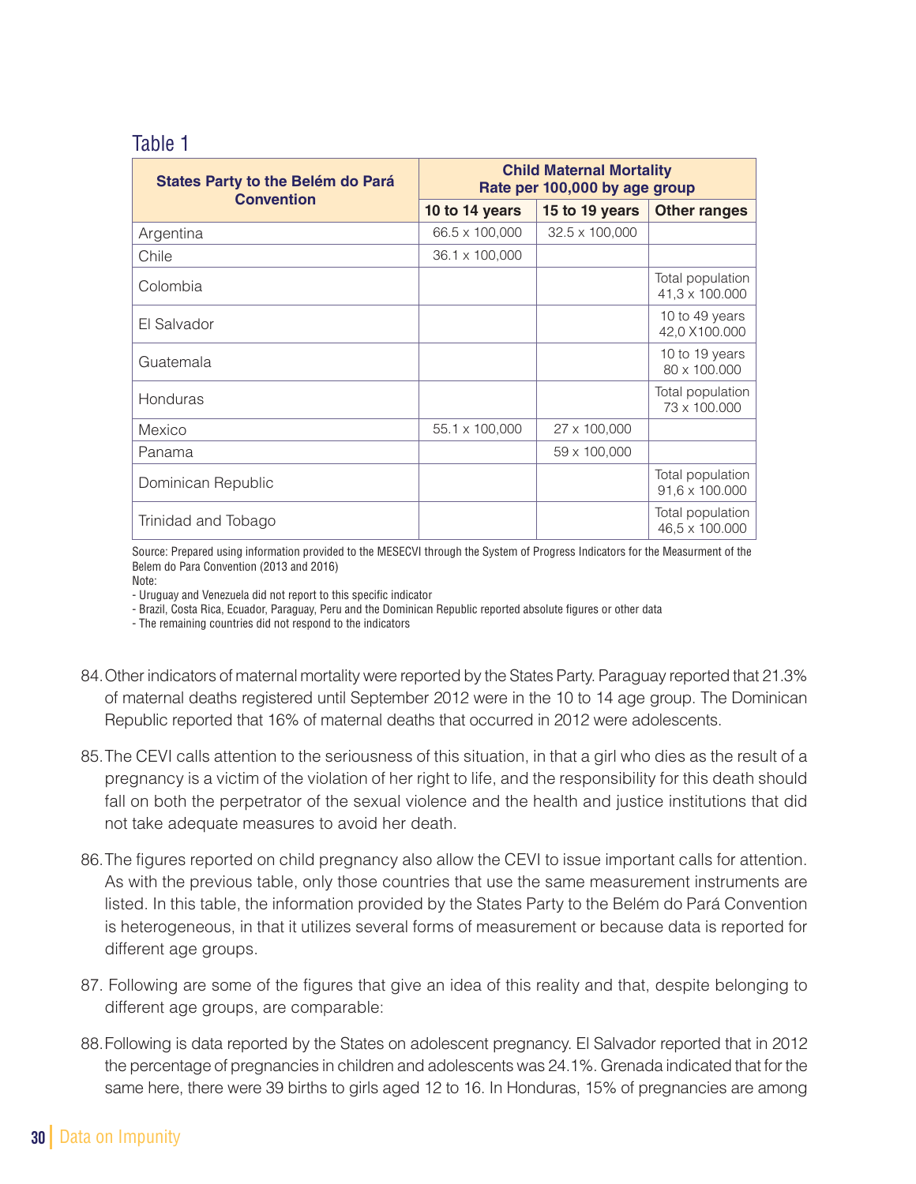Table 1

| States Party to the Belém do Pará Convention | Child Maternal Mortality Rate per 100,000 by age group | | |
|---|---|---|---|
| | 10 to 14 years | 15 to 19 years | Other ranges |
| Argentina | 66.5 x 100,000 | 32.5 x 100,000 | |
| Chile | 36.1 x 100,000 | | |
| Colombia | | | Total population 41,3 x 100.000 |
| El Salvador | | | 10 to 49 years 42,0 X100.000 |
| Guatemala | | | 10 to 19 years 80 x 100.000 |
| Honduras | | | Total population 73 x 100.000 |
| Mexico | 55.1 x 100,000 | 27 x 100,000 | |
| Panama | | 59 x 100,000 | |
| Dominican Republic | | | Total population 91,6 x 100.000 |
| Trinidad and Tobago | | | Total population 46,5 x 100.000 |

Source: Prepared using information provided to the MESECVI through the System of Progress Indicators for the Measurment of the Belem do Para Convention (2013 and 2016)
Note:
- Uruguay and Venezuela did not report to this specific indicator
- Brazil, Costa Rica, Ecuador, Paraguay, Peru and the Dominican Republic reported absolute figures or other data
- The remaining countries did not respond to the indicators

84. Other indicators of maternal mortality were reported by the States Party. Paraguay reported that 21.3% of maternal deaths registered until September 2012 were in the 10 to 14 age group. The Dominican Republic reported that 16% of maternal deaths that occurred in 2012 were adolescents.

85. The CEVI calls attention to the seriousness of this situation, in that a girl who dies as the result of a pregnancy is a victim of the violation of her right to life, and the responsibility for this death should fall on both the perpetrator of the sexual violence and the health and justice institutions that did not take adequate measures to avoid her death.

86. The figures reported on child pregnancy also allow the CEVI to issue important calls for attention. As with the previous table, only those countries that use the same measurement instruments are listed. In this table, the information provided by the States Party to the Belém do Pará Convention is heterogeneous, in that it utilizes several forms of measurement or because data is reported for different age groups.

87. Following are some of the figures that give an idea of this reality and that, despite belonging to different age groups, are comparable:

88. Following is data reported by the States on adolescent pregnancy. El Salvador reported that in 2012 the percentage of pregnancies in children and adolescents was 24.1%. Grenada indicated that for the same here, there were 39 births to girls aged 12 to 16. In Honduras, 15% of pregnancies are among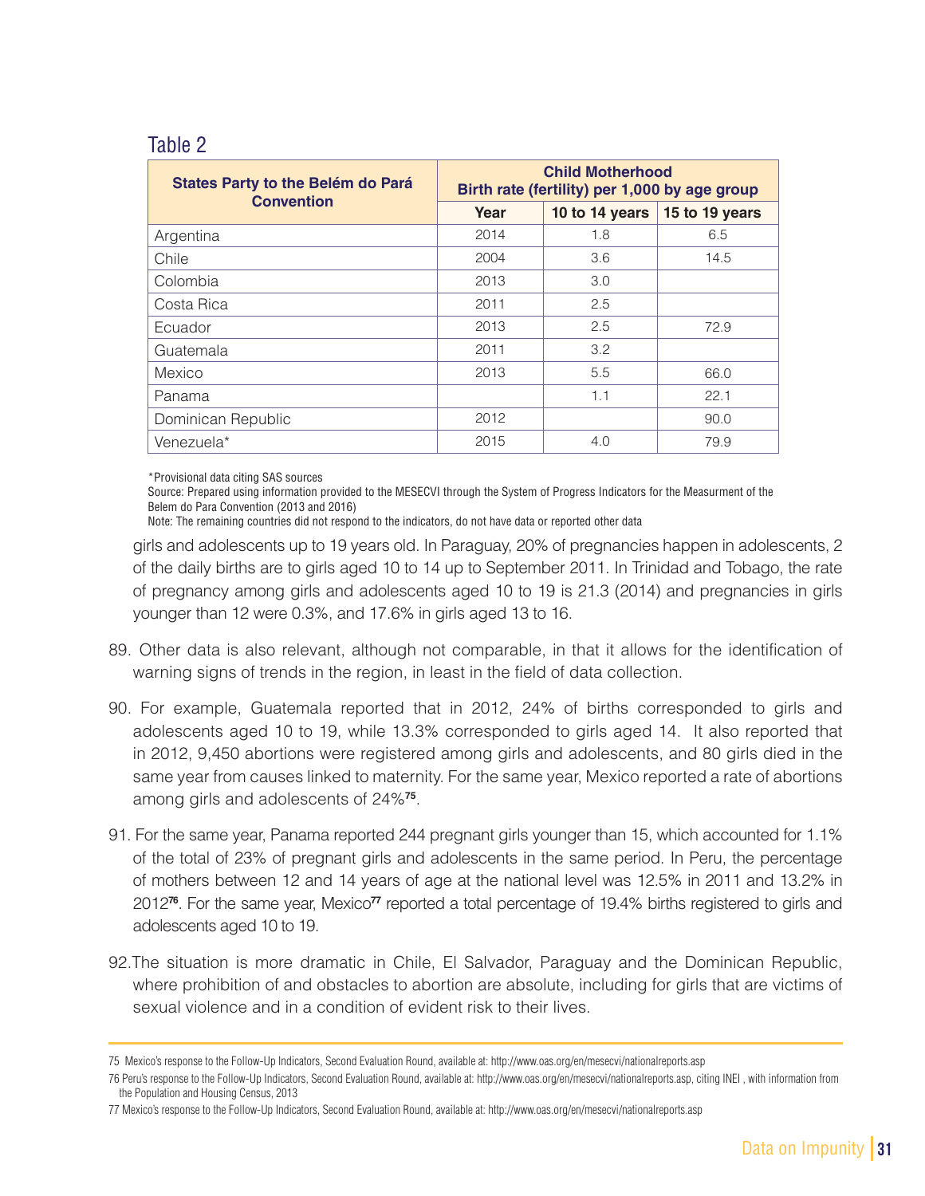Table 2

| States Party to the Belém do Pará Convention | Child Motherhood Birth rate (fertility) per 1,000 by age group | | |
|---|---|---|---|
| | Year | 10 to 14 years | 15 to 19 years |
| Argentina | 2014 | 1.8 | 6.5 |
| Chile | 2004 | 3.6 | 14.5 |
| Colombia | 2013 | 3.0 | |
| Costa Rica | 2011 | 2.5 | |
| Ecuador | 2013 | 2.5 | 72.9 |
| Guatemala | 2011 | 3.2 | |
| Mexico | 2013 | 5.5 | 66.0 |
| Panama | | 1.1 | 22.1 |
| Dominican Republic | 2012 | | 90.0 |
| Venezuela* | 2015 | 4.0 | 79.9 |

*Provisional data citing SAS sources

Source: Prepared using information provided to the MESECVI through the System of Progress Indicators for the Measurment of the Belem do Para Convention (2013 and 2016)

Note: The remaining countries did not respond to the indicators, do not have data or reported other data

girls and adolescents up to 19 years old. In Paraguay, 20% of pregnancies happen in adolescents, 2 of the daily births are to girls aged 10 to 14 up to September 2011. In Trinidad and Tobago, the rate of pregnancy among girls and adolescents aged 10 to 19 is 21.3 (2014) and pregnancies in girls younger than 12 were 0.3%, and 17.6% in girls aged 13 to 16.

89. Other data is also relevant, although not comparable, in that it allows for the identification of warning signs of trends in the region, in least in the field of data collection.

90. For example, Guatemala reported that in 2012, 24% of births corresponded to girls and adolescents aged 10 to 19, while 13.3% corresponded to girls aged 14. It also reported that in 2012, 9,450 abortions were registered among girls and adolescents, and 80 girls died in the same year from causes linked to maternity. For the same year, Mexico reported a rate of abortions among girls and adolescents of 24%[75].

91. For the same year, Panama reported 244 pregnant girls younger than 15, which accounted for 1.1% of the total of 23% of pregnant girls and adolescents in the same period. In Peru, the percentage of mothers between 12 and 14 years of age at the national level was 12.5% in 2011 and 13.2% in 2012[76]. For the same year, Mexico[77] reported a total percentage of 19.4% births registered to girls and adolescents aged 10 to 19.

92. The situation is more dramatic in Chile, El Salvador, Paraguay and the Dominican Republic, where prohibition of and obstacles to abortion are absolute, including for girls that are victims of sexual violence and in a condition of evident risk to their lives.

---

75 Mexico's response to the Follow-Up Indicators, Second Evaluation Round, available at: http://www.oas.org/en/mesecvi/nationalreports.asp

76 Peru's response to the Follow-Up Indicators, Second Evaluation Round, available at: http://www.oas.org/en/mesecvi/nationalreports.asp, citing INEI , with information from the Population and Housing Census, 2013

77 Mexico's response to the Follow-Up Indicators, Second Evaluation Round, available at: http://www.oas.org/en/mesecvi/nationalreports.asp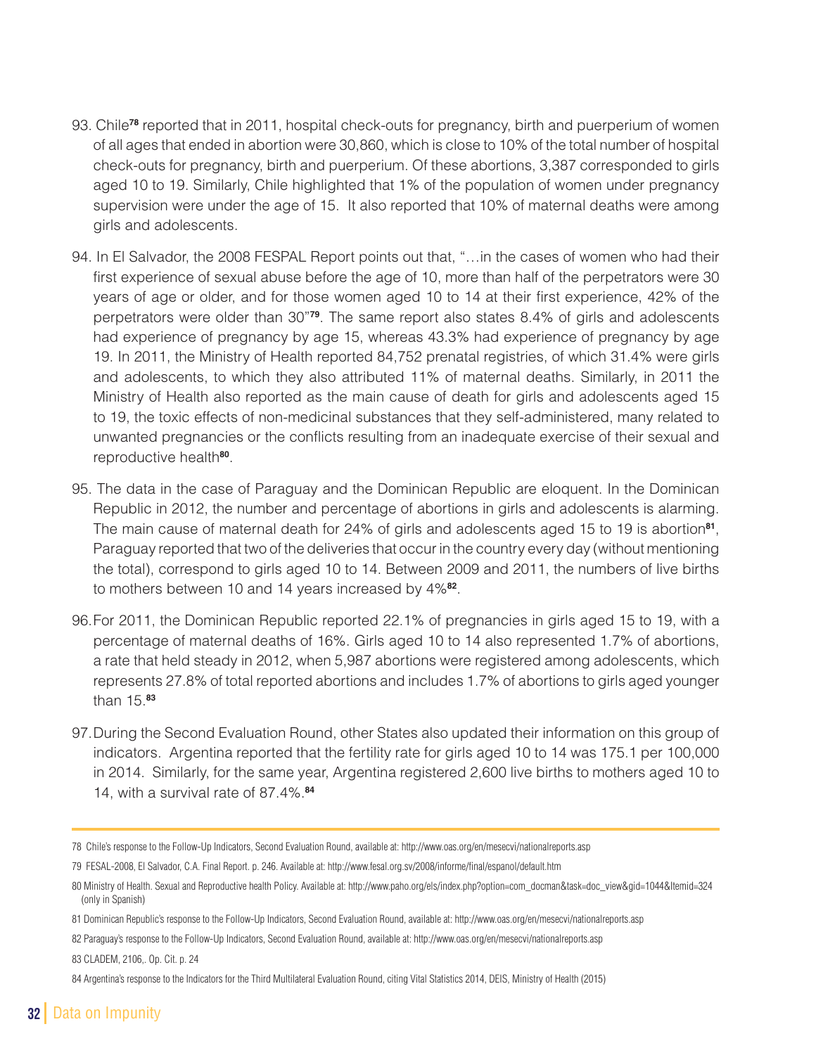93. Chile[78] reported that in 2011, hospital check-outs for pregnancy, birth and puerperium of women of all ages that ended in abortion were 30,860, which is close to 10% of the total number of hospital check-outs for pregnancy, birth and puerperium. Of these abortions, 3,387 corresponded to girls aged 10 to 19. Similarly, Chile highlighted that 1% of the population of women under pregnancy supervision were under the age of 15. It also reported that 10% of maternal deaths were among girls and adolescents.

94. In El Salvador, the 2008 FESPAL Report points out that, "…in the cases of women who had their first experience of sexual abuse before the age of 10, more than half of the perpetrators were 30 years of age or older, and for those women aged 10 to 14 at their first experience, 42% of the perpetrators were older than 30"[79]. The same report also states 8.4% of girls and adolescents had experience of pregnancy by age 15, whereas 43.3% had experience of pregnancy by age 19. In 2011, the Ministry of Health reported 84,752 prenatal registries, of which 31.4% were girls and adolescents, to which they also attributed 11% of maternal deaths. Similarly, in 2011 the Ministry of Health also reported as the main cause of death for girls and adolescents aged 15 to 19, the toxic effects of non-medicinal substances that they self-administered, many related to unwanted pregnancies or the conflicts resulting from an inadequate exercise of their sexual and reproductive health[80].

95. The data in the case of Paraguay and the Dominican Republic are eloquent. In the Dominican Republic in 2012, the number and percentage of abortions in girls and adolescents is alarming. The main cause of maternal death for 24% of girls and adolescents aged 15 to 19 is abortion[81], Paraguay reported that two of the deliveries that occur in the country every day (without mentioning the total), correspond to girls aged 10 to 14. Between 2009 and 2011, the numbers of live births to mothers between 10 and 14 years increased by 4%[82].

96. For 2011, the Dominican Republic reported 22.1% of pregnancies in girls aged 15 to 19, with a percentage of maternal deaths of 16%. Girls aged 10 to 14 also represented 1.7% of abortions, a rate that held steady in 2012, when 5,987 abortions were registered among adolescents, which represents 27.8% of total reported abortions and includes 1.7% of abortions to girls aged younger than 15.[83]

97. During the Second Evaluation Round, other States also updated their information on this group of indicators. Argentina reported that the fertility rate for girls aged 10 to 14 was 175.1 per 100,000 in 2014. Similarly, for the same year, Argentina registered 2,600 live births to mothers aged 10 to 14, with a survival rate of 87.4%.[84]

---

78 Chile's response to the Follow-Up Indicators, Second Evaluation Round, available at: http://www.oas.org/en/mesecvi/nationalreports.asp

79 FESAL-2008, El Salvador, C.A. Final Report. p. 246. Available at: http://www.fesal.org.sv/2008/informe/final/espanol/default.htm

80 Ministry of Health. Sexual and Reproductive health Policy. Available at: http://www.paho.org/els/index.php?option=com_docman&task=doc_view&gid=1044&Itemid=324 (only in Spanish)

81 Dominican Republic's response to the Follow-Up Indicators, Second Evaluation Round, available at: http://www.oas.org/en/mesecvi/nationalreports.asp

82 Paraguay's response to the Follow-Up Indicators, Second Evaluation Round, available at: http://www.oas.org/en/mesecvi/nationalreports.asp

83 CLADEM, 2106,. Op. Cit. p. 24

84 Argentina's response to the Indicators for the Third Multilateral Evaluation Round, citing Vital Statistics 2014, DEIS, Ministry of Health (2015)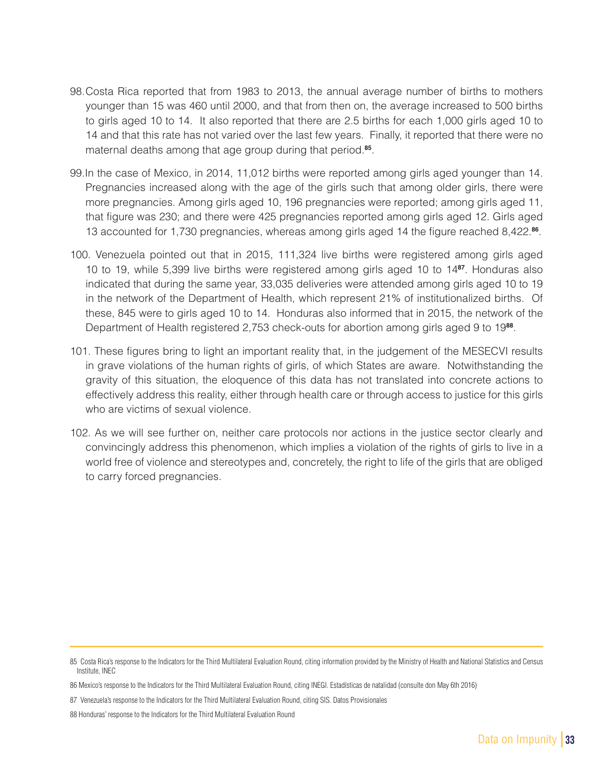98. Costa Rica reported that from 1983 to 2013, the annual average number of births to mothers younger than 15 was 460 until 2000, and that from then on, the average increased to 500 births to girls aged 10 to 14. It also reported that there are 2.5 births for each 1,000 girls aged 10 to 14 and that this rate has not varied over the last few years. Finally, it reported that there were no maternal deaths among that age group during that period.[85].

99. In the case of Mexico, in 2014, 11,012 births were reported among girls aged younger than 14. Pregnancies increased along with the age of the girls such that among older girls, there were more pregnancies. Among girls aged 10, 196 pregnancies were reported; among girls aged 11, that figure was 230; and there were 425 pregnancies reported among girls aged 12. Girls aged 13 accounted for 1,730 pregnancies, whereas among girls aged 14 the figure reached 8,422.[86].

100. Venezuela pointed out that in 2015, 111,324 live births were registered among girls aged 10 to 19, while 5,399 live births were registered among girls aged 10 to 14[87]. Honduras also indicated that during the same year, 33,035 deliveries were attended among girls aged 10 to 19 in the network of the Department of Health, which represent 21% of institutionalized births. Of these, 845 were to girls aged 10 to 14. Honduras also informed that in 2015, the network of the Department of Health registered 2,753 check-outs for abortion among girls aged 9 to 19[88].

101. These figures bring to light an important reality that, in the judgement of the MESECVI results in grave violations of the human rights of girls, of which States are aware. Notwithstanding the gravity of this situation, the eloquence of this data has not translated into concrete actions to effectively address this reality, either through health care or through access to justice for this girls who are victims of sexual violence.

102. As we will see further on, neither care protocols nor actions in the justice sector clearly and convincingly address this phenomenon, which implies a violation of the rights of girls to live in a world free of violence and stereotypes and, concretely, the right to life of the girls that are obliged to carry forced pregnancies.

---

85 Costa Rica's response to the Indicators for the Third Multilateral Evaluation Round, citing information provided by the Ministry of Health and National Statistics and Census Institute, INEC

86 Mexico's response to the Indicators for the Third Multilateral Evaluation Round, citing INEGI. Estadísticas de natalidad (consulte don May 6th 2016)

87 Venezuela's response to the Indicators for the Third Multilateral Evaluation Round, citing SIS. Datos Provisionales

88 Honduras' response to the Indicators for the Third Multilateral Evaluation Round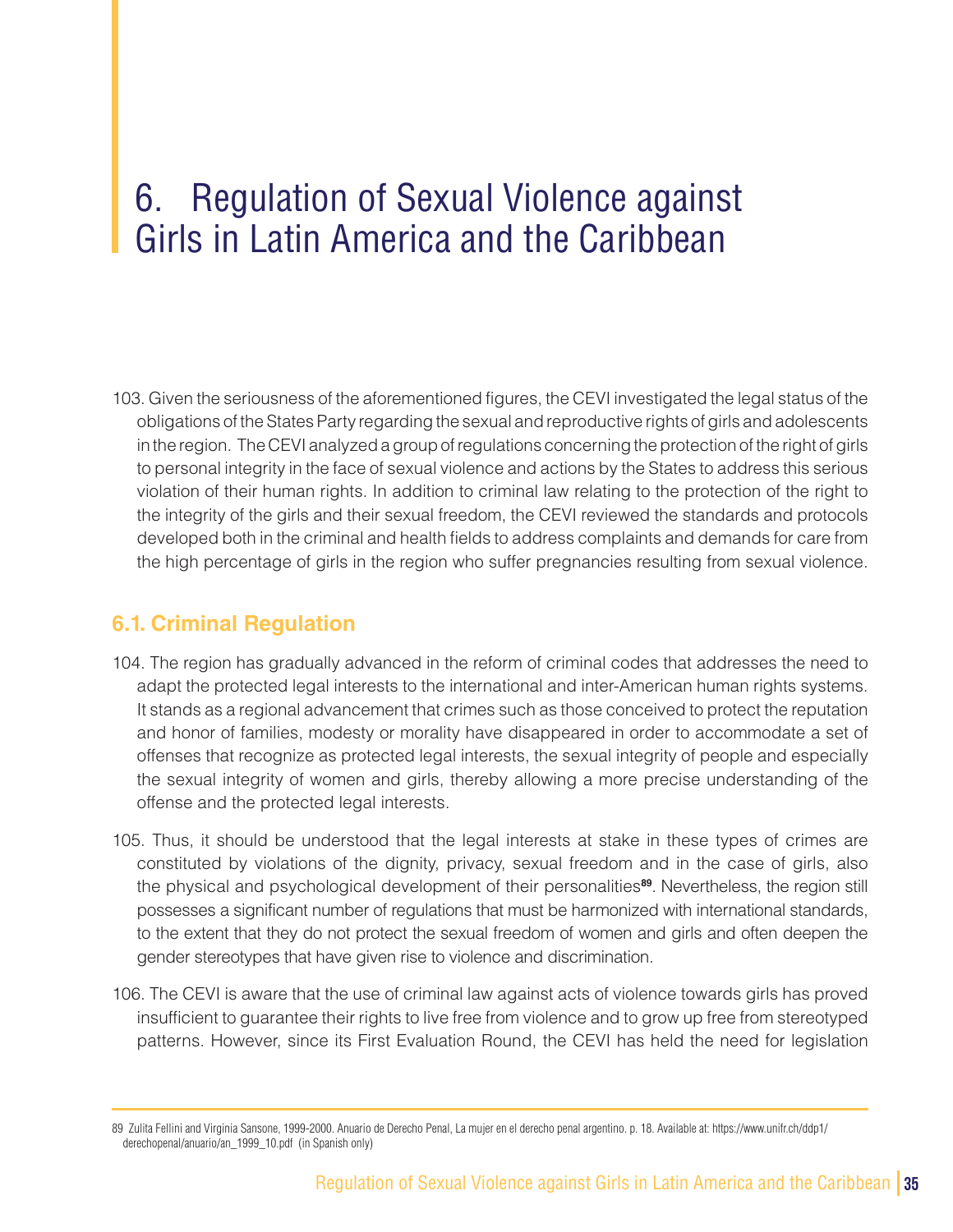# 6. Regulation of Sexual Violence against Girls in Latin America and the Caribbean

103. Given the seriousness of the aforementioned figures, the CEVI investigated the legal status of the obligations of the States Party regarding the sexual and reproductive rights of girls and adolescents in the region. The CEVI analyzed a group of regulations concerning the protection of the right of girls to personal integrity in the face of sexual violence and actions by the States to address this serious violation of their human rights. In addition to criminal law relating to the protection of the right to the integrity of the girls and their sexual freedom, the CEVI reviewed the standards and protocols developed both in the criminal and health fields to address complaints and demands for care from the high percentage of girls in the region who suffer pregnancies resulting from sexual violence.

## 6.1. Criminal Regulation

104. The region has gradually advanced in the reform of criminal codes that addresses the need to adapt the protected legal interests to the international and inter-American human rights systems. It stands as a regional advancement that crimes such as those conceived to protect the reputation and honor of families, modesty or morality have disappeared in order to accommodate a set of offenses that recognize as protected legal interests, the sexual integrity of people and especially the sexual integrity of women and girls, thereby allowing a more precise understanding of the offense and the protected legal interests.

105. Thus, it should be understood that the legal interests at stake in these types of crimes are constituted by violations of the dignity, privacy, sexual freedom and in the case of girls, also the physical and psychological development of their personalities[89]. Nevertheless, the region still possesses a significant number of regulations that must be harmonized with international standards, to the extent that they do not protect the sexual freedom of women and girls and often deepen the gender stereotypes that have given rise to violence and discrimination.

106. The CEVI is aware that the use of criminal law against acts of violence towards girls has proved insufficient to guarantee their rights to live free from violence and to grow up free from stereotyped patterns. However, since its First Evaluation Round, the CEVI has held the need for legislation

89 Zulita Fellini and Virginia Sansone, 1999-2000. Anuario de Derecho Penal, La mujer en el derecho penal argentino. p. 18. Available at: https://www.unifr.ch/ddp1/derechopenal/anuario/an_1999_10.pdf (in Spanish only)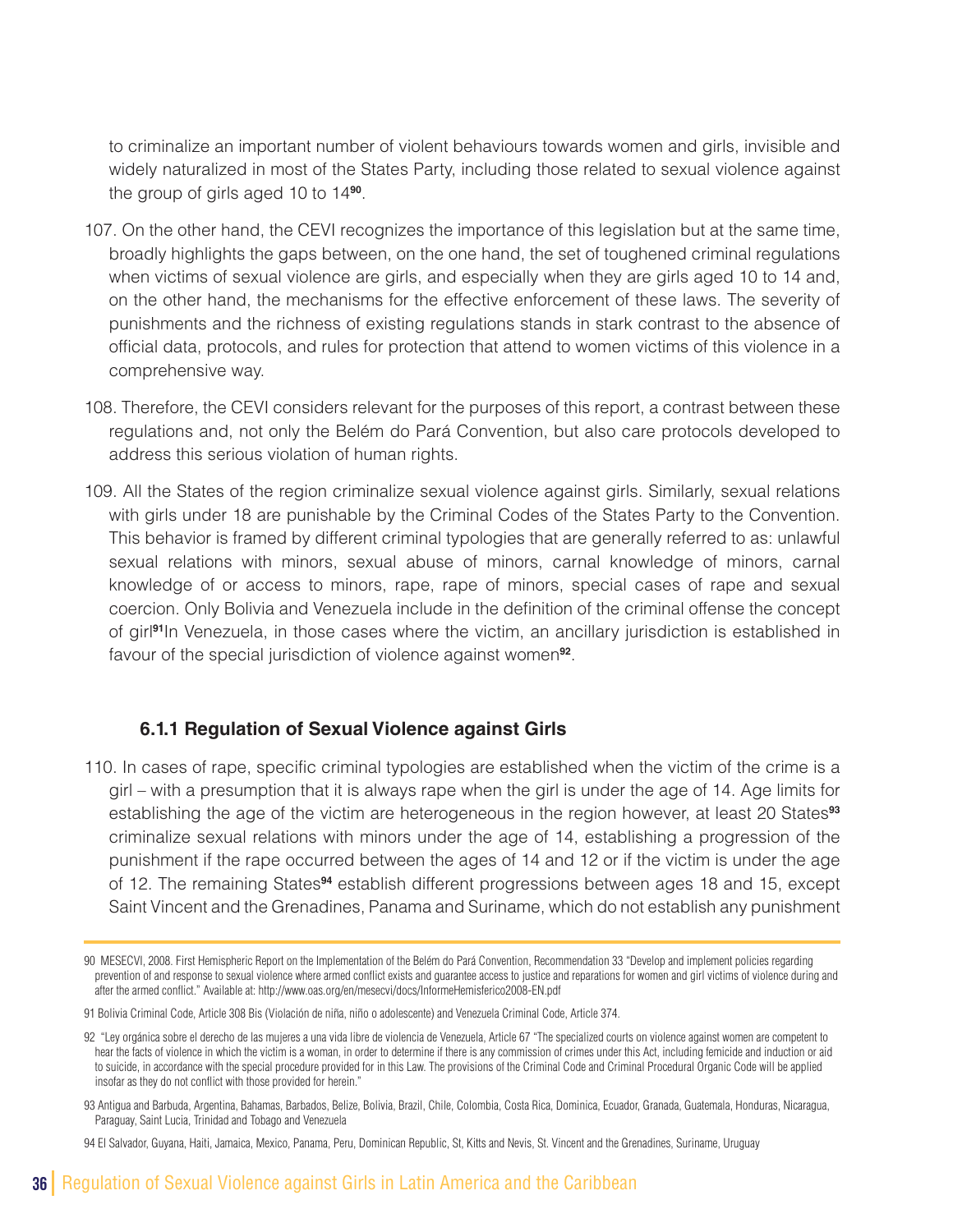to criminalize an important number of violent behaviours towards women and girls, invisible and widely naturalized in most of the States Party, including those related to sexual violence against the group of girls aged 10 to 14[90].

107. On the other hand, the CEVI recognizes the importance of this legislation but at the same time, broadly highlights the gaps between, on the one hand, the set of toughened criminal regulations when victims of sexual violence are girls, and especially when they are girls aged 10 to 14 and, on the other hand, the mechanisms for the effective enforcement of these laws. The severity of punishments and the richness of existing regulations stands in stark contrast to the absence of official data, protocols, and rules for protection that attend to women victims of this violence in a comprehensive way.

108. Therefore, the CEVI considers relevant for the purposes of this report, a contrast between these regulations and, not only the Belém do Pará Convention, but also care protocols developed to address this serious violation of human rights.

109. All the States of the region criminalize sexual violence against girls. Similarly, sexual relations with girls under 18 are punishable by the Criminal Codes of the States Party to the Convention. This behavior is framed by different criminal typologies that are generally referred to as: unlawful sexual relations with minors, sexual abuse of minors, carnal knowledge of minors, carnal knowledge of or access to minors, rape, rape of minors, special cases of rape and sexual coercion. Only Bolivia and Venezuela include in the definition of the criminal offense the concept of girl[91]In Venezuela, in those cases where the victim, an ancillary jurisdiction is established in favour of the special jurisdiction of violence against women[92].

### 6.1.1 Regulation of Sexual Violence against Girls

110. In cases of rape, specific criminal typologies are established when the victim of the crime is a girl – with a presumption that it is always rape when the girl is under the age of 14. Age limits for establishing the age of the victim are heterogeneous in the region however, at least 20 States[93] criminalize sexual relations with minors under the age of 14, establishing a progression of the punishment if the rape occurred between the ages of 14 and 12 or if the victim is under the age of 12. The remaining States[94] establish different progressions between ages 18 and 15, except Saint Vincent and the Grenadines, Panama and Suriname, which do not establish any punishment

---

90 MESECVI, 2008. First Hemispheric Report on the Implementation of the Belém do Pará Convention, Recommendation 33 "Develop and implement policies regarding prevention of and response to sexual violence where armed conflict exists and guarantee access to justice and reparations for women and girl victims of violence during and after the armed conflict." Available at: http://www.oas.org/en/mesecvi/docs/InformeHemisferico2008-EN.pdf

91 Bolivia Criminal Code, Article 308 Bis (Violación de niña, niño o adolescente) and Venezuela Criminal Code, Article 374.

92 "Ley orgánica sobre el derecho de las mujeres a una vida libre de violencia de Venezuela, Article 67 "The specialized courts on violence against women are competent to hear the facts of violence in which the victim is a woman, in order to determine if there is any commission of crimes under this Act, including femicide and induction or aid to suicide, in accordance with the special procedure provided for in this Law. The provisions of the Criminal Code and Criminal Procedural Organic Code will be applied insofar as they do not conflict with those provided for herein."

93 Antigua and Barbuda, Argentina, Bahamas, Barbados, Belize, Bolivia, Brazil, Chile, Colombia, Costa Rica, Dominica, Ecuador, Granada, Guatemala, Honduras, Nicaragua, Paraguay, Saint Lucia, Trinidad and Tobago and Venezuela

94 El Salvador, Guyana, Haiti, Jamaica, Mexico, Panama, Peru, Dominican Republic, St, Kitts and Nevis, St. Vincent and the Grenadines, Suriname, Uruguay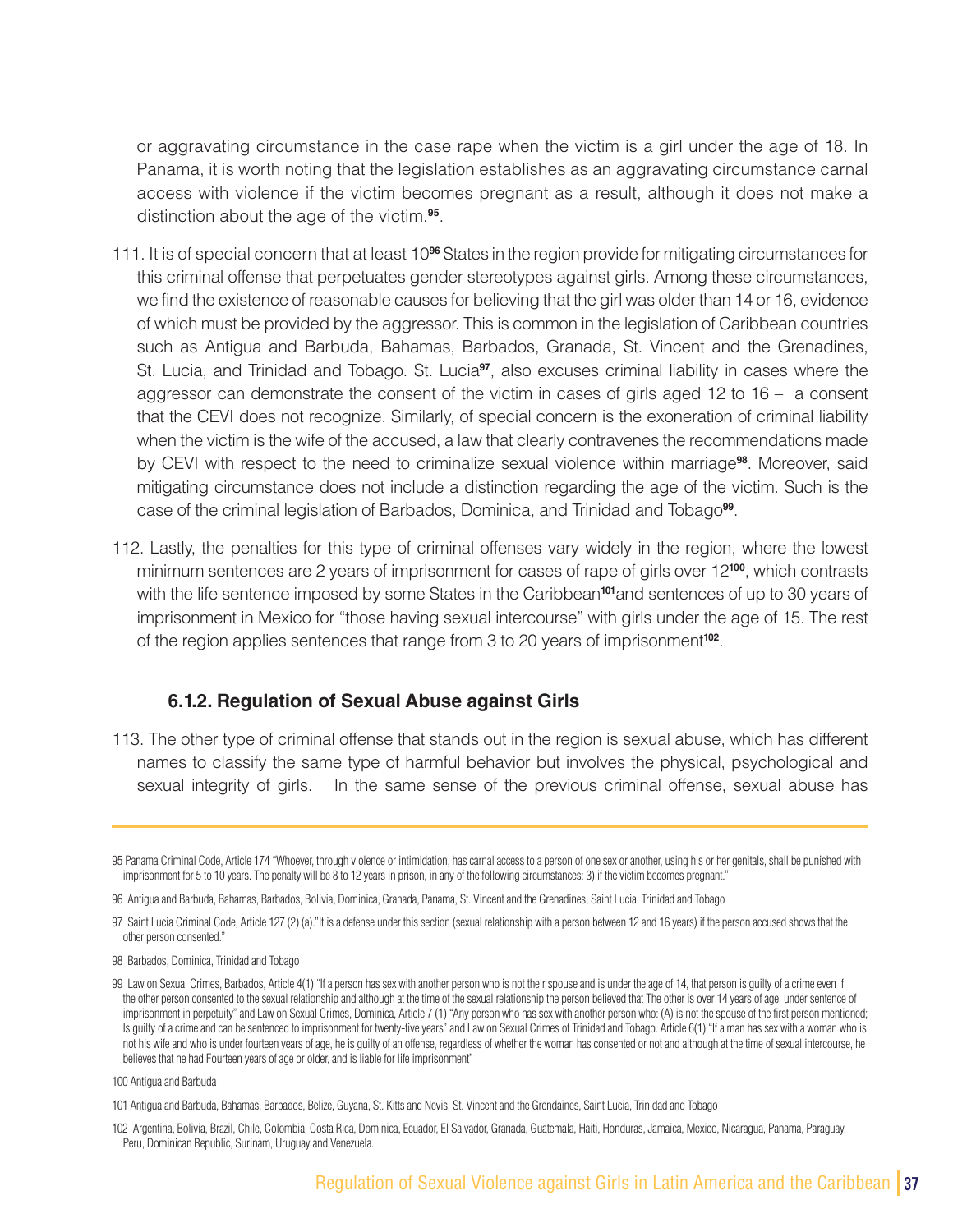or aggravating circumstance in the case rape when the victim is a girl under the age of 18. In Panama, it is worth noting that the legislation establishes as an aggravating circumstance carnal access with violence if the victim becomes pregnant as a result, although it does not make a distinction about the age of the victim.[95].

111. It is of special concern that at least 10[96] States in the region provide for mitigating circumstances for this criminal offense that perpetuates gender stereotypes against girls. Among these circumstances, we find the existence of reasonable causes for believing that the girl was older than 14 or 16, evidence of which must be provided by the aggressor. This is common in the legislation of Caribbean countries such as Antigua and Barbuda, Bahamas, Barbados, Granada, St. Vincent and the Grenadines, St. Lucia, and Trinidad and Tobago. St. Lucia[97], also excuses criminal liability in cases where the aggressor can demonstrate the consent of the victim in cases of girls aged 12 to 16 – a consent that the CEVI does not recognize. Similarly, of special concern is the exoneration of criminal liability when the victim is the wife of the accused, a law that clearly contravenes the recommendations made by CEVI with respect to the need to criminalize sexual violence within marriage[98]. Moreover, said mitigating circumstance does not include a distinction regarding the age of the victim. Such is the case of the criminal legislation of Barbados, Dominica, and Trinidad and Tobago[99].

112. Lastly, the penalties for this type of criminal offenses vary widely in the region, where the lowest minimum sentences are 2 years of imprisonment for cases of rape of girls over 12[100], which contrasts with the life sentence imposed by some States in the Caribbean[101] and sentences of up to 30 years of imprisonment in Mexico for "those having sexual intercourse" with girls under the age of 15. The rest of the region applies sentences that range from 3 to 20 years of imprisonment[102].

### 6.1.2. Regulation of Sexual Abuse against Girls

113. The other type of criminal offense that stands out in the region is sexual abuse, which has different names to classify the same type of harmful behavior but involves the physical, psychological and sexual integrity of girls. In the same sense of the previous criminal offense, sexual abuse has

---

95 Panama Criminal Code, Article 174 "Whoever, through violence or intimidation, has carnal access to a person of one sex or another, using his or her genitals, shall be punished with imprisonment for 5 to 10 years. The penalty will be 8 to 12 years in prison, in any of the following circumstances: 3) if the victim becomes pregnant."

96 Antigua and Barbuda, Bahamas, Barbados, Bolivia, Dominica, Granada, Panama, St. Vincent and the Grenadines, Saint Lucia, Trinidad and Tobago

97 Saint Lucia Criminal Code, Article 127 (2) (a)."It is a defense under this section (sexual relationship with a person between 12 and 16 years) if the person accused shows that the other person consented."

98 Barbados, Dominica, Trinidad and Tobago

99 Law on Sexual Crimes, Barbados, Article 4(1) "If a person has sex with another person who is not their spouse and is under the age of 14, that person is guilty of a crime even if the other person consented to the sexual relationship and although at the time of the sexual relationship the person believed that The other is over 14 years of age, under sentence of imprisonment in perpetuity" and Law on Sexual Crimes, Dominica, Article 7 (1) "Any person who has sex with another person who: (A) is not the spouse of the first person mentioned; Is guilty of a crime and can be sentenced to imprisonment for twenty-five years" and Law on Sexual Crimes of Trinidad and Tobago. Article 6(1) "If a man has sex with a woman who is not his wife and who is under fourteen years of age, he is guilty of an offense, regardless of whether the woman has consented or not and although at the time of sexual intercourse, he believes that he had Fourteen years of age or older, and is liable for life imprisonment"

100 Antigua and Barbuda

101 Antigua and Barbuda, Bahamas, Barbados, Belize, Guyana, St. Kitts and Nevis, St. Vincent and the Grendaines, Saint Lucia, Trinidad and Tobago

102 Argentina, Bolivia, Brazil, Chile, Colombia, Costa Rica, Dominica, Ecuador, El Salvador, Granada, Guatemala, Haiti, Honduras, Jamaica, Mexico, Nicaragua, Panama, Paraguay, Peru, Dominican Republic, Surinam, Uruguay and Venezuela.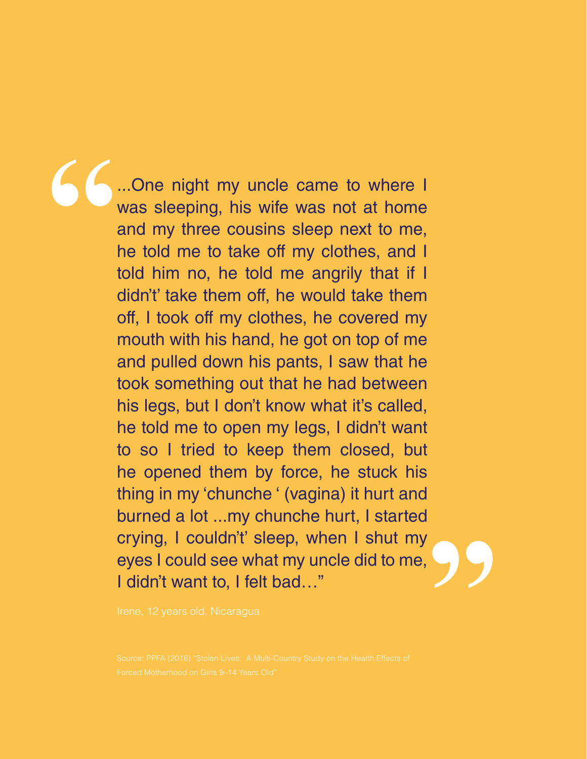> "...One night my uncle came to where I was sleeping, his wife was not at home and my three cousins sleep next to me, he told me to take off my clothes, and I told him no, he told me angrily that if I didn't' take them off, he would take them off, I took off my clothes, he covered my mouth with his hand, he got on top of me and pulled down his pants, I saw that he took something out that he had between his legs, but I don't know what it's called, he told me to open my legs, I didn't want to so I tried to keep them closed, but he opened them by force, he stuck his thing in my 'chunche ' (vagina) it hurt and burned a lot ...my chunche hurt, I started crying, I couldn't' sleep, when I shut my eyes I could see what my uncle did to me, I didn't want to, I felt bad…"

Irene, 12 years old, Nicaragua

Source: PPFA (2016) "Stolen Lives: A Multi-Country Study on the Health Effects of Forced Motherhood on Girls 9–14 Years Old"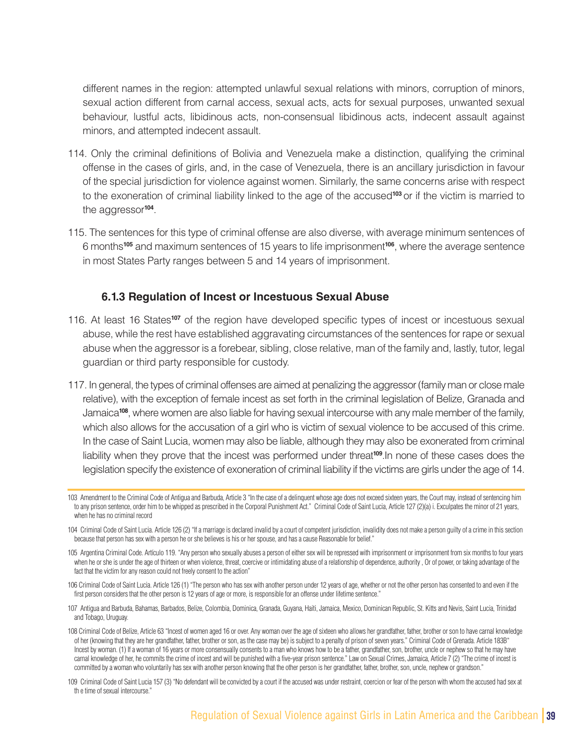different names in the region: attempted unlawful sexual relations with minors, corruption of minors, sexual action different from carnal access, sexual acts, acts for sexual purposes, unwanted sexual behaviour, lustful acts, libidinous acts, non-consensual libidinous acts, indecent assault against minors, and attempted indecent assault.

114. Only the criminal definitions of Bolivia and Venezuela make a distinction, qualifying the criminal offense in the cases of girls, and, in the case of Venezuela, there is an ancillary jurisdiction in favour of the special jurisdiction for violence against women. Similarly, the same concerns arise with respect to the exoneration of criminal liability linked to the age of the accused[103] or if the victim is married to the aggressor[104].

115. The sentences for this type of criminal offense are also diverse, with average minimum sentences of 6 months[105] and maximum sentences of 15 years to life imprisonment[106], where the average sentence in most States Party ranges between 5 and 14 years of imprisonment.

### 6.1.3 Regulation of Incest or Incestuous Sexual Abuse

116. At least 16 States[107] of the region have developed specific types of incest or incestuous sexual abuse, while the rest have established aggravating circumstances of the sentences for rape or sexual abuse when the aggressor is a forebear, sibling, close relative, man of the family and, lastly, tutor, legal guardian or third party responsible for custody.

117. In general, the types of criminal offenses are aimed at penalizing the aggressor (family man or close male relative), with the exception of female incest as set forth in the criminal legislation of Belize, Granada and Jamaica[108], where women are also liable for having sexual intercourse with any male member of the family, which also allows for the accusation of a girl who is victim of sexual violence to be accused of this crime. In the case of Saint Lucia, women may also be liable, although they may also be exonerated from criminal liability when they prove that the incest was performed under threat[109].In none of these cases does the legislation specify the existence of exoneration of criminal liability if the victims are girls under the age of 14.

---

103 Amendment to the Criminal Code of Antigua and Barbuda, Article 3 "In the case of a delinquent whose age does not exceed sixteen years, the Court may, instead of sentencing him to any prison sentence, order him to be whipped as prescribed in the Corporal Punishment Act." Criminal Code of Saint Lucia, Article 127 (2)(a) i. Exculpates the minor of 21 years, when he has no criminal record

104 Criminal Code of Saint Lucia. Article 126 (2) "If a marriage is declared invalid by a court of competent jurisdiction, invalidity does not make a person guilty of a crime in this section because that person has sex with a person he or she believes is his or her spouse, and has a cause Reasonable for belief."

105 Argentina Criminal Code. Artículo 119. "Any person who sexually abuses a person of either sex will be repressed with imprisonment or imprisonment from six months to four years when he or she is under the age of thirteen or when violence, threat, coercive or intimidating abuse of a relationship of dependence, authority , Or of power, or taking advantage of the fact that the victim for any reason could not freely consent to the action"

106 Criminal Code of Saint Lucia. Article 126 (1) "The person who has sex with another person under 12 years of age, whether or not the other person has consented to and even if the first person considers that the other person is 12 years of age or more, is responsible for an offense under lifetime sentence."

107 Antigua and Barbuda, Bahamas, Barbados, Belize, Colombia, Dominica, Granada, Guyana, Haiti, Jamaica, Mexico, Dominican Republic, St. Kitts and Nevis, Saint Lucia, Trinidad and Tobago, Uruguay.

108 Criminal Code of Belize, Article 63 "Incest of women aged 16 or over. Any woman over the age of sixteen who allows her grandfather, father, brother or son to have carnal knowledge of her (knowing that they are her grandfather, father, brother or son, as the case may be) is subject to a penalty of prison of seven years." Criminal Code of Grenada. Article 183B" Incest by woman. (1) If a woman of 16 years or more consensually consents to a man who knows how to be a father, grandfather, son, brother, uncle or nephew so that he may have carnal knowledge of her, he commits the crime of incest and will be punished with a five-year prison sentence." Law on Sexual Crimes, Jamaica, Article 7 (2) "The crime of incest is committed by a woman who voluntarily has sex with another person knowing that the other person is her grandfather, father, brother, son, uncle, nephew or grandson."

109 Criminal Code of Saint Lucia 157 (3) "No defendant will be convicted by a court if the accused was under restraint, coercion or fear of the person with whom the accused had sex at th e time of sexual intercourse."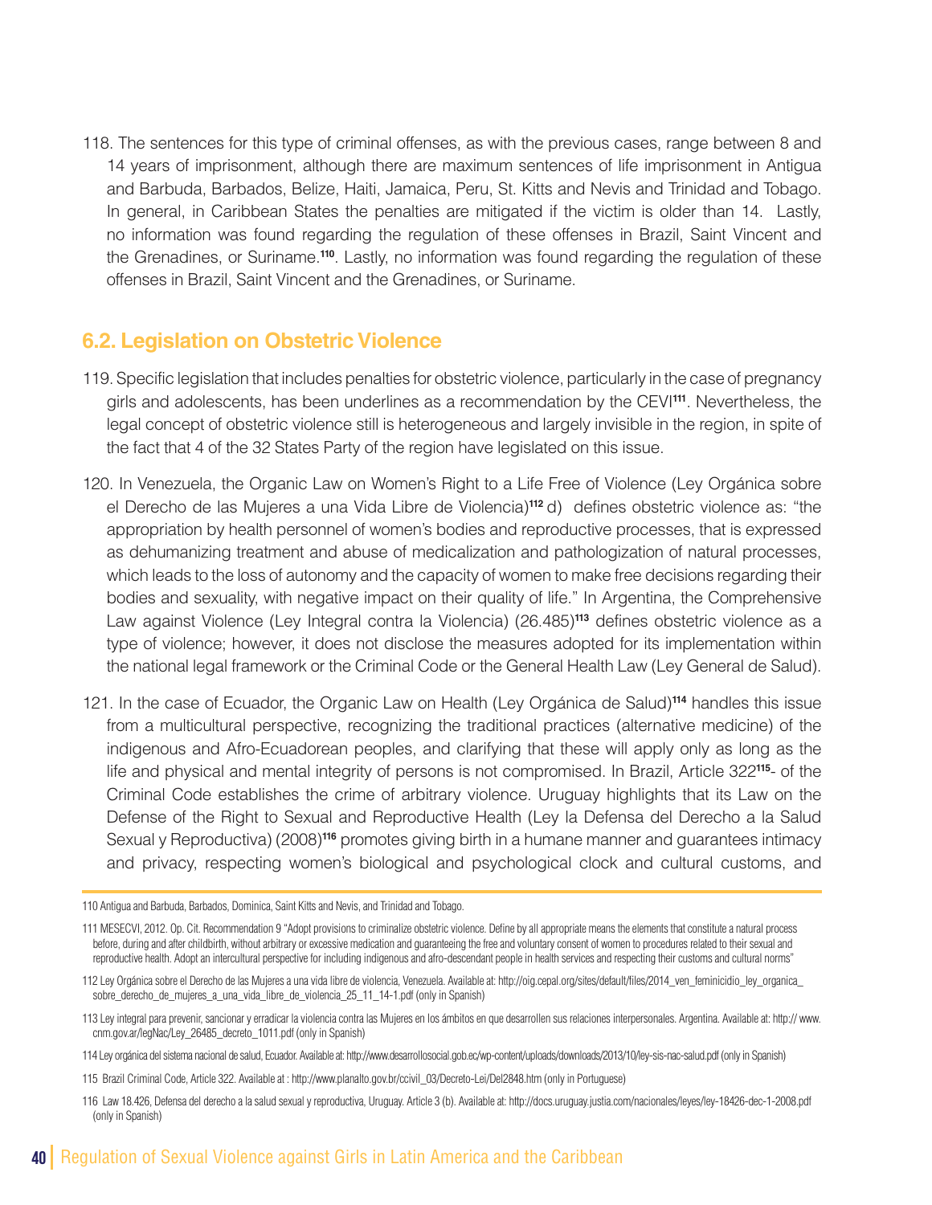118. The sentences for this type of criminal offenses, as with the previous cases, range between 8 and 14 years of imprisonment, although there are maximum sentences of life imprisonment in Antigua and Barbuda, Barbados, Belize, Haiti, Jamaica, Peru, St. Kitts and Nevis and Trinidad and Tobago. In general, in Caribbean States the penalties are mitigated if the victim is older than 14. Lastly, no information was found regarding the regulation of these offenses in Brazil, Saint Vincent and the Grenadines, or Suriname.[110]. Lastly, no information was found regarding the regulation of these offenses in Brazil, Saint Vincent and the Grenadines, or Suriname.

## 6.2. Legislation on Obstetric Violence

119. Specific legislation that includes penalties for obstetric violence, particularly in the case of pregnancy girls and adolescents, has been underlines as a recommendation by the CEVI[111]. Nevertheless, the legal concept of obstetric violence still is heterogeneous and largely invisible in the region, in spite of the fact that 4 of the 32 States Party of the region have legislated on this issue.

120. In Venezuela, the Organic Law on Women's Right to a Life Free of Violence (Ley Orgánica sobre el Derecho de las Mujeres a una Vida Libre de Violencia)[112] d) defines obstetric violence as: "the appropriation by health personnel of women's bodies and reproductive processes, that is expressed as dehumanizing treatment and abuse of medicalization and pathologization of natural processes, which leads to the loss of autonomy and the capacity of women to make free decisions regarding their bodies and sexuality, with negative impact on their quality of life." In Argentina, the Comprehensive Law against Violence (Ley Integral contra la Violencia) (26.485)[113] defines obstetric violence as a type of violence; however, it does not disclose the measures adopted for its implementation within the national legal framework or the Criminal Code or the General Health Law (Ley General de Salud).

121. In the case of Ecuador, the Organic Law on Health (Ley Orgánica de Salud)[114] handles this issue from a multicultural perspective, recognizing the traditional practices (alternative medicine) of the indigenous and Afro-Ecuadorean peoples, and clarifying that these will apply only as long as the life and physical and mental integrity of persons is not compromised. In Brazil, Article 322[115]- of the Criminal Code establishes the crime of arbitrary violence. Uruguay highlights that its Law on the Defense of the Right to Sexual and Reproductive Health (Ley la Defensa del Derecho a la Salud Sexual y Reproductiva) (2008)[116] promotes giving birth in a humane manner and guarantees intimacy and privacy, respecting women's biological and psychological clock and cultural customs, and

---

110 Antigua and Barbuda, Barbados, Dominica, Saint Kitts and Nevis, and Trinidad and Tobago.

111 MESECVI, 2012. Op. Cit. Recommendation 9 "Adopt provisions to criminalize obstetric violence. Define by all appropriate means the elements that constitute a natural process before, during and after childbirth, without arbitrary or excessive medication and guaranteeing the free and voluntary consent of women to procedures related to their sexual and reproductive health. Adopt an intercultural perspective for including indigenous and afro-descendant people in health services and respecting their customs and cultural norms"

112 Ley Orgánica sobre el Derecho de las Mujeres a una vida libre de violencia, Venezuela. Available at: http://oig.cepal.org/sites/default/files/2014_ven_feminicidio_ley_organica_sobre_derecho_de_mujeres_a_una_vida_libre_de_violencia_25_11_14-1.pdf (only in Spanish)

113 Ley integral para prevenir, sancionar y erradicar la violencia contra las Mujeres en los ámbitos en que desarrollen sus relaciones interpersonales. Argentina. Available at: http:// www.cnm.gov.ar/legNac/Ley_26485_decreto_1011.pdf (only in Spanish)

114 Ley orgánica del sistema nacional de salud, Ecuador. Available at: http://www.desarrollosocial.gob.ec/wp-content/uploads/downloads/2013/10/ley-sis-nac-salud.pdf (only in Spanish)

115 Brazil Criminal Code, Article 322. Available at : http://www.planalto.gov.br/ccivil_03/Decreto-Lei/Del2848.htm (only in Portuguese)

116 Law 18.426, Defensa del derecho a la salud sexual y reproductiva, Uruguay. Article 3 (b). Available at: http://docs.uruguay.justia.com/nacionales/leyes/ley-18426-dec-1-2008.pdf (only in Spanish)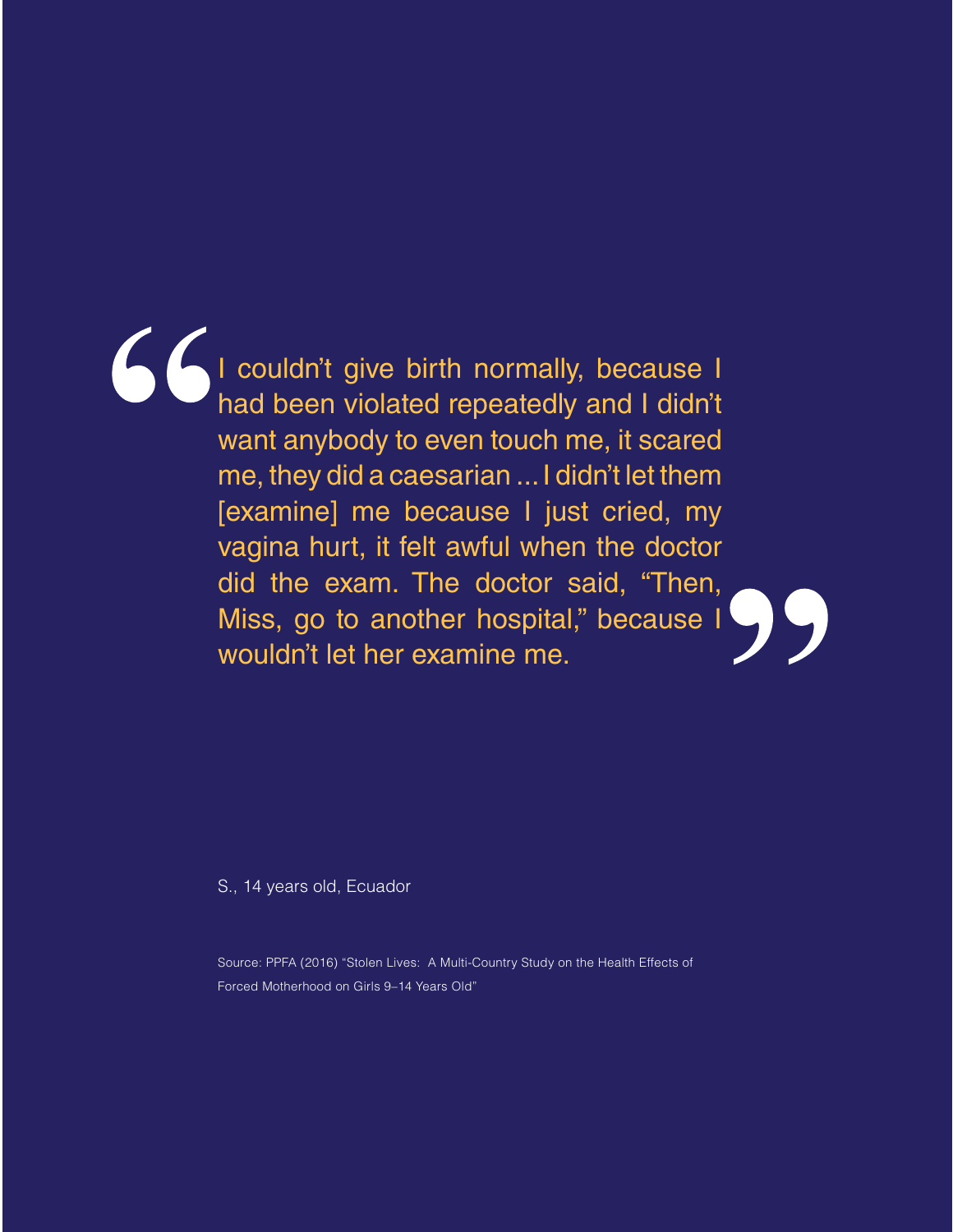> "I couldn't give birth normally, because I had been violated repeatedly and I didn't want anybody to even touch me, it scared me, they did a caesarian ... I didn't let them [examine] me because I just cried, my vagina hurt, it felt awful when the doctor did the exam. The doctor said, "Then, Miss, go to another hospital," because I wouldn't let her examine me."

S., 14 years old, Ecuador

Source: PPFA (2016) "Stolen Lives: A Multi-Country Study on the Health Effects of Forced Motherhood on Girls 9–14 Years Old"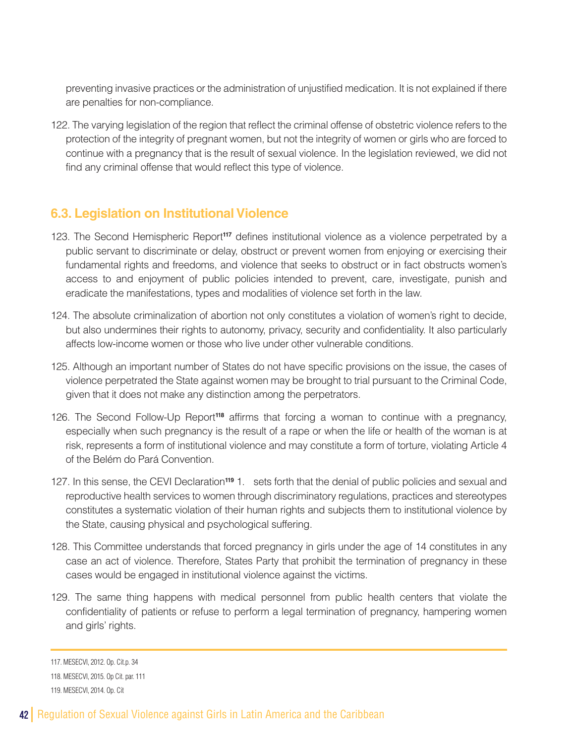preventing invasive practices or the administration of unjustified medication. It is not explained if there are penalties for non-compliance.

122. The varying legislation of the region that reflect the criminal offense of obstetric violence refers to the protection of the integrity of pregnant women, but not the integrity of women or girls who are forced to continue with a pregnancy that is the result of sexual violence. In the legislation reviewed, we did not find any criminal offense that would reflect this type of violence.

## 6.3. Legislation on Institutional Violence

123. The Second Hemispheric Report[117] defines institutional violence as a violence perpetrated by a public servant to discriminate or delay, obstruct or prevent women from enjoying or exercising their fundamental rights and freedoms, and violence that seeks to obstruct or in fact obstructs women's access to and enjoyment of public policies intended to prevent, care, investigate, punish and eradicate the manifestations, types and modalities of violence set forth in the law.

124. The absolute criminalization of abortion not only constitutes a violation of women's right to decide, but also undermines their rights to autonomy, privacy, security and confidentiality. It also particularly affects low-income women or those who live under other vulnerable conditions.

125. Although an important number of States do not have specific provisions on the issue, the cases of violence perpetrated the State against women may be brought to trial pursuant to the Criminal Code, given that it does not make any distinction among the perpetrators.

126. The Second Follow-Up Report[118] affirms that forcing a woman to continue with a pregnancy, especially when such pregnancy is the result of a rape or when the life or health of the woman is at risk, represents a form of institutional violence and may constitute a form of torture, violating Article 4 of the Belém do Pará Convention.

127. In this sense, the CEVI Declaration[119] 1. sets forth that the denial of public policies and sexual and reproductive health services to women through discriminatory regulations, practices and stereotypes constitutes a systematic violation of their human rights and subjects them to institutional violence by the State, causing physical and psychological suffering.

128. This Committee understands that forced pregnancy in girls under the age of 14 constitutes in any case an act of violence. Therefore, States Party that prohibit the termination of pregnancy in these cases would be engaged in institutional violence against the victims.

129. The same thing happens with medical personnel from public health centers that violate the confidentiality of patients or refuse to perform a legal termination of pregnancy, hampering women and girls' rights.

---

117. MESECVI, 2012. Op. Cit.p. 34

118. MESECVI, 2015. Op Cit. par. 111

119. MESECVI, 2014. Op. Cit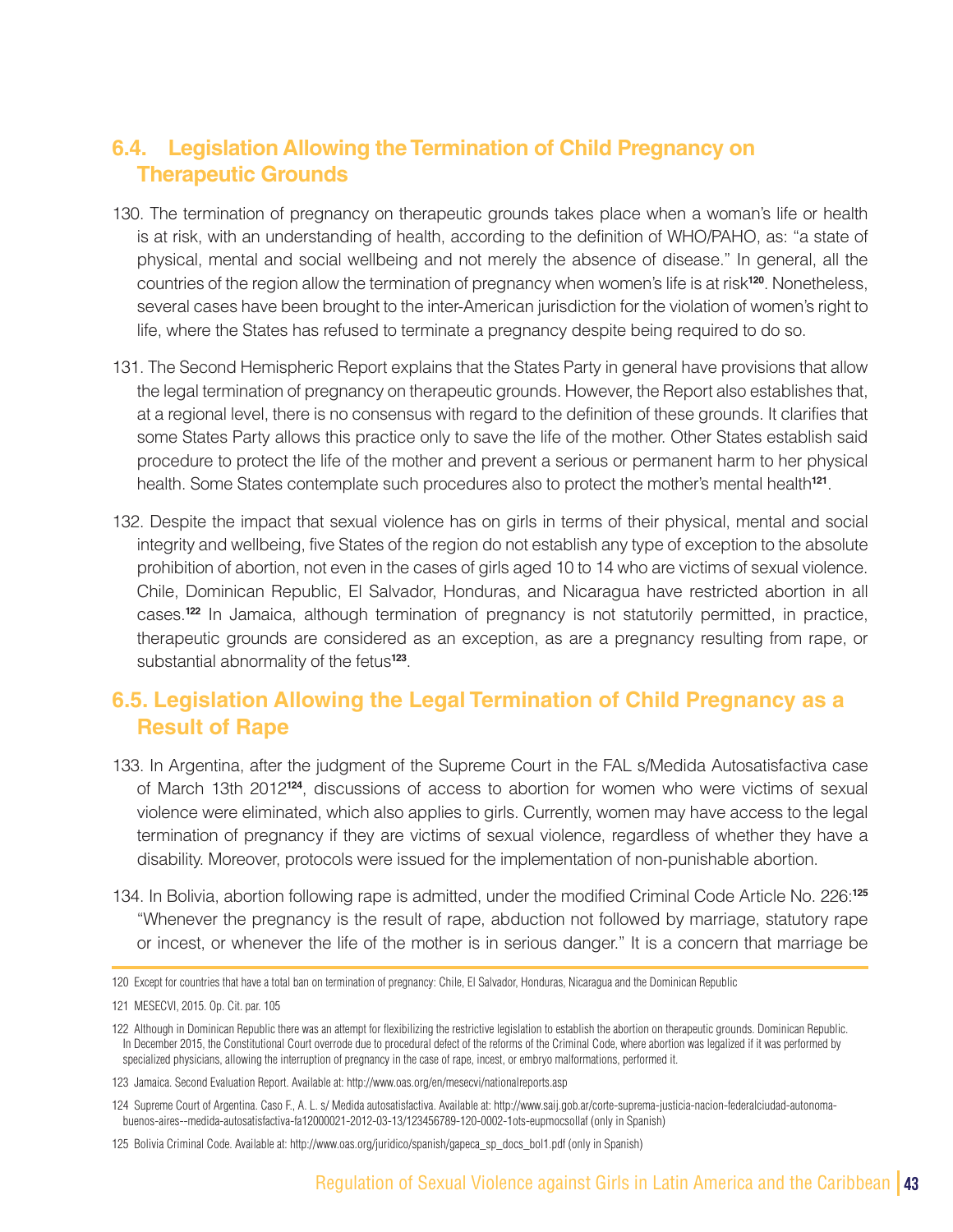## 6.4. Legislation Allowing the Termination of Child Pregnancy on Therapeutic Grounds

130. The termination of pregnancy on therapeutic grounds takes place when a woman's life or health is at risk, with an understanding of health, according to the definition of WHO/PAHO, as: "a state of physical, mental and social wellbeing and not merely the absence of disease." In general, all the countries of the region allow the termination of pregnancy when women's life is at risk[120]. Nonetheless, several cases have been brought to the inter-American jurisdiction for the violation of women's right to life, where the States has refused to terminate a pregnancy despite being required to do so.

131. The Second Hemispheric Report explains that the States Party in general have provisions that allow the legal termination of pregnancy on therapeutic grounds. However, the Report also establishes that, at a regional level, there is no consensus with regard to the definition of these grounds. It clarifies that some States Party allows this practice only to save the life of the mother. Other States establish said procedure to protect the life of the mother and prevent a serious or permanent harm to her physical health. Some States contemplate such procedures also to protect the mother's mental health[121].

132. Despite the impact that sexual violence has on girls in terms of their physical, mental and social integrity and wellbeing, five States of the region do not establish any type of exception to the absolute prohibition of abortion, not even in the cases of girls aged 10 to 14 who are victims of sexual violence. Chile, Dominican Republic, El Salvador, Honduras, and Nicaragua have restricted abortion in all cases.[122] In Jamaica, although termination of pregnancy is not statutorily permitted, in practice, therapeutic grounds are considered as an exception, as are a pregnancy resulting from rape, or substantial abnormality of the fetus[123].

## 6.5. Legislation Allowing the Legal Termination of Child Pregnancy as a Result of Rape

133. In Argentina, after the judgment of the Supreme Court in the FAL s/Medida Autosatisfactiva case of March 13th 2012[124], discussions of access to abortion for women who were victims of sexual violence were eliminated, which also applies to girls. Currently, women may have access to the legal termination of pregnancy if they are victims of sexual violence, regardless of whether they have a disability. Moreover, protocols were issued for the implementation of non-punishable abortion.

134. In Bolivia, abortion following rape is admitted, under the modified Criminal Code Article No. 226:[125] "Whenever the pregnancy is the result of rape, abduction not followed by marriage, statutory rape or incest, or whenever the life of the mother is in serious danger." It is a concern that marriage be

---

120 Except for countries that have a total ban on termination of pregnancy: Chile, El Salvador, Honduras, Nicaragua and the Dominican Republic

121 MESECVI, 2015. Op. Cit. par. 105

122 Although in Dominican Republic there was an attempt for flexibilizing the restrictive legislation to establish the abortion on therapeutic grounds. Dominican Republic. In December 2015, the Constitutional Court overrode due to procedural defect of the reforms of the Criminal Code, where abortion was legalized if it was performed by specialized physicians, allowing the interruption of pregnancy in the case of rape, incest, or embryo malformations, performed it.

123 Jamaica. Second Evaluation Report. Available at: http://www.oas.org/en/mesecvi/nationalreports.asp

124 Supreme Court of Argentina. Caso F., A. L. s/ Medida autosatisfactiva. Available at: http://www.saij.gob.ar/corte-suprema-justicia-nacion-federalciudad-autonoma-buenos-aires--medida-autosatisfactiva-fa12000021-2012-03-13/123456789-120-0002-1ots-eupmocsollaf (only in Spanish)

125 Bolivia Criminal Code. Available at: http://www.oas.org/juridico/spanish/gapeca_sp_docs_bol1.pdf (only in Spanish)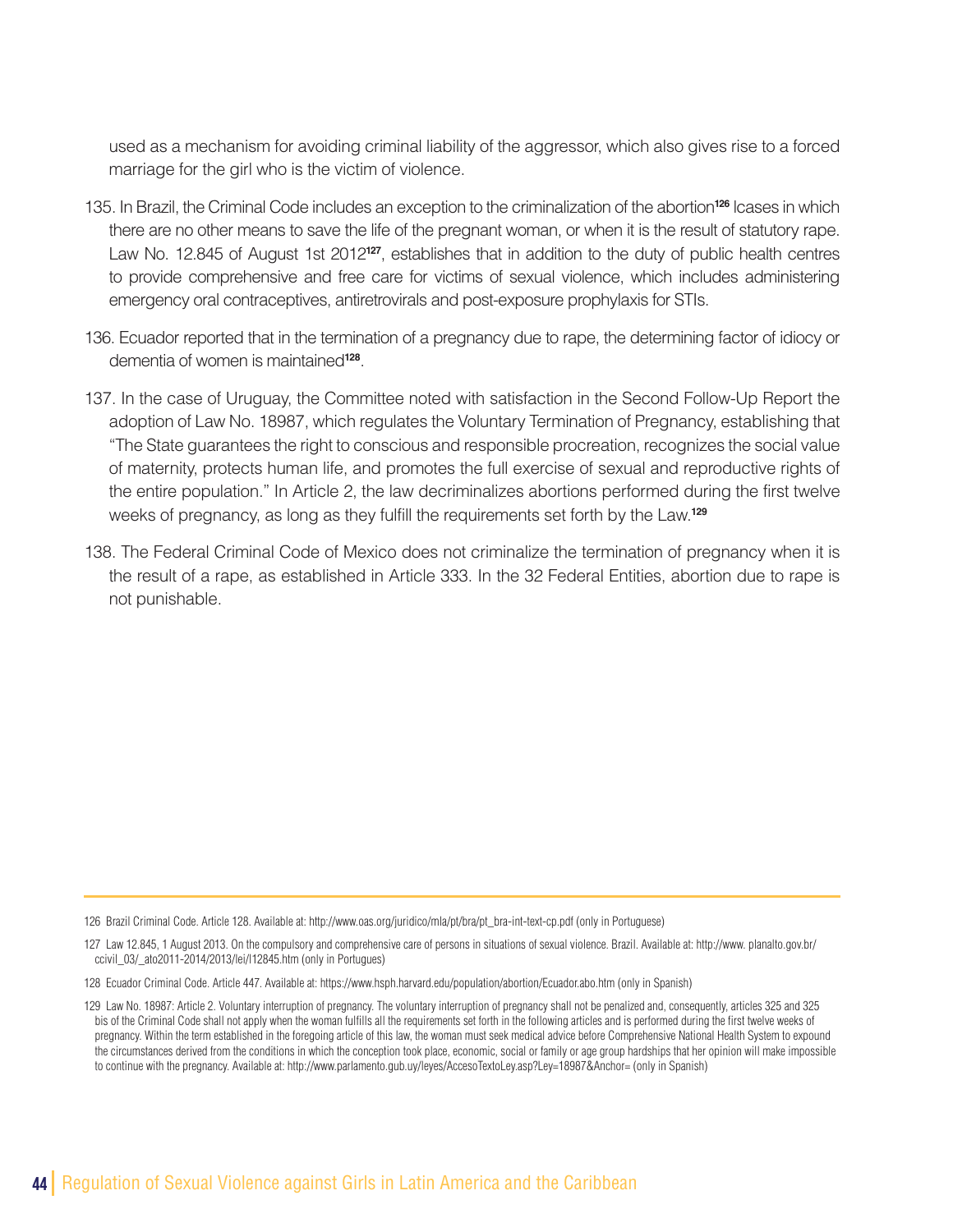used as a mechanism for avoiding criminal liability of the aggressor, which also gives rise to a forced marriage for the girl who is the victim of violence.

135. In Brazil, the Criminal Code includes an exception to the criminalization of the abortion[126] lcases in which there are no other means to save the life of the pregnant woman, or when it is the result of statutory rape. Law No. 12.845 of August 1st 2012[127], establishes that in addition to the duty of public health centres to provide comprehensive and free care for victims of sexual violence, which includes administering emergency oral contraceptives, antiretrovirals and post-exposure prophylaxis for STIs.

136. Ecuador reported that in the termination of a pregnancy due to rape, the determining factor of idiocy or dementia of women is maintained[128].

137. In the case of Uruguay, the Committee noted with satisfaction in the Second Follow-Up Report the adoption of Law No. 18987, which regulates the Voluntary Termination of Pregnancy, establishing that "The State guarantees the right to conscious and responsible procreation, recognizes the social value of maternity, protects human life, and promotes the full exercise of sexual and reproductive rights of the entire population." In Article 2, the law decriminalizes abortions performed during the first twelve weeks of pregnancy, as long as they fulfill the requirements set forth by the Law.[129]

138. The Federal Criminal Code of Mexico does not criminalize the termination of pregnancy when it is the result of a rape, as established in Article 333. In the 32 Federal Entities, abortion due to rape is not punishable.

---

126 Brazil Criminal Code. Article 128. Available at: http://www.oas.org/juridico/mla/pt/bra/pt_bra-int-text-cp.pdf (only in Portuguese)

127 Law 12.845, 1 August 2013. On the compulsory and comprehensive care of persons in situations of sexual violence. Brazil. Available at: http://www. planalto.gov.br/ccivil_03/_ato2011-2014/2013/lei/l12845.htm (only in Portugues)

128 Ecuador Criminal Code. Article 447. Available at: https://www.hsph.harvard.edu/population/abortion/Ecuador.abo.htm (only in Spanish)

129 Law No. 18987: Article 2. Voluntary interruption of pregnancy. The voluntary interruption of pregnancy shall not be penalized and, consequently, articles 325 and 325 bis of the Criminal Code shall not apply when the woman fulfills all the requirements set forth in the following articles and is performed during the first twelve weeks of pregnancy. Within the term established in the foregoing article of this law, the woman must seek medical advice before Comprehensive National Health System to expound the circumstances derived from the conditions in which the conception took place, economic, social or family or age group hardships that her opinion will make impossible to continue with the pregnancy. Available at: http://www.parlamento.gub.uy/leyes/AccesoTextoLey.asp?Ley=18987&Anchor= (only in Spanish)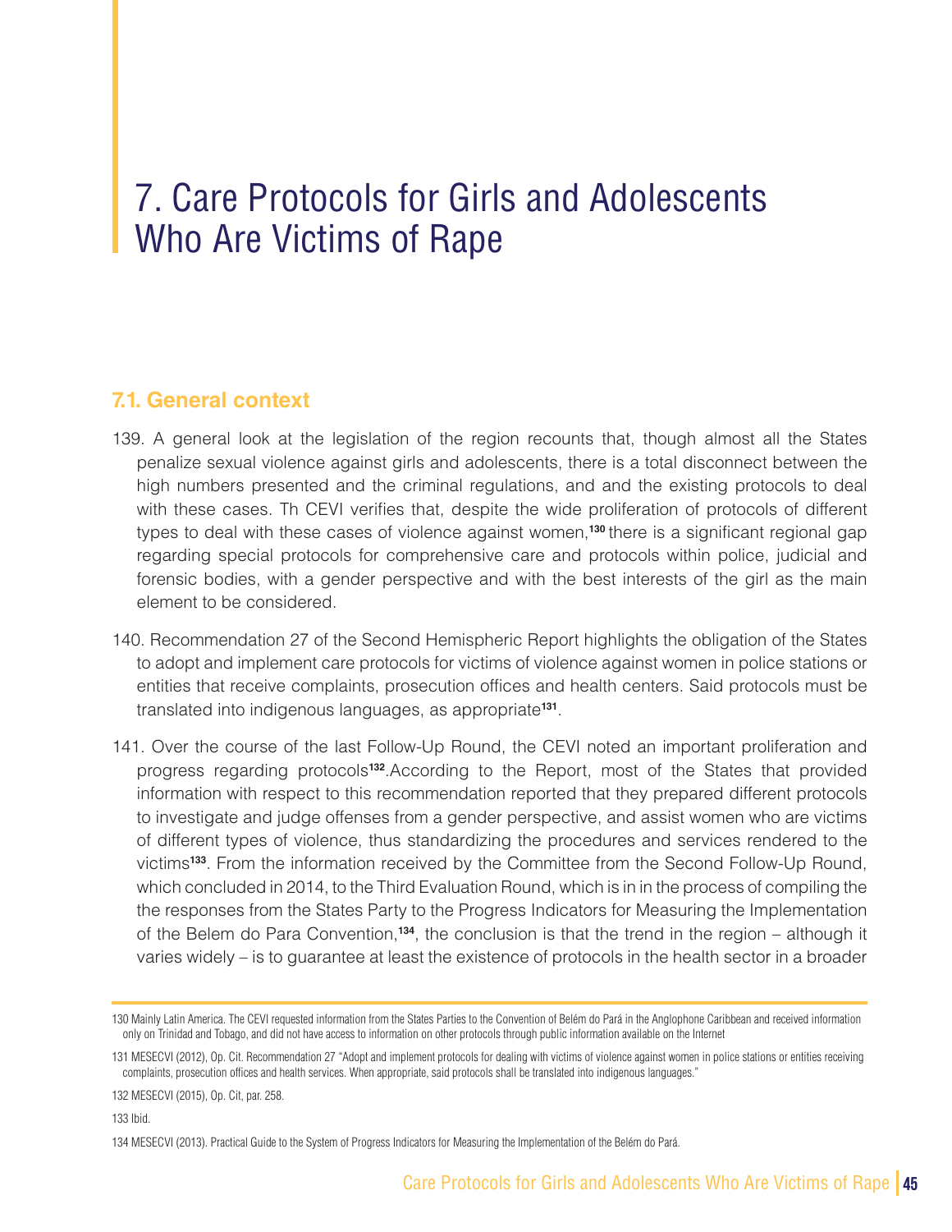# 7. Care Protocols for Girls and Adolescents Who Are Victims of Rape

## 7.1. General context

139. A general look at the legislation of the region recounts that, though almost all the States penalize sexual violence against girls and adolescents, there is a total disconnect between the high numbers presented and the criminal regulations, and and the existing protocols to deal with these cases. Th CEVI verifies that, despite the wide proliferation of protocols of different types to deal with these cases of violence against women,[130] there is a significant regional gap regarding special protocols for comprehensive care and protocols within police, judicial and forensic bodies, with a gender perspective and with the best interests of the girl as the main element to be considered.

140. Recommendation 27 of the Second Hemispheric Report highlights the obligation of the States to adopt and implement care protocols for victims of violence against women in police stations or entities that receive complaints, prosecution offices and health centers. Said protocols must be translated into indigenous languages, as appropriate[131].

141. Over the course of the last Follow-Up Round, the CEVI noted an important proliferation and progress regarding protocols[132].According to the Report, most of the States that provided information with respect to this recommendation reported that they prepared different protocols to investigate and judge offenses from a gender perspective, and assist women who are victims of different types of violence, thus standardizing the procedures and services rendered to the victims[133]. From the information received by the Committee from the Second Follow-Up Round, which concluded in 2014, to the Third Evaluation Round, which is in in the process of compiling the the responses from the States Party to the Progress Indicators for Measuring the Implementation of the Belem do Para Convention,[134], the conclusion is that the trend in the region – although it varies widely – is to guarantee at least the existence of protocols in the health sector in a broader

---

130 Mainly Latin America. The CEVI requested information from the States Parties to the Convention of Belém do Pará in the Anglophone Caribbean and received information only on Trinidad and Tobago, and did not have access to information on other protocols through public information available on the Internet

131 MESECVI (2012), Op. Cit. Recommendation 27 "Adopt and implement protocols for dealing with victims of violence against women in police stations or entities receiving complaints, prosecution offices and health services. When appropriate, said protocols shall be translated into indigenous languages."

132 MESECVI (2015), Op. Cit, par. 258.

133 Ibid.

134 MESECVI (2013). Practical Guide to the System of Progress Indicators for Measuring the Implementation of the Belém do Pará.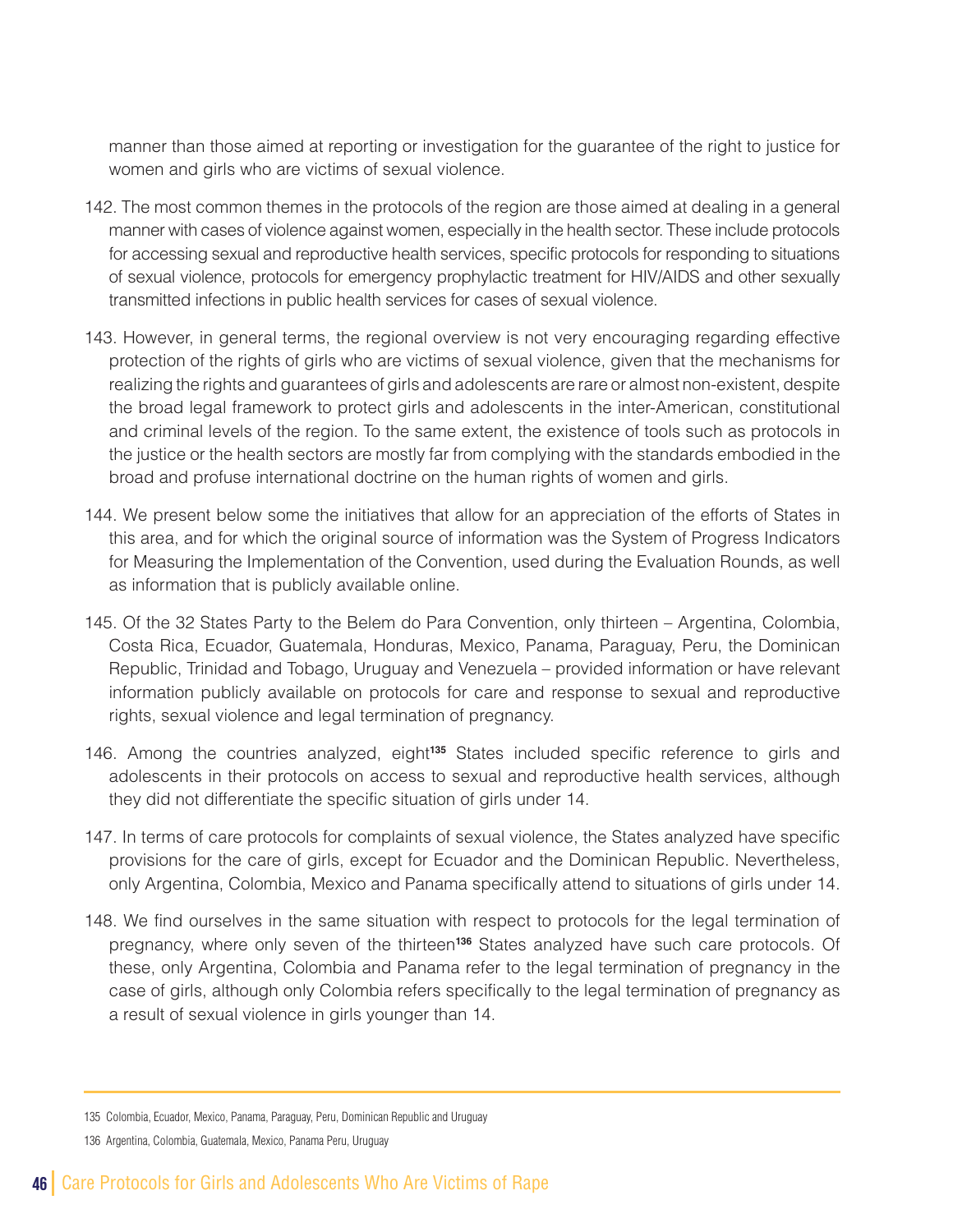manner than those aimed at reporting or investigation for the guarantee of the right to justice for women and girls who are victims of sexual violence.

142. The most common themes in the protocols of the region are those aimed at dealing in a general manner with cases of violence against women, especially in the health sector. These include protocols for accessing sexual and reproductive health services, specific protocols for responding to situations of sexual violence, protocols for emergency prophylactic treatment for HIV/AIDS and other sexually transmitted infections in public health services for cases of sexual violence.

143. However, in general terms, the regional overview is not very encouraging regarding effective protection of the rights of girls who are victims of sexual violence, given that the mechanisms for realizing the rights and guarantees of girls and adolescents are rare or almost non-existent, despite the broad legal framework to protect girls and adolescents in the inter-American, constitutional and criminal levels of the region. To the same extent, the existence of tools such as protocols in the justice or the health sectors are mostly far from complying with the standards embodied in the broad and profuse international doctrine on the human rights of women and girls.

144. We present below some the initiatives that allow for an appreciation of the efforts of States in this area, and for which the original source of information was the System of Progress Indicators for Measuring the Implementation of the Convention, used during the Evaluation Rounds, as well as information that is publicly available online.

145. Of the 32 States Party to the Belem do Para Convention, only thirteen – Argentina, Colombia, Costa Rica, Ecuador, Guatemala, Honduras, Mexico, Panama, Paraguay, Peru, the Dominican Republic, Trinidad and Tobago, Uruguay and Venezuela – provided information or have relevant information publicly available on protocols for care and response to sexual and reproductive rights, sexual violence and legal termination of pregnancy.

146. Among the countries analyzed, eight[135] States included specific reference to girls and adolescents in their protocols on access to sexual and reproductive health services, although they did not differentiate the specific situation of girls under 14.

147. In terms of care protocols for complaints of sexual violence, the States analyzed have specific provisions for the care of girls, except for Ecuador and the Dominican Republic. Nevertheless, only Argentina, Colombia, Mexico and Panama specifically attend to situations of girls under 14.

148. We find ourselves in the same situation with respect to protocols for the legal termination of pregnancy, where only seven of the thirteen[136] States analyzed have such care protocols. Of these, only Argentina, Colombia and Panama refer to the legal termination of pregnancy in the case of girls, although only Colombia refers specifically to the legal termination of pregnancy as a result of sexual violence in girls younger than 14.

---

135 Colombia, Ecuador, Mexico, Panama, Paraguay, Peru, Dominican Republic and Uruguay

136 Argentina, Colombia, Guatemala, Mexico, Panama Peru, Uruguay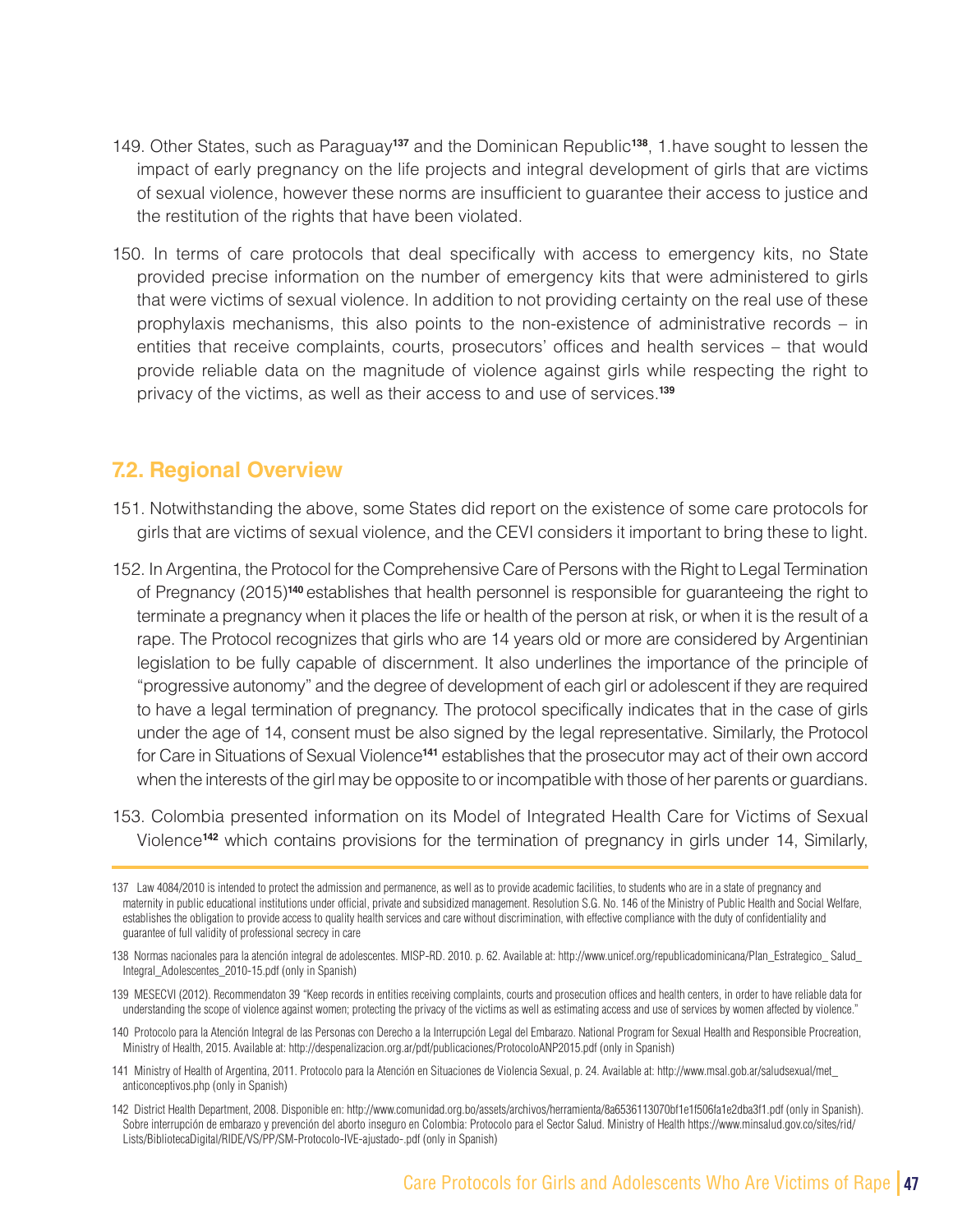149. Other States, such as Paraguay[137] and the Dominican Republic[138], 1.have sought to lessen the impact of early pregnancy on the life projects and integral development of girls that are victims of sexual violence, however these norms are insufficient to guarantee their access to justice and the restitution of the rights that have been violated.

150. In terms of care protocols that deal specifically with access to emergency kits, no State provided precise information on the number of emergency kits that were administered to girls that were victims of sexual violence. In addition to not providing certainty on the real use of these prophylaxis mechanisms, this also points to the non-existence of administrative records – in entities that receive complaints, courts, prosecutors' offices and health services – that would provide reliable data on the magnitude of violence against girls while respecting the right to privacy of the victims, as well as their access to and use of services.[139]

## 7.2. Regional Overview

151. Notwithstanding the above, some States did report on the existence of some care protocols for girls that are victims of sexual violence, and the CEVI considers it important to bring these to light.

152. In Argentina, the Protocol for the Comprehensive Care of Persons with the Right to Legal Termination of Pregnancy (2015)[140] establishes that health personnel is responsible for guaranteeing the right to terminate a pregnancy when it places the life or health of the person at risk, or when it is the result of a rape. The Protocol recognizes that girls who are 14 years old or more are considered by Argentinian legislation to be fully capable of discernment. It also underlines the importance of the principle of "progressive autonomy" and the degree of development of each girl or adolescent if they are required to have a legal termination of pregnancy. The protocol specifically indicates that in the case of girls under the age of 14, consent must be also signed by the legal representative. Similarly, the Protocol for Care in Situations of Sexual Violence[141] establishes that the prosecutor may act of their own accord when the interests of the girl may be opposite to or incompatible with those of her parents or guardians.

153. Colombia presented information on its Model of Integrated Health Care for Victims of Sexual Violence[142] which contains provisions for the termination of pregnancy in girls under 14, Similarly,

---

137 Law 4084/2010 is intended to protect the admission and permanence, as well as to provide academic facilities, to students who are in a state of pregnancy and maternity in public educational institutions under official, private and subsidized management. Resolution S.G. No. 146 of the Ministry of Public Health and Social Welfare, establishes the obligation to provide access to quality health services and care without discrimination, with effective compliance with the duty of confidentiality and guarantee of full validity of professional secrecy in care

138 Normas nacionales para la atención integral de adolescentes. MISP-RD. 2010. p. 62. Available at: http://www.unicef.org/republicadominicana/Plan_Estrategico_ Salud_ Integral_Adolescentes_2010-15.pdf (only in Spanish)

139 MESECVI (2012). Recommendaton 39 "Keep records in entities receiving complaints, courts and prosecution offices and health centers, in order to have reliable data for understanding the scope of violence against women; protecting the privacy of the victims as well as estimating access and use of services by women affected by violence."

140 Protocolo para la Atención Integral de las Personas con Derecho a la Interrupción Legal del Embarazo. National Program for Sexual Health and Responsible Procreation, Ministry of Health, 2015. Available at: http://despenalizacion.org.ar/pdf/publicaciones/ProtocoloANP2015.pdf (only in Spanish)

141 Ministry of Health of Argentina, 2011. Protocolo para la Atención en Situaciones de Violencia Sexual, p. 24. Available at: http://www.msal.gob.ar/saludsexual/met_ anticonceptivos.php (only in Spanish)

142 District Health Department, 2008. Disponible en: http://www.comunidad.org.bo/assets/archivos/herramienta/8a6536113070bf1e1f506fa1e2dba3f1.pdf (only in Spanish). Sobre interrupción de embarazo y prevención del aborto inseguro en Colombia: Protocolo para el Sector Salud. Ministry of Health https://www.minsalud.gov.co/sites/rid/ Lists/BibliotecaDigital/RIDE/VS/PP/SM-Protocolo-IVE-ajustado-.pdf (only in Spanish)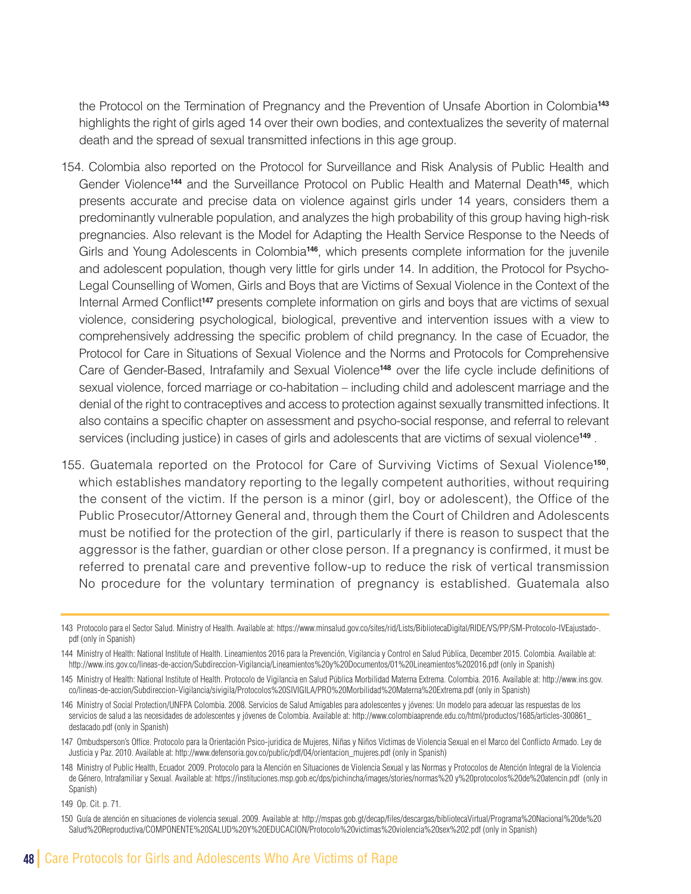the Protocol on the Termination of Pregnancy and the Prevention of Unsafe Abortion in Colombia[143] highlights the right of girls aged 14 over their own bodies, and contextualizes the severity of maternal death and the spread of sexual transmitted infections in this age group.

154. Colombia also reported on the Protocol for Surveillance and Risk Analysis of Public Health and Gender Violence[144] and the Surveillance Protocol on Public Health and Maternal Death[145], which presents accurate and precise data on violence against girls under 14 years, considers them a predominantly vulnerable population, and analyzes the high probability of this group having high-risk pregnancies. Also relevant is the Model for Adapting the Health Service Response to the Needs of Girls and Young Adolescents in Colombia[146], which presents complete information for the juvenile and adolescent population, though very little for girls under 14. In addition, the Protocol for Psycho-Legal Counselling of Women, Girls and Boys that are Victims of Sexual Violence in the Context of the Internal Armed Conflict[147] presents complete information on girls and boys that are victims of sexual violence, considering psychological, biological, preventive and intervention issues with a view to comprehensively addressing the specific problem of child pregnancy. In the case of Ecuador, the Protocol for Care in Situations of Sexual Violence and the Norms and Protocols for Comprehensive Care of Gender-Based, Intrafamily and Sexual Violence[148] over the life cycle include definitions of sexual violence, forced marriage or co-habitation – including child and adolescent marriage and the denial of the right to contraceptives and access to protection against sexually transmitted infections. It also contains a specific chapter on assessment and psycho-social response, and referral to relevant services (including justice) in cases of girls and adolescents that are victims of sexual violence[149] .

155. Guatemala reported on the Protocol for Care of Surviving Victims of Sexual Violence[150], which establishes mandatory reporting to the legally competent authorities, without requiring the consent of the victim. If the person is a minor (girl, boy or adolescent), the Office of the Public Prosecutor/Attorney General and, through them the Court of Children and Adolescents must be notified for the protection of the girl, particularly if there is reason to suspect that the aggressor is the father, guardian or other close person. If a pregnancy is confirmed, it must be referred to prenatal care and preventive follow-up to reduce the risk of vertical transmission No procedure for the voluntary termination of pregnancy is established. Guatemala also

---

143 Protocolo para el Sector Salud. Ministry of Health. Available at: https://www.minsalud.gov.co/sites/rid/Lists/BibliotecaDigital/RIDE/VS/PP/SM-Protocolo-IVEajustado-.pdf (only in Spanish)

144 Ministry of Health: National Institute of Health. Lineamientos 2016 para la Prevención, Vigilancia y Control en Salud Pública, December 2015. Colombia. Available at: http://www.ins.gov.co/lineas-de-accion/Subdireccion-Vigilancia/Lineamientos%20y%20Documentos/01%20Lineamientos%202016.pdf (only in Spanish)

145 Ministry of Health: National Institute of Health. Protocolo de Vigilancia en Salud Pública Morbilidad Materna Extrema. Colombia. 2016. Available at: http://www.ins.gov.co/lineas-de-accion/Subdireccion-Vigilancia/sivigila/Protocolos%20SIVIGILA/PRO%20Morbilidad%20Materna%20Extrema.pdf (only in Spanish)

146 Ministry of Social Protection/UNFPA Colombia. 2008. Servicios de Salud Amigables para adolescentes y jóvenes: Un modelo para adecuar las respuestas de los servicios de salud a las necesidades de adolescentes y jóvenes de Colombia. Available at: http://www.colombiaaprende.edu.co/html/productos/1685/articles-300861_destacado.pdf (only in Spanish)

147 Ombudsperson's Office. Protocolo para la Orientación Psico-juridica de Mujeres, Niñas y Niños Víctimas de Violencia Sexual en el Marco del Conflicto Armado. Ley de Justicia y Paz. 2010. Available at: http://www.defensoria.gov.co/public/pdf/04/orientacion_mujeres.pdf (only in Spanish)

148 Ministry of Public Health, Ecuador. 2009. Protocolo para la Atención en Situaciones de Violencia Sexual y las Normas y Protocolos de Atención Integral de la Violencia de Género, Intrafamiliar y Sexual. Available at: https://instituciones.msp.gob.ec/dps/pichincha/images/stories/normas%20 y%20protocolos%20de%20atencin.pdf (only in Spanish)

149 Op. Cit. p. 71.

150 Guía de atención en situaciones de violencia sexual. 2009. Available at: http://mspas.gob.gt/decap/files/descargas/bibliotecaVirtual/Programa%20Nacional%20de%20Salud%20Reproductiva/COMPONENTE%20SALUD%20Y%20EDUCACION/Protocolo%20victimas%20violencia%20sex%202.pdf (only in Spanish)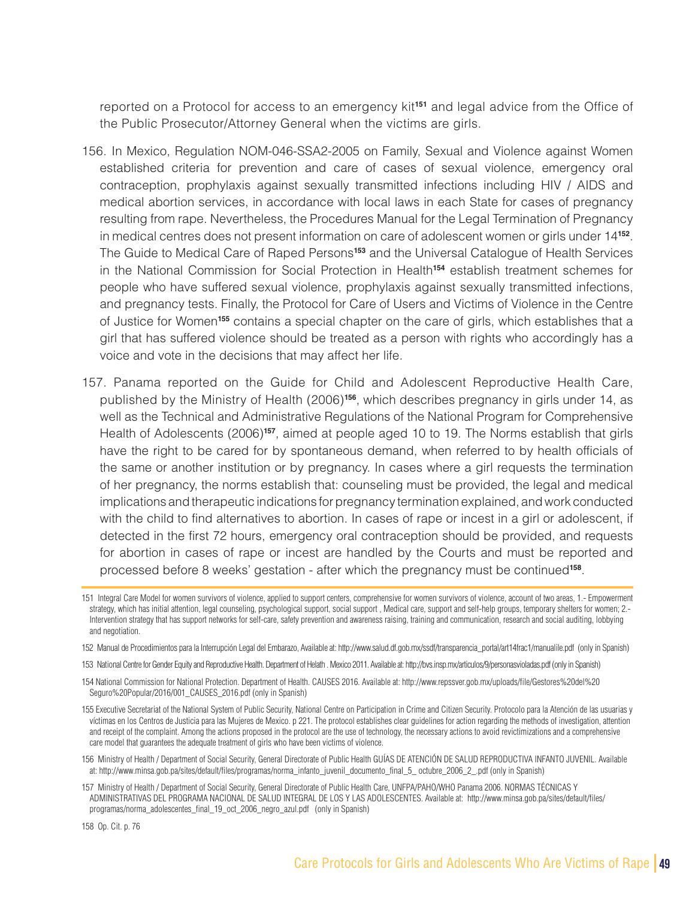reported on a Protocol for access to an emergency kit[151] and legal advice from the Office of the Public Prosecutor/Attorney General when the victims are girls.

156. In Mexico, Regulation NOM-046-SSA2-2005 on Family, Sexual and Violence against Women established criteria for prevention and care of cases of sexual violence, emergency oral contraception, prophylaxis against sexually transmitted infections including HIV / AIDS and medical abortion services, in accordance with local laws in each State for cases of pregnancy resulting from rape. Nevertheless, the Procedures Manual for the Legal Termination of Pregnancy in medical centres does not present information on care of adolescent women or girls under 14[152]. The Guide to Medical Care of Raped Persons[153] and the Universal Catalogue of Health Services in the National Commission for Social Protection in Health[154] establish treatment schemes for people who have suffered sexual violence, prophylaxis against sexually transmitted infections, and pregnancy tests. Finally, the Protocol for Care of Users and Victims of Violence in the Centre of Justice for Women[155] contains a special chapter on the care of girls, which establishes that a girl that has suffered violence should be treated as a person with rights who accordingly has a voice and vote in the decisions that may affect her life.

157. Panama reported on the Guide for Child and Adolescent Reproductive Health Care, published by the Ministry of Health (2006)[156], which describes pregnancy in girls under 14, as well as the Technical and Administrative Regulations of the National Program for Comprehensive Health of Adolescents (2006)[157], aimed at people aged 10 to 19. The Norms establish that girls have the right to be cared for by spontaneous demand, when referred to by health officials of the same or another institution or by pregnancy. In cases where a girl requests the termination of her pregnancy, the norms establish that: counseling must be provided, the legal and medical implications and therapeutic indications for pregnancy termination explained, and work conducted with the child to find alternatives to abortion. In cases of rape or incest in a girl or adolescent, if detected in the first 72 hours, emergency oral contraception should be provided, and requests for abortion in cases of rape or incest are handled by the Courts and must be reported and processed before 8 weeks' gestation - after which the pregnancy must be continued[158].

---

151 Integral Care Model for women survivors of violence, applied to support centers, comprehensive for women survivors of violence, account of two areas, 1.- Empowerment strategy, which has initial attention, legal counseling, psychological support, social support , Medical care, support and self-help groups, temporary shelters for women; 2.- Intervention strategy that has support networks for self-care, safety prevention and awareness raising, training and communication, research and social auditing, lobbying and negotiation.

152 Manual de Procedimientos para la Interrupción Legal del Embarazo, Available at: http://www.salud.df.gob.mx/ssdf/transparencia_portal/art14frac1/manualile.pdf (only in Spanish)

153 National Centre for Gender Equity and Reproductive Health. Department of Helath . Mexico 2011. Available at: http://bvs.insp.mx/articulos/9/personasvioladas.pdf (only in Spanish)

154 National Commission for National Protection. Department of Health. CAUSES 2016. Available at: http://www.repssver.gob.mx/uploads/file/Gestores%20del%20 Seguro%20Popular/2016/001_CAUSES_2016.pdf (only in Spanish)

155 Executive Secretariat of the National System of Public Security, National Centre on Participation in Crime and Citizen Security. Protocolo para la Atención de las usuarias y víctimas en los Centros de Justicia para las Mujeres de Mexico. p 221. The protocol establishes clear guidelines for action regarding the methods of investigation, attention and receipt of the complaint. Among the actions proposed in the protocol are the use of technology, the necessary actions to avoid revictimizations and a comprehensive care model that guarantees the adequate treatment of girls who have been victims of violence.

156 Ministry of Health / Department of Social Security, General Directorate of Public Health GUÍAS DE ATENCIÓN DE SALUD REPRODUCTIVA INFANTO JUVENIL. Available at: http://www.minsa.gob.pa/sites/default/files/programas/norma_infanto_juvenil_documento_final_5_ octubre_2006_2_.pdf (only in Spanish)

157 Ministry of Health / Department of Social Security, General Directorate of Public Health Care, UNFPA/PAHO/WHO Panama 2006. NORMAS TÉCNICAS Y ADMINISTRATIVAS DEL PROGRAMA NACIONAL DE SALUD INTEGRAL DE LOS Y LAS ADOLESCENTES. Available at: http://www.minsa.gob.pa/sites/default/files/programas/norma_adolescentes_final_19_oct_2006_negro_azul.pdf (only in Spanish)

158 Op. Cit. p. 76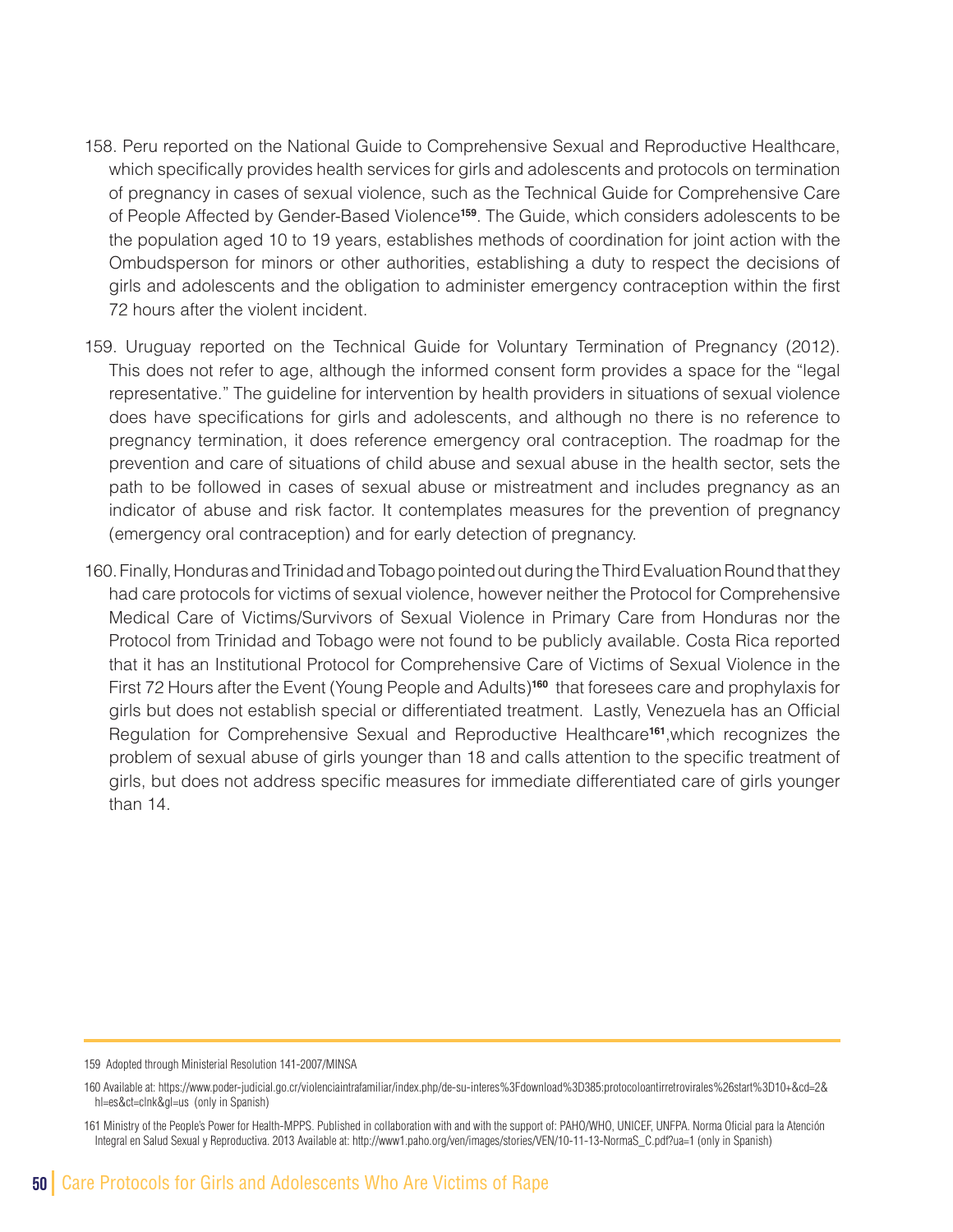158. Peru reported on the National Guide to Comprehensive Sexual and Reproductive Healthcare, which specifically provides health services for girls and adolescents and protocols on termination of pregnancy in cases of sexual violence, such as the Technical Guide for Comprehensive Care of People Affected by Gender-Based Violence[159]. The Guide, which considers adolescents to be the population aged 10 to 19 years, establishes methods of coordination for joint action with the Ombudsperson for minors or other authorities, establishing a duty to respect the decisions of girls and adolescents and the obligation to administer emergency contraception within the first 72 hours after the violent incident.

159. Uruguay reported on the Technical Guide for Voluntary Termination of Pregnancy (2012). This does not refer to age, although the informed consent form provides a space for the "legal representative." The guideline for intervention by health providers in situations of sexual violence does have specifications for girls and adolescents, and although no there is no reference to pregnancy termination, it does reference emergency oral contraception. The roadmap for the prevention and care of situations of child abuse and sexual abuse in the health sector, sets the path to be followed in cases of sexual abuse or mistreatment and includes pregnancy as an indicator of abuse and risk factor. It contemplates measures for the prevention of pregnancy (emergency oral contraception) and for early detection of pregnancy.

160. Finally, Honduras and Trinidad and Tobago pointed out during the Third Evaluation Round that they had care protocols for victims of sexual violence, however neither the Protocol for Comprehensive Medical Care of Victims/Survivors of Sexual Violence in Primary Care from Honduras nor the Protocol from Trinidad and Tobago were not found to be publicly available. Costa Rica reported that it has an Institutional Protocol for Comprehensive Care of Victims of Sexual Violence in the First 72 Hours after the Event (Young People and Adults)[160] that foresees care and prophylaxis for girls but does not establish special or differentiated treatment. Lastly, Venezuela has an Official Regulation for Comprehensive Sexual and Reproductive Healthcare[161],which recognizes the problem of sexual abuse of girls younger than 18 and calls attention to the specific treatment of girls, but does not address specific measures for immediate differentiated care of girls younger than 14.

---

159 Adopted through Ministerial Resolution 141-2007/MINSA

160 Available at: https://www.poder-judicial.go.cr/violenciaintrafamiliar/index.php/de-su-interes%3Fdownload%3D385:protocoloantirretrovirales%26start%3D10+&cd=2&hl=es&ct=clnk&gl=us (only in Spanish)

161 Ministry of the People's Power for Health-MPPS. Published in collaboration with and with the support of: PAHO/WHO, UNICEF, UNFPA. Norma Oficial para la Atención Integral en Salud Sexual y Reproductiva. 2013 Available at: http://www1.paho.org/ven/images/stories/VEN/10-11-13-NormaS_C.pdf?ua=1 (only in Spanish)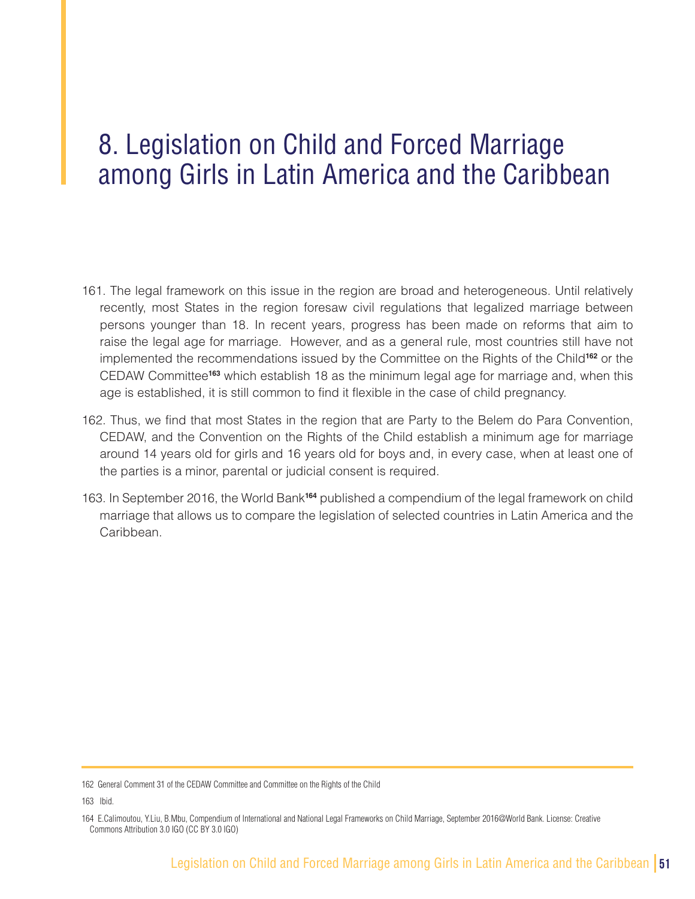# 8. Legislation on Child and Forced Marriage among Girls in Latin America and the Caribbean

161. The legal framework on this issue in the region are broad and heterogeneous. Until relatively recently, most States in the region foresaw civil regulations that legalized marriage between persons younger than 18. In recent years, progress has been made on reforms that aim to raise the legal age for marriage. However, and as a general rule, most countries still have not implemented the recommendations issued by the Committee on the Rights of the Child[162] or the CEDAW Committee[163] which establish 18 as the minimum legal age for marriage and, when this age is established, it is still common to find it flexible in the case of child pregnancy.

162. Thus, we find that most States in the region that are Party to the Belem do Para Convention, CEDAW, and the Convention on the Rights of the Child establish a minimum age for marriage around 14 years old for girls and 16 years old for boys and, in every case, when at least one of the parties is a minor, parental or judicial consent is required.

163. In September 2016, the World Bank[164] published a compendium of the legal framework on child marriage that allows us to compare the legislation of selected countries in Latin America and the Caribbean.

---

162 General Comment 31 of the CEDAW Committee and Committee on the Rights of the Child

163 Ibid.

164 E.Calimoutou, Y.Liu, B.Mbu, Compendium of International and National Legal Frameworks on Child Marriage, September 2016@World Bank. License: Creative Commons Attribution 3.0 IGO (CC BY 3.0 IGO)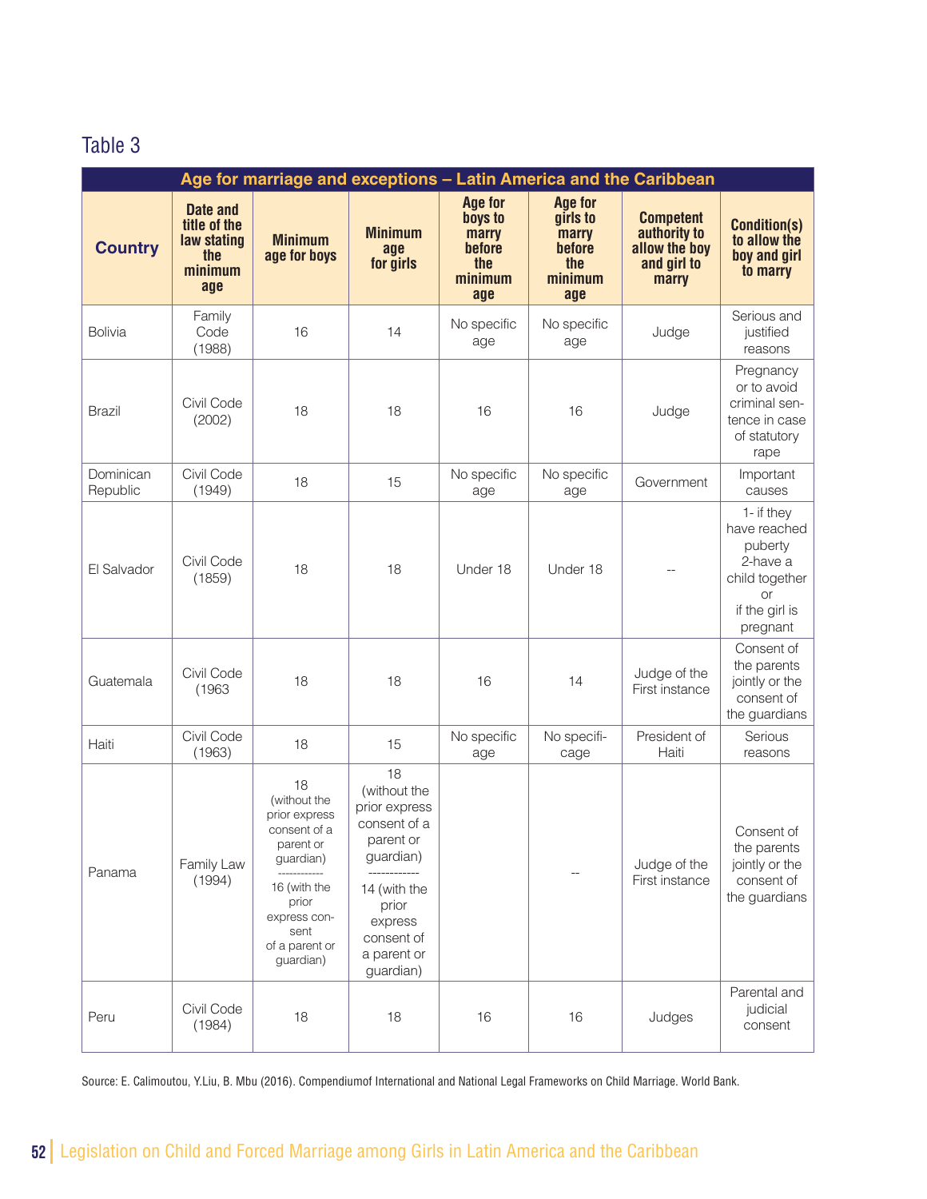## Table 3

| Age for marriage and exceptions – Latin America and the Caribbean | | | | | | | |
|---|---|---|---|---|---|---|---|
| **Country** | **Date and title of the law stating the minimum age** | **Minimum age for boys** | **Minimum age for girls** | **Age for boys to marry before the minimum age** | **Age for girls to marry before the minimum age** | **Competent authority to allow the boy and girl to marry** | **Condition(s) to allow the boy and girl to marry** |
| Bolivia | Family Code (1988) | 16 | 14 | No specific age | No specific age | Judge | Serious and justified reasons |
| Brazil | Civil Code (2002) | 18 | 18 | 16 | 16 | Judge | Pregnancy or to avoid criminal sentence in case of statutory rape |
| Dominican Republic | Civil Code (1949) | 18 | 15 | No specific age | No specific age | Government | Important causes |
| El Salvador | Civil Code (1859) | 18 | 18 | Under 18 | Under 18 | -- | 1- if they have reached puberty 2-have a child together or if the girl is pregnant |
| Guatemala | Civil Code (1963 | 18 | 18 | 16 | 14 | Judge of the First instance | Consent of the parents jointly or the consent of the guardians |
| Haiti | Civil Code (1963) | 18 | 15 | No specific age | No specificage | President of Haiti | Serious reasons |
| Panama | Family Law (1994) | 18 (without the prior express consent of a parent or guardian) ------------ 16 (with the prior express consent of a parent or guardian) | 18 (without the prior express consent of a parent or guardian) ------------ 14 (with the prior express consent of a parent or guardian) | | -- | Judge of the First instance | Consent of the parents jointly or the consent of the guardians |
| Peru | Civil Code (1984) | 18 | 18 | 16 | 16 | Judges | Parental and judicial consent |

Source: E. Calimoutou, Y.Liu, B. Mbu (2016). Compendiumof International and National Legal Frameworks on Child Marriage. World Bank.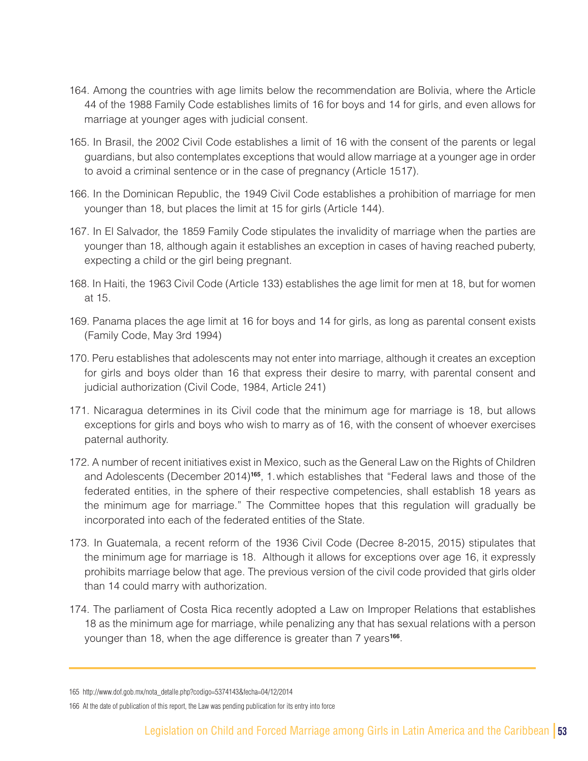164. Among the countries with age limits below the recommendation are Bolivia, where the Article 44 of the 1988 Family Code establishes limits of 16 for boys and 14 for girls, and even allows for marriage at younger ages with judicial consent.

165. In Brasil, the 2002 Civil Code establishes a limit of 16 with the consent of the parents or legal guardians, but also contemplates exceptions that would allow marriage at a younger age in order to avoid a criminal sentence or in the case of pregnancy (Article 1517).

166. In the Dominican Republic, the 1949 Civil Code establishes a prohibition of marriage for men younger than 18, but places the limit at 15 for girls (Article 144).

167. In El Salvador, the 1859 Family Code stipulates the invalidity of marriage when the parties are younger than 18, although again it establishes an exception in cases of having reached puberty, expecting a child or the girl being pregnant.

168. In Haiti, the 1963 Civil Code (Article 133) establishes the age limit for men at 18, but for women at 15.

169. Panama places the age limit at 16 for boys and 14 for girls, as long as parental consent exists (Family Code, May 3rd 1994)

170. Peru establishes that adolescents may not enter into marriage, although it creates an exception for girls and boys older than 16 that express their desire to marry, with parental consent and judicial authorization (Civil Code, 1984, Article 241)

171. Nicaragua determines in its Civil code that the minimum age for marriage is 18, but allows exceptions for girls and boys who wish to marry as of 16, with the consent of whoever exercises paternal authority.

172. A number of recent initiatives exist in Mexico, such as the General Law on the Rights of Children and Adolescents (December 2014)[165], 1. which establishes that "Federal laws and those of the federated entities, in the sphere of their respective competencies, shall establish 18 years as the minimum age for marriage." The Committee hopes that this regulation will gradually be incorporated into each of the federated entities of the State.

173. In Guatemala, a recent reform of the 1936 Civil Code (Decree 8-2015, 2015) stipulates that the minimum age for marriage is 18. Although it allows for exceptions over age 16, it expressly prohibits marriage below that age. The previous version of the civil code provided that girls older than 14 could marry with authorization.

174. The parliament of Costa Rica recently adopted a Law on Improper Relations that establishes 18 as the minimum age for marriage, while penalizing any that has sexual relations with a person younger than 18, when the age difference is greater than 7 years[166].

---

165 http://www.dof.gob.mx/nota_detalle.php?codigo=5374143&fecha=04/12/2014

166 At the date of publication of this report, the Law was pending publication for its entry into force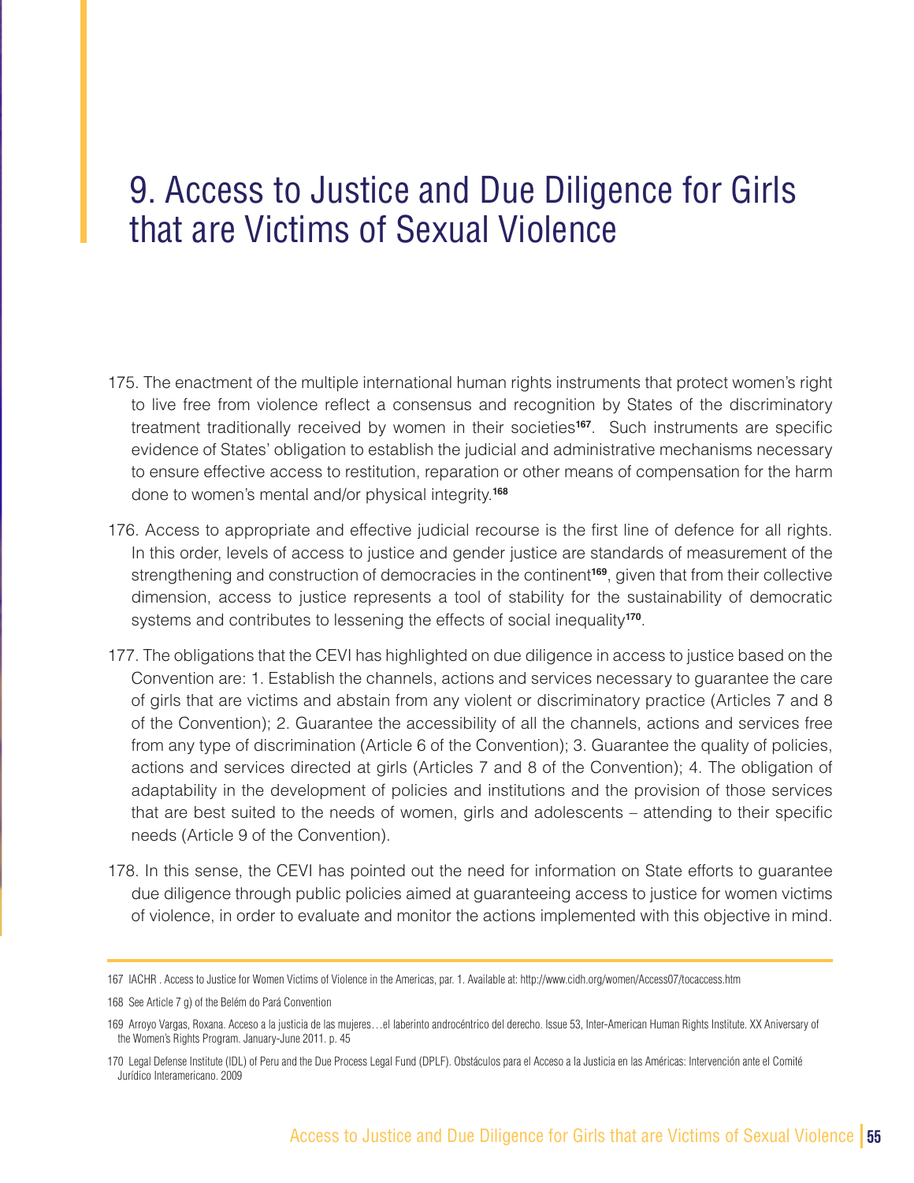# 9. Access to Justice and Due Diligence for Girls that are Victims of Sexual Violence

175. The enactment of the multiple international human rights instruments that protect women's right to live free from violence reflect a consensus and recognition by States of the discriminatory treatment traditionally received by women in their societies[167]. Such instruments are specific evidence of States' obligation to establish the judicial and administrative mechanisms necessary to ensure effective access to restitution, reparation or other means of compensation for the harm done to women's mental and/or physical integrity.[168]

176. Access to appropriate and effective judicial recourse is the first line of defence for all rights. In this order, levels of access to justice and gender justice are standards of measurement of the strengthening and construction of democracies in the continent[169], given that from their collective dimension, access to justice represents a tool of stability for the sustainability of democratic systems and contributes to lessening the effects of social inequality[170].

177. The obligations that the CEVI has highlighted on due diligence in access to justice based on the Convention are: 1. Establish the channels, actions and services necessary to guarantee the care of girls that are victims and abstain from any violent or discriminatory practice (Articles 7 and 8 of the Convention); 2. Guarantee the accessibility of all the channels, actions and services free from any type of discrimination (Article 6 of the Convention); 3. Guarantee the quality of policies, actions and services directed at girls (Articles 7 and 8 of the Convention); 4. The obligation of adaptability in the development of policies and institutions and the provision of those services that are best suited to the needs of women, girls and adolescents – attending to their specific needs (Article 9 of the Convention).

178. In this sense, the CEVI has pointed out the need for information on State efforts to guarantee due diligence through public policies aimed at guaranteeing access to justice for women victims of violence, in order to evaluate and monitor the actions implemented with this objective in mind.

---

167 IACHR . Access to Justice for Women Victims of Violence in the Americas, par. 1. Available at: http://www.cidh.org/women/Access07/tocaccess.htm

168 See Article 7 g) of the Belém do Pará Convention

169 Arroyo Vargas, Roxana. Acceso a la justicia de las mujeres…el laberinto androcéntrico del derecho. Issue 53, Inter-American Human Rights Institute. XX Aniversary of the Women's Rights Program. January-June 2011. p. 45

170 Legal Defense Institute (IDL) of Peru and the Due Process Legal Fund (DPLF). Obstáculos para el Acceso a la Justicia en las Américas: Intervención ante el Comité Jurídico Interamericano. 2009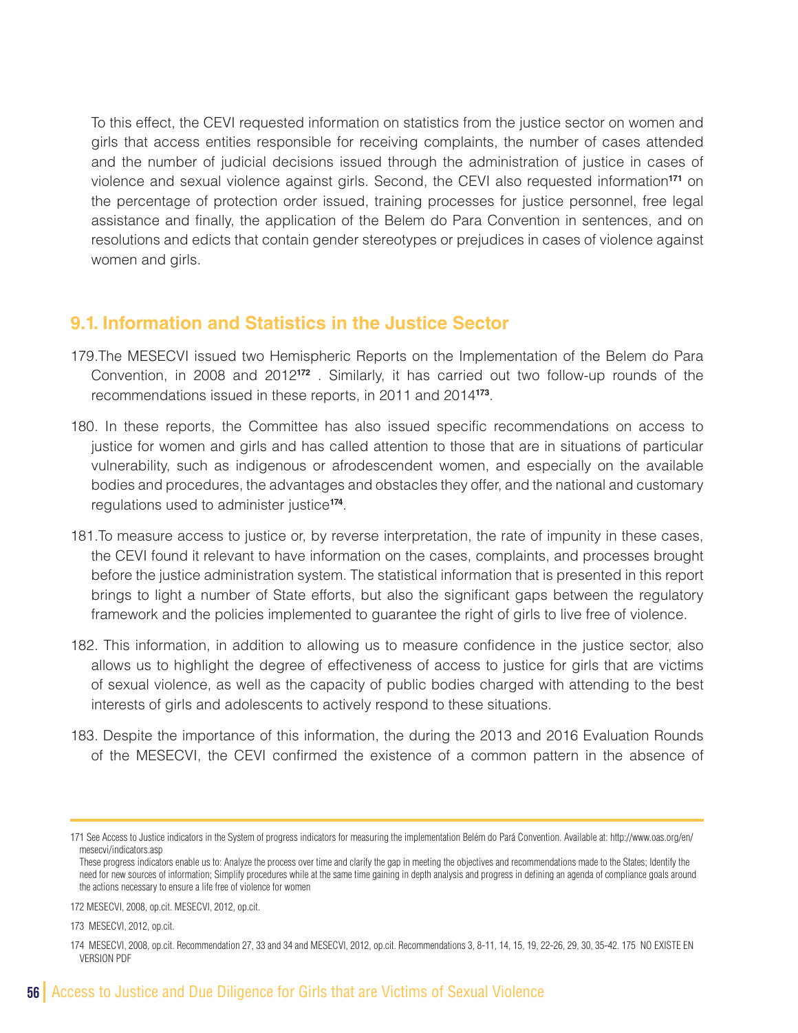To this effect, the CEVI requested information on statistics from the justice sector on women and girls that access entities responsible for receiving complaints, the number of cases attended and the number of judicial decisions issued through the administration of justice in cases of violence and sexual violence against girls. Second, the CEVI also requested information[171] on the percentage of protection order issued, training processes for justice personnel, free legal assistance and finally, the application of the Belem do Para Convention in sentences, and on resolutions and edicts that contain gender stereotypes or prejudices in cases of violence against women and girls.

## 9.1. Information and Statistics in the Justice Sector

179.The MESECVI issued two Hemispheric Reports on the Implementation of the Belem do Para Convention, in 2008 and 2012[172] . Similarly, it has carried out two follow-up rounds of the recommendations issued in these reports, in 2011 and 2014[173].

180. In these reports, the Committee has also issued specific recommendations on access to justice for women and girls and has called attention to those that are in situations of particular vulnerability, such as indigenous or afrodescendent women, and especially on the available bodies and procedures, the advantages and obstacles they offer, and the national and customary regulations used to administer justice[174].

181.To measure access to justice or, by reverse interpretation, the rate of impunity in these cases, the CEVI found it relevant to have information on the cases, complaints, and processes brought before the justice administration system. The statistical information that is presented in this report brings to light a number of State efforts, but also the significant gaps between the regulatory framework and the policies implemented to guarantee the right of girls to live free of violence.

182. This information, in addition to allowing us to measure confidence in the justice sector, also allows us to highlight the degree of effectiveness of access to justice for girls that are victims of sexual violence, as well as the capacity of public bodies charged with attending to the best interests of girls and adolescents to actively respond to these situations.

183. Despite the importance of this information, the during the 2013 and 2016 Evaluation Rounds of the MESECVI, the CEVI confirmed the existence of a common pattern in the absence of

---

171 See Access to Justice indicators in the System of progress indicators for measuring the implementation Belém do Pará Convention. Available at: http://www.oas.org/en/mesecvi/indicators.asp
These progress indicators enable us to: Analyze the process over time and clarify the gap in meeting the objectives and recommendations made to the States; Identify the need for new sources of information; Simplify procedures while at the same time gaining in depth analysis and progress in defining an agenda of compliance goals around the actions necessary to ensure a life free of violence for women

172 MESECVI, 2008, op.cit. MESECVI, 2012, op.cit.

173 MESECVI, 2012, op.cit.

174 MESECVI, 2008, op.cit. Recommendation 27, 33 and 34 and MESECVI, 2012, op.cit. Recommendations 3, 8-11, 14, 15, 19, 22-26, 29, 30, 35-42. 175 NO EXISTE EN VERSION PDF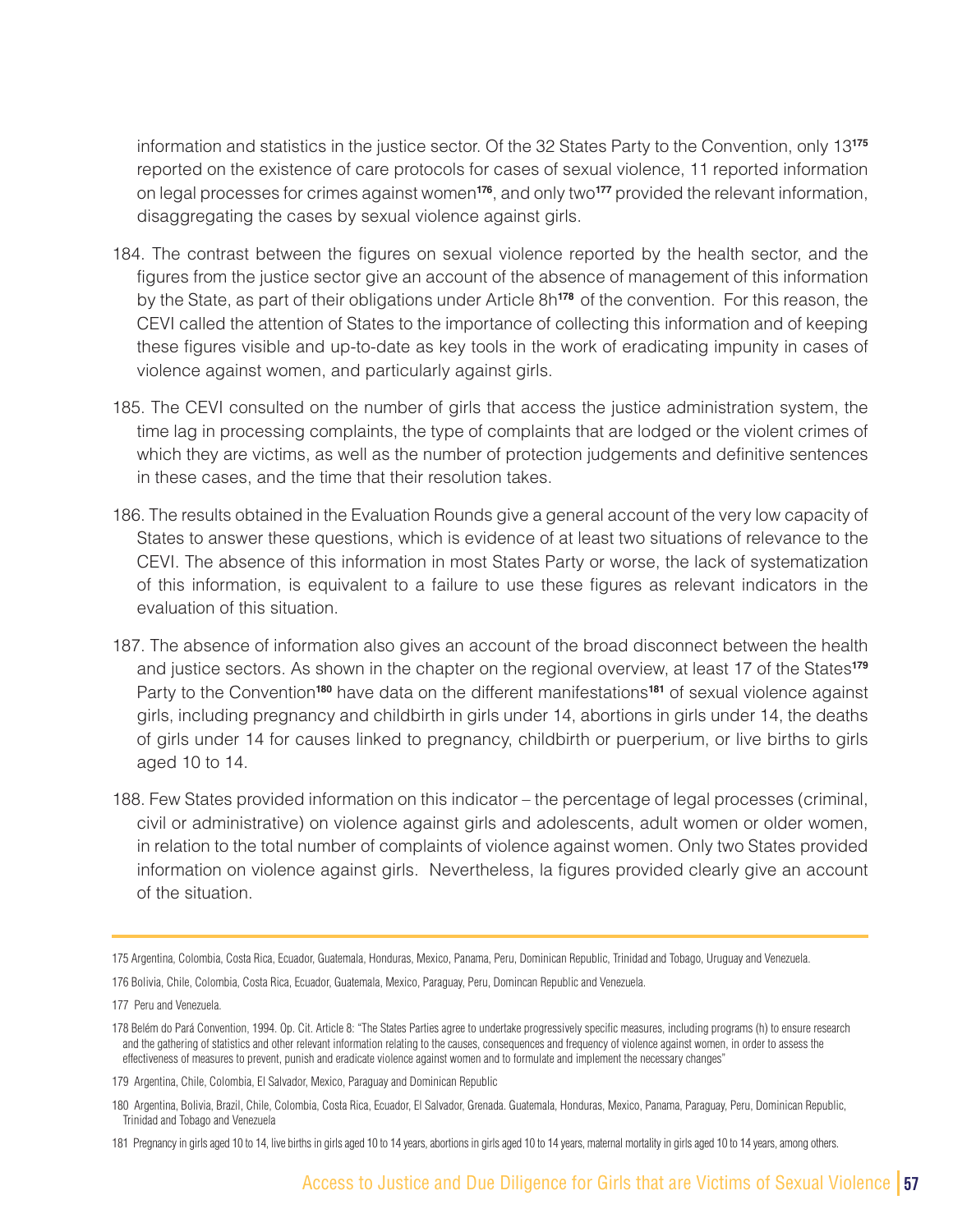information and statistics in the justice sector. Of the 32 States Party to the Convention, only 13[175] reported on the existence of care protocols for cases of sexual violence, 11 reported information on legal processes for crimes against women[176], and only two[177] provided the relevant information, disaggregating the cases by sexual violence against girls.

184. The contrast between the figures on sexual violence reported by the health sector, and the figures from the justice sector give an account of the absence of management of this information by the State, as part of their obligations under Article 8h[178] of the convention. For this reason, the CEVI called the attention of States to the importance of collecting this information and of keeping these figures visible and up-to-date as key tools in the work of eradicating impunity in cases of violence against women, and particularly against girls.

185. The CEVI consulted on the number of girls that access the justice administration system, the time lag in processing complaints, the type of complaints that are lodged or the violent crimes of which they are victims, as well as the number of protection judgements and definitive sentences in these cases, and the time that their resolution takes.

186. The results obtained in the Evaluation Rounds give a general account of the very low capacity of States to answer these questions, which is evidence of at least two situations of relevance to the CEVI. The absence of this information in most States Party or worse, the lack of systematization of this information, is equivalent to a failure to use these figures as relevant indicators in the evaluation of this situation.

187. The absence of information also gives an account of the broad disconnect between the health and justice sectors. As shown in the chapter on the regional overview, at least 17 of the States[179] Party to the Convention[180] have data on the different manifestations[181] of sexual violence against girls, including pregnancy and childbirth in girls under 14, abortions in girls under 14, the deaths of girls under 14 for causes linked to pregnancy, childbirth or puerperium, or live births to girls aged 10 to 14.

188. Few States provided information on this indicator – the percentage of legal processes (criminal, civil or administrative) on violence against girls and adolescents, adult women or older women, in relation to the total number of complaints of violence against women. Only two States provided information on violence against girls. Nevertheless, la figures provided clearly give an account of the situation.

---

175 Argentina, Colombia, Costa Rica, Ecuador, Guatemala, Honduras, Mexico, Panama, Peru, Dominican Republic, Trinidad and Tobago, Uruguay and Venezuela.

176 Bolivia, Chile, Colombia, Costa Rica, Ecuador, Guatemala, Mexico, Paraguay, Peru, Domincan Republic and Venezuela.

177 Peru and Venezuela.

178 Belém do Pará Convention, 1994. Op. Cit. Article 8: "The States Parties agree to undertake progressively specific measures, including programs (h) to ensure research and the gathering of statistics and other relevant information relating to the causes, consequences and frequency of violence against women, in order to assess the effectiveness of measures to prevent, punish and eradicate violence against women and to formulate and implement the necessary changes"

179 Argentina, Chile, Colombia, El Salvador, Mexico, Paraguay and Dominican Republic

180 Argentina, Bolivia, Brazil, Chile, Colombia, Costa Rica, Ecuador, El Salvador, Grenada. Guatemala, Honduras, Mexico, Panama, Paraguay, Peru, Dominican Republic, Trinidad and Tobago and Venezuela

181 Pregnancy in girls aged 10 to 14, live births in girls aged 10 to 14 years, abortions in girls aged 10 to 14 years, maternal mortality in girls aged 10 to 14 years, among others.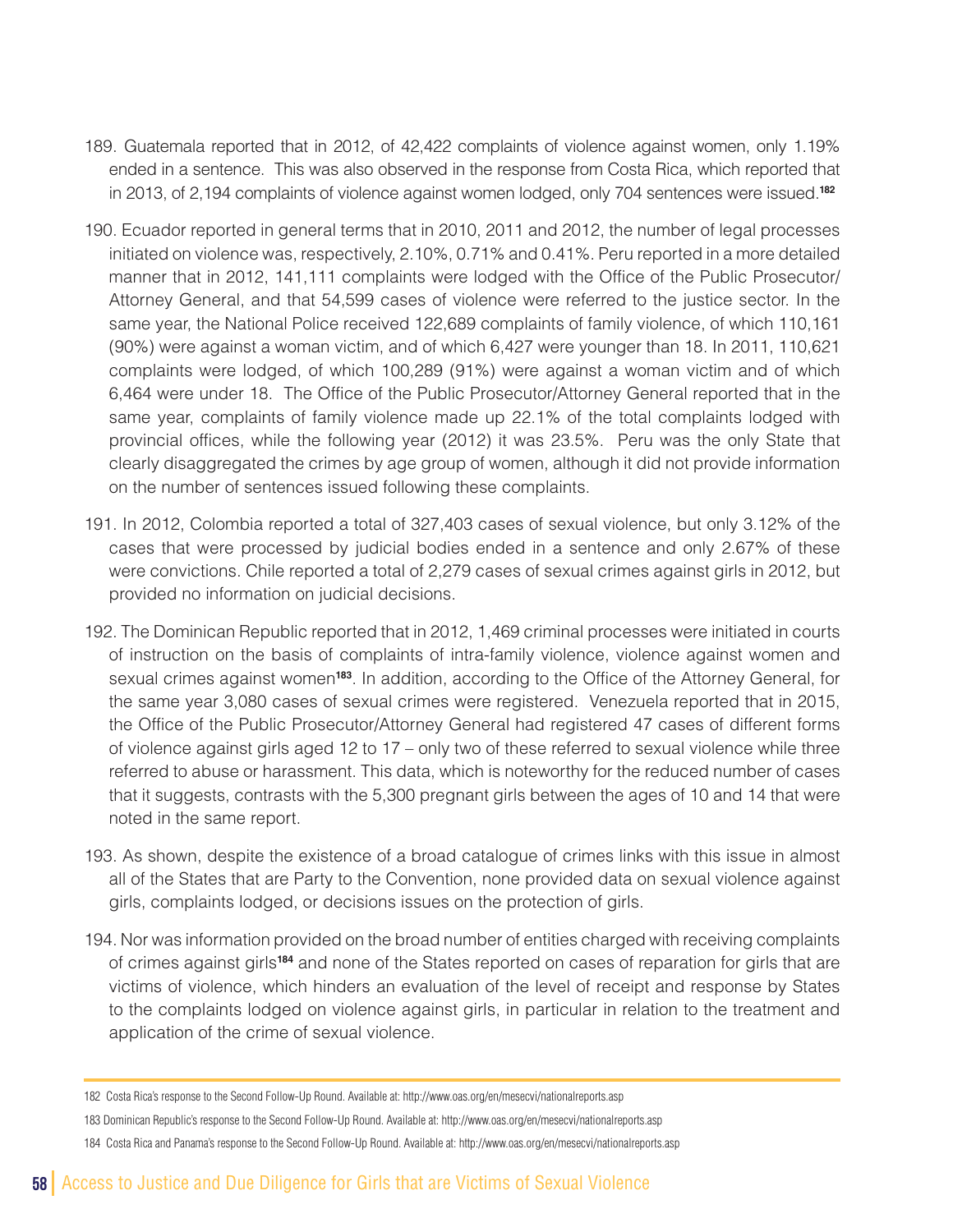189. Guatemala reported that in 2012, of 42,422 complaints of violence against women, only 1.19% ended in a sentence. This was also observed in the response from Costa Rica, which reported that in 2013, of 2,194 complaints of violence against women lodged, only 704 sentences were issued.[182]

190. Ecuador reported in general terms that in 2010, 2011 and 2012, the number of legal processes initiated on violence was, respectively, 2.10%, 0.71% and 0.41%. Peru reported in a more detailed manner that in 2012, 141,111 complaints were lodged with the Office of the Public Prosecutor/Attorney General, and that 54,599 cases of violence were referred to the justice sector. In the same year, the National Police received 122,689 complaints of family violence, of which 110,161 (90%) were against a woman victim, and of which 6,427 were younger than 18. In 2011, 110,621 complaints were lodged, of which 100,289 (91%) were against a woman victim and of which 6,464 were under 18. The Office of the Public Prosecutor/Attorney General reported that in the same year, complaints of family violence made up 22.1% of the total complaints lodged with provincial offices, while the following year (2012) it was 23.5%. Peru was the only State that clearly disaggregated the crimes by age group of women, although it did not provide information on the number of sentences issued following these complaints.

191. In 2012, Colombia reported a total of 327,403 cases of sexual violence, but only 3.12% of the cases that were processed by judicial bodies ended in a sentence and only 2.67% of these were convictions. Chile reported a total of 2,279 cases of sexual crimes against girls in 2012, but provided no information on judicial decisions.

192. The Dominican Republic reported that in 2012, 1,469 criminal processes were initiated in courts of instruction on the basis of complaints of intra-family violence, violence against women and sexual crimes against women[183]. In addition, according to the Office of the Attorney General, for the same year 3,080 cases of sexual crimes were registered. Venezuela reported that in 2015, the Office of the Public Prosecutor/Attorney General had registered 47 cases of different forms of violence against girls aged 12 to 17 – only two of these referred to sexual violence while three referred to abuse or harassment. This data, which is noteworthy for the reduced number of cases that it suggests, contrasts with the 5,300 pregnant girls between the ages of 10 and 14 that were noted in the same report.

193. As shown, despite the existence of a broad catalogue of crimes links with this issue in almost all of the States that are Party to the Convention, none provided data on sexual violence against girls, complaints lodged, or decisions issues on the protection of girls.

194. Nor was information provided on the broad number of entities charged with receiving complaints of crimes against girls[184] and none of the States reported on cases of reparation for girls that are victims of violence, which hinders an evaluation of the level of receipt and response by States to the complaints lodged on violence against girls, in particular in relation to the treatment and application of the crime of sexual violence.

---

182 Costa Rica's response to the Second Follow-Up Round. Available at: http://www.oas.org/en/mesecvi/nationalreports.asp

183 Dominican Republic's response to the Second Follow-Up Round. Available at: http://www.oas.org/en/mesecvi/nationalreports.asp

184 Costa Rica and Panama's response to the Second Follow-Up Round. Available at: http://www.oas.org/en/mesecvi/nationalreports.asp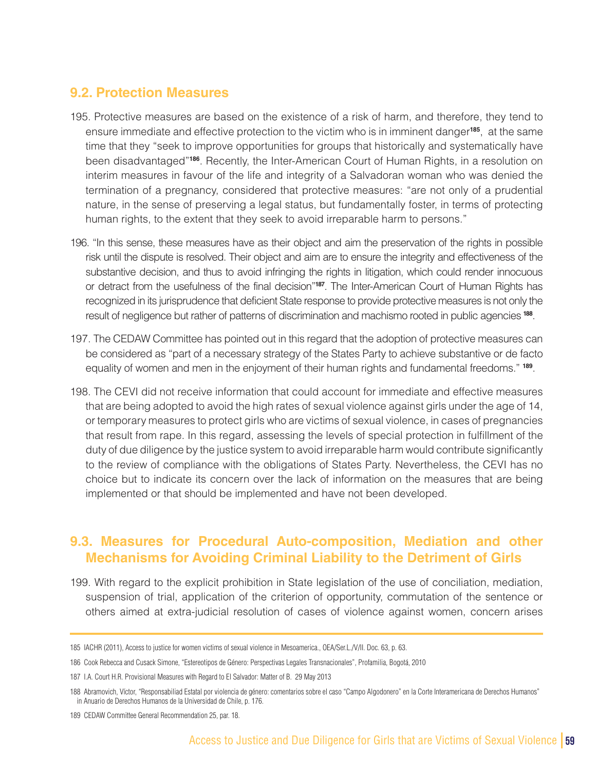## 9.2. Protection Measures

195. Protective measures are based on the existence of a risk of harm, and therefore, they tend to ensure immediate and effective protection to the victim who is in imminent danger[185], at the same time that they "seek to improve opportunities for groups that historically and systematically have been disadvantaged"[186]. Recently, the Inter-American Court of Human Rights, in a resolution on interim measures in favour of the life and integrity of a Salvadoran woman who was denied the termination of a pregnancy, considered that protective measures: "are not only of a prudential nature, in the sense of preserving a legal status, but fundamentally foster, in terms of protecting human rights, to the extent that they seek to avoid irreparable harm to persons."

196. "In this sense, these measures have as their object and aim the preservation of the rights in possible risk until the dispute is resolved. Their object and aim are to ensure the integrity and effectiveness of the substantive decision, and thus to avoid infringing the rights in litigation, which could render innocuous or detract from the usefulness of the final decision"[187]. The Inter-American Court of Human Rights has recognized in its jurisprudence that deficient State response to provide protective measures is not only the result of negligence but rather of patterns of discrimination and machismo rooted in public agencies [188].

197. The CEDAW Committee has pointed out in this regard that the adoption of protective measures can be considered as "part of a necessary strategy of the States Party to achieve substantive or de facto equality of women and men in the enjoyment of their human rights and fundamental freedoms." [189].

198. The CEVI did not receive information that could account for immediate and effective measures that are being adopted to avoid the high rates of sexual violence against girls under the age of 14, or temporary measures to protect girls who are victims of sexual violence, in cases of pregnancies that result from rape. In this regard, assessing the levels of special protection in fulfillment of the duty of due diligence by the justice system to avoid irreparable harm would contribute significantly to the review of compliance with the obligations of States Party. Nevertheless, the CEVI has no choice but to indicate its concern over the lack of information on the measures that are being implemented or that should be implemented and have not been developed.

## 9.3. Measures for Procedural Auto-composition, Mediation and other Mechanisms for Avoiding Criminal Liability to the Detriment of Girls

199. With regard to the explicit prohibition in State legislation of the use of conciliation, mediation, suspension of trial, application of the criterion of opportunity, commutation of the sentence or others aimed at extra-judicial resolution of cases of violence against women, concern arises

---

185 IACHR (2011), Access to justice for women victims of sexual violence in Mesoamerica., OEA/Ser.L./V/II. Doc. 63, p. 63.

186 Cook Rebecca and Cusack Simone, "Estereotipos de Género: Perspectivas Legales Transnacionales", Profamilia, Bogotá, 2010

187 I.A. Court H.R. Provisional Measures with Regard to El Salvador: Matter of B. 29 May 2013

188 Abramovich, Víctor, "Responsabiliad Estatal por violencia de género: comentarios sobre el caso "Campo Algodonero" en la Corte Interamericana de Derechos Humanos" in Anuario de Derechos Humanos de la Universidad de Chile, p. 176.

189 CEDAW Committee General Recommendation 25, par. 18.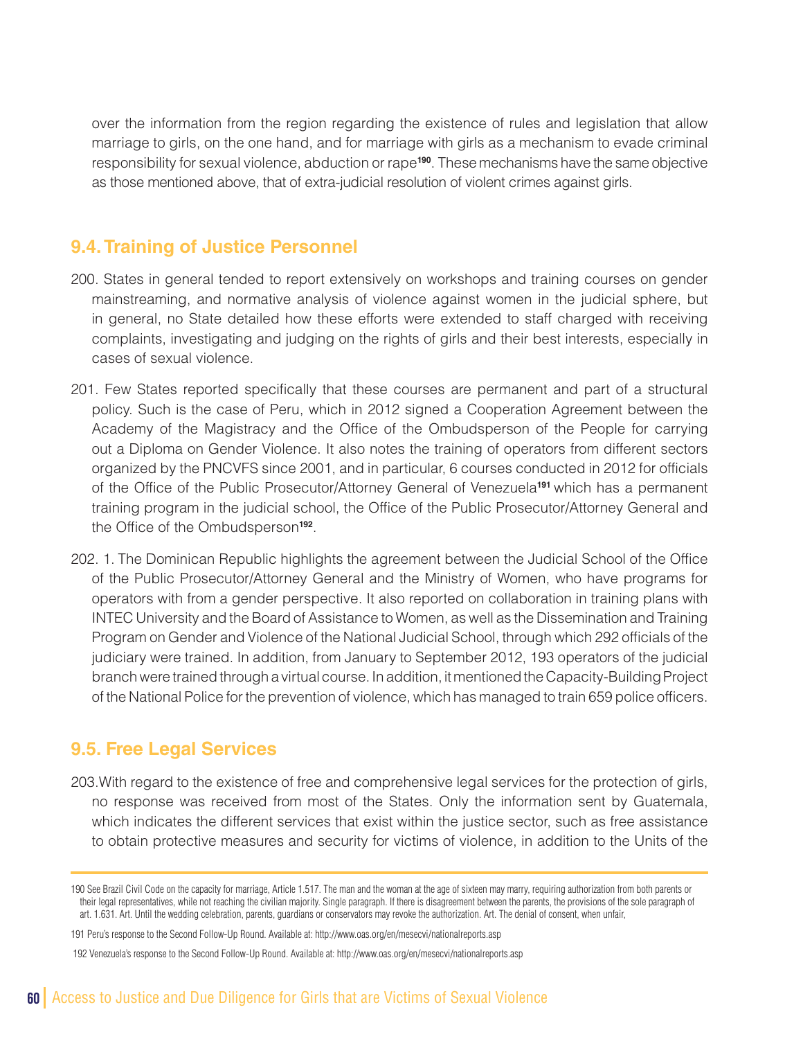over the information from the region regarding the existence of rules and legislation that allow marriage to girls, on the one hand, and for marriage with girls as a mechanism to evade criminal responsibility for sexual violence, abduction or rape[190]. These mechanisms have the same objective as those mentioned above, that of extra-judicial resolution of violent crimes against girls.

## 9.4. Training of Justice Personnel

200. States in general tended to report extensively on workshops and training courses on gender mainstreaming, and normative analysis of violence against women in the judicial sphere, but in general, no State detailed how these efforts were extended to staff charged with receiving complaints, investigating and judging on the rights of girls and their best interests, especially in cases of sexual violence.

201. Few States reported specifically that these courses are permanent and part of a structural policy. Such is the case of Peru, which in 2012 signed a Cooperation Agreement between the Academy of the Magistracy and the Office of the Ombudsperson of the People for carrying out a Diploma on Gender Violence. It also notes the training of operators from different sectors organized by the PNCVFS since 2001, and in particular, 6 courses conducted in 2012 for officials of the Office of the Public Prosecutor/Attorney General of Venezuela[191] which has a permanent training program in the judicial school, the Office of the Public Prosecutor/Attorney General and the Office of the Ombudsperson[192].

202. 1. The Dominican Republic highlights the agreement between the Judicial School of the Office of the Public Prosecutor/Attorney General and the Ministry of Women, who have programs for operators with from a gender perspective. It also reported on collaboration in training plans with INTEC University and the Board of Assistance to Women, as well as the Dissemination and Training Program on Gender and Violence of the National Judicial School, through which 292 officials of the judiciary were trained. In addition, from January to September 2012, 193 operators of the judicial branch were trained through a virtual course. In addition, it mentioned the Capacity-Building Project of the National Police for the prevention of violence, which has managed to train 659 police officers.

## 9.5. Free Legal Services

203. With regard to the existence of free and comprehensive legal services for the protection of girls, no response was received from most of the States. Only the information sent by Guatemala, which indicates the different services that exist within the justice sector, such as free assistance to obtain protective measures and security for victims of violence, in addition to the Units of the

---

190 See Brazil Civil Code on the capacity for marriage, Article 1.517. The man and the woman at the age of sixteen may marry, requiring authorization from both parents or their legal representatives, while not reaching the civilian majority. Single paragraph. If there is disagreement between the parents, the provisions of the sole paragraph of art. 1.631. Art. Until the wedding celebration, parents, guardians or conservators may revoke the authorization. Art. The denial of consent, when unfair,

191 Peru's response to the Second Follow-Up Round. Available at: http://www.oas.org/en/mesecvi/nationalreports.asp

192 Venezuela's response to the Second Follow-Up Round. Available at: http://www.oas.org/en/mesecvi/nationalreports.asp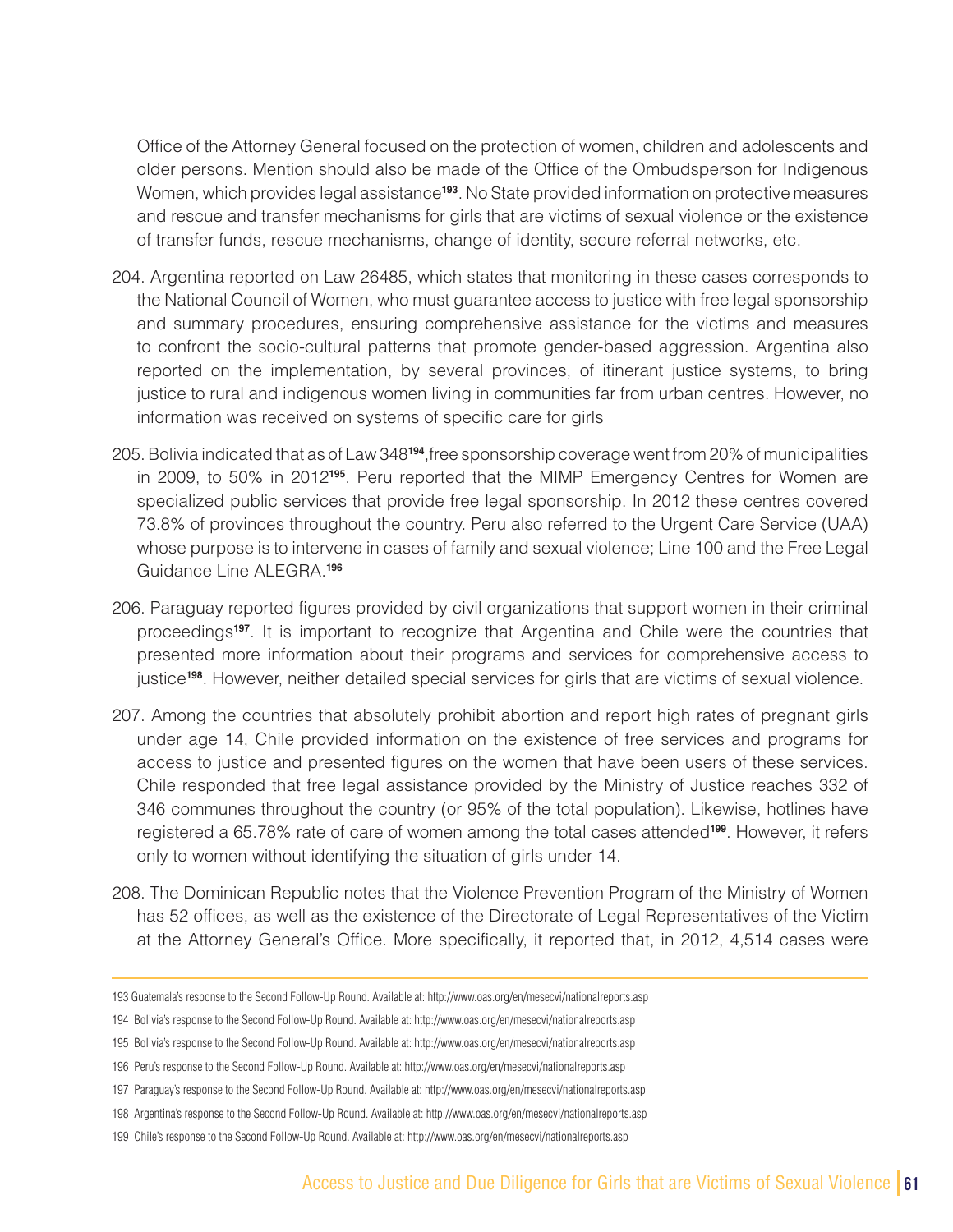Office of the Attorney General focused on the protection of women, children and adolescents and older persons. Mention should also be made of the Office of the Ombudsperson for Indigenous Women, which provides legal assistance[193]. No State provided information on protective measures and rescue and transfer mechanisms for girls that are victims of sexual violence or the existence of transfer funds, rescue mechanisms, change of identity, secure referral networks, etc.

204. Argentina reported on Law 26485, which states that monitoring in these cases corresponds to the National Council of Women, who must guarantee access to justice with free legal sponsorship and summary procedures, ensuring comprehensive assistance for the victims and measures to confront the socio-cultural patterns that promote gender-based aggression. Argentina also reported on the implementation, by several provinces, of itinerant justice systems, to bring justice to rural and indigenous women living in communities far from urban centres. However, no information was received on systems of specific care for girls

205. Bolivia indicated that as of Law 348[194],free sponsorship coverage went from 20% of municipalities in 2009, to 50% in 2012[195]. Peru reported that the MIMP Emergency Centres for Women are specialized public services that provide free legal sponsorship. In 2012 these centres covered 73.8% of provinces throughout the country. Peru also referred to the Urgent Care Service (UAA) whose purpose is to intervene in cases of family and sexual violence; Line 100 and the Free Legal Guidance Line ALEGRA.[196]

206. Paraguay reported figures provided by civil organizations that support women in their criminal proceedings[197]. It is important to recognize that Argentina and Chile were the countries that presented more information about their programs and services for comprehensive access to justice[198]. However, neither detailed special services for girls that are victims of sexual violence.

207. Among the countries that absolutely prohibit abortion and report high rates of pregnant girls under age 14, Chile provided information on the existence of free services and programs for access to justice and presented figures on the women that have been users of these services. Chile responded that free legal assistance provided by the Ministry of Justice reaches 332 of 346 communes throughout the country (or 95% of the total population). Likewise, hotlines have registered a 65.78% rate of care of women among the total cases attended[199]. However, it refers only to women without identifying the situation of girls under 14.

208. The Dominican Republic notes that the Violence Prevention Program of the Ministry of Women has 52 offices, as well as the existence of the Directorate of Legal Representatives of the Victim at the Attorney General's Office. More specifically, it reported that, in 2012, 4,514 cases were

---

193 Guatemala's response to the Second Follow-Up Round. Available at: http://www.oas.org/en/mesecvi/nationalreports.asp

194 Bolivia's response to the Second Follow-Up Round. Available at: http://www.oas.org/en/mesecvi/nationalreports.asp

195 Bolivia's response to the Second Follow-Up Round. Available at: http://www.oas.org/en/mesecvi/nationalreports.asp

196 Peru's response to the Second Follow-Up Round. Available at: http://www.oas.org/en/mesecvi/nationalreports.asp

197 Paraguay's response to the Second Follow-Up Round. Available at: http://www.oas.org/en/mesecvi/nationalreports.asp

198 Argentina's response to the Second Follow-Up Round. Available at: http://www.oas.org/en/mesecvi/nationalreports.asp

199 Chile's response to the Second Follow-Up Round. Available at: http://www.oas.org/en/mesecvi/nationalreports.asp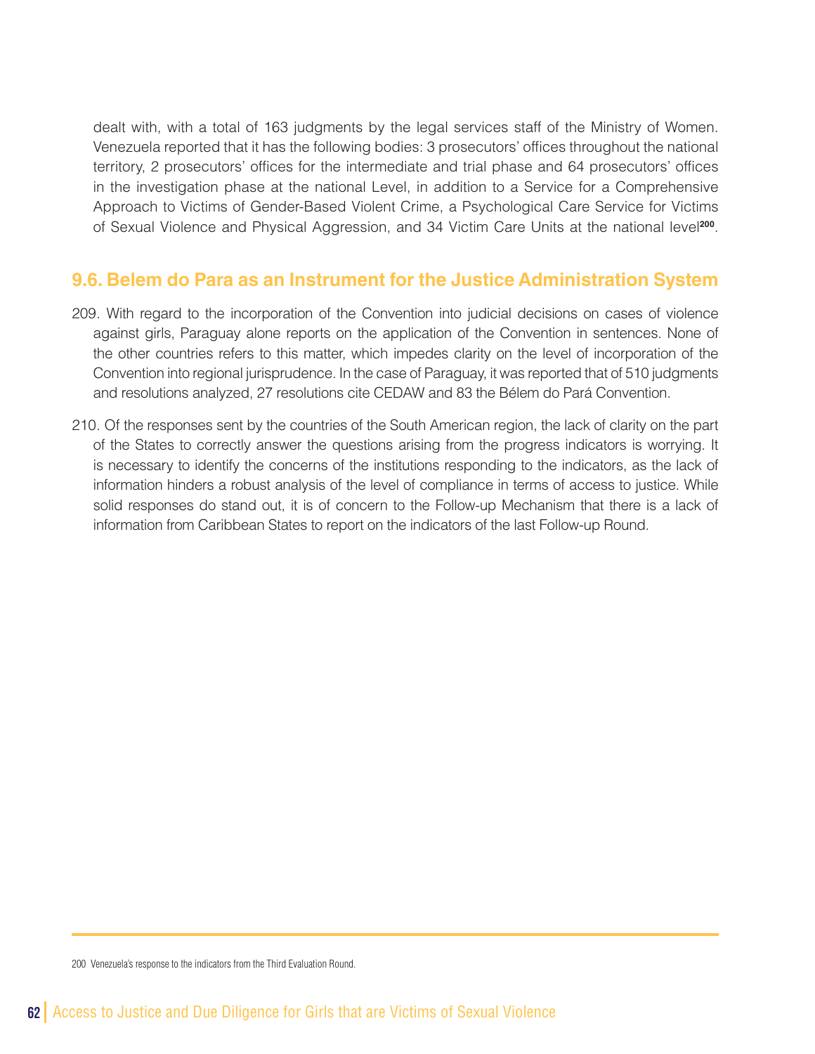dealt with, with a total of 163 judgments by the legal services staff of the Ministry of Women. Venezuela reported that it has the following bodies: 3 prosecutors' offices throughout the national territory, 2 prosecutors' offices for the intermediate and trial phase and 64 prosecutors' offices in the investigation phase at the national Level, in addition to a Service for a Comprehensive Approach to Victims of Gender-Based Violent Crime, a Psychological Care Service for Victims of Sexual Violence and Physical Aggression, and 34 Victim Care Units at the national level[200].

## 9.6. Belem do Para as an Instrument for the Justice Administration System

209. With regard to the incorporation of the Convention into judicial decisions on cases of violence against girls, Paraguay alone reports on the application of the Convention in sentences. None of the other countries refers to this matter, which impedes clarity on the level of incorporation of the Convention into regional jurisprudence. In the case of Paraguay, it was reported that of 510 judgments and resolutions analyzed, 27 resolutions cite CEDAW and 83 the Bélem do Pará Convention.

210. Of the responses sent by the countries of the South American region, the lack of clarity on the part of the States to correctly answer the questions arising from the progress indicators is worrying. It is necessary to identify the concerns of the institutions responding to the indicators, as the lack of information hinders a robust analysis of the level of compliance in terms of access to justice. While solid responses do stand out, it is of concern to the Follow-up Mechanism that there is a lack of information from Caribbean States to report on the indicators of the last Follow-up Round.

---

200 Venezuela's response to the indicators from the Third Evaluation Round.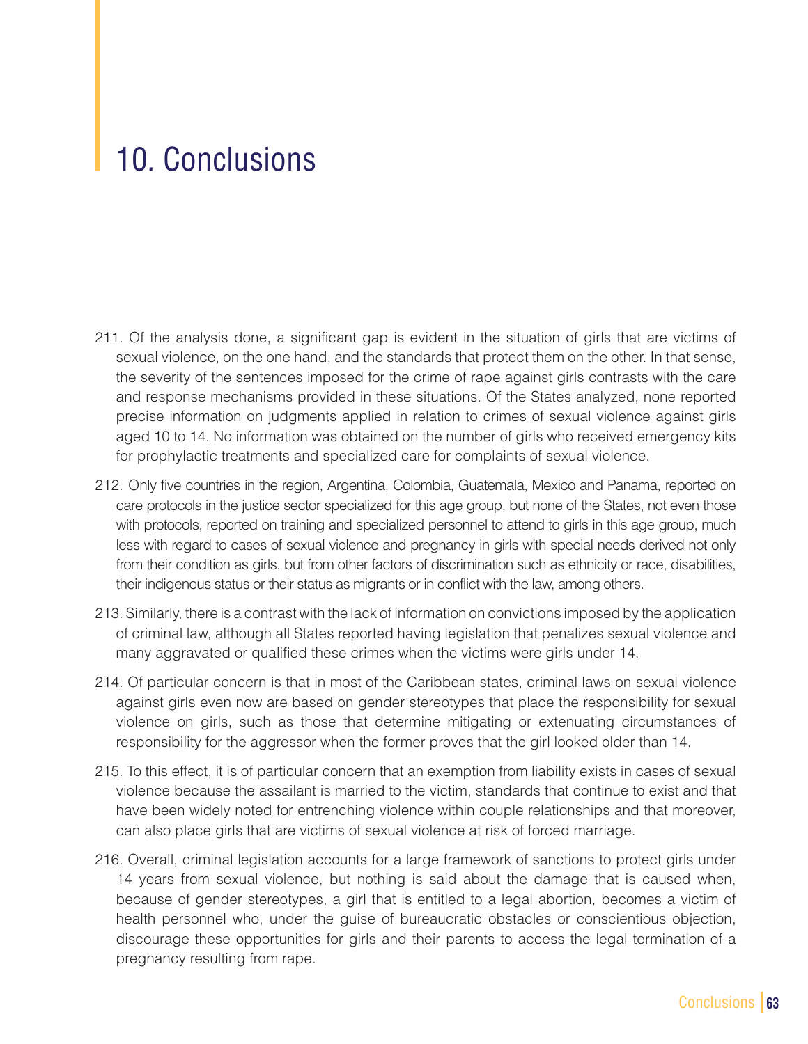# 10. Conclusions

211. Of the analysis done, a significant gap is evident in the situation of girls that are victims of sexual violence, on the one hand, and the standards that protect them on the other. In that sense, the severity of the sentences imposed for the crime of rape against girls contrasts with the care and response mechanisms provided in these situations. Of the States analyzed, none reported precise information on judgments applied in relation to crimes of sexual violence against girls aged 10 to 14. No information was obtained on the number of girls who received emergency kits for prophylactic treatments and specialized care for complaints of sexual violence.

212. Only five countries in the region, Argentina, Colombia, Guatemala, Mexico and Panama, reported on care protocols in the justice sector specialized for this age group, but none of the States, not even those with protocols, reported on training and specialized personnel to attend to girls in this age group, much less with regard to cases of sexual violence and pregnancy in girls with special needs derived not only from their condition as girls, but from other factors of discrimination such as ethnicity or race, disabilities, their indigenous status or their status as migrants or in conflict with the law, among others.

213. Similarly, there is a contrast with the lack of information on convictions imposed by the application of criminal law, although all States reported having legislation that penalizes sexual violence and many aggravated or qualified these crimes when the victims were girls under 14.

214. Of particular concern is that in most of the Caribbean states, criminal laws on sexual violence against girls even now are based on gender stereotypes that place the responsibility for sexual violence on girls, such as those that determine mitigating or extenuating circumstances of responsibility for the aggressor when the former proves that the girl looked older than 14.

215. To this effect, it is of particular concern that an exemption from liability exists in cases of sexual violence because the assailant is married to the victim, standards that continue to exist and that have been widely noted for entrenching violence within couple relationships and that moreover, can also place girls that are victims of sexual violence at risk of forced marriage.

216. Overall, criminal legislation accounts for a large framework of sanctions to protect girls under 14 years from sexual violence, but nothing is said about the damage that is caused when, because of gender stereotypes, a girl that is entitled to a legal abortion, becomes a victim of health personnel who, under the guise of bureaucratic obstacles or conscientious objection, discourage these opportunities for girls and their parents to access the legal termination of a pregnancy resulting from rape.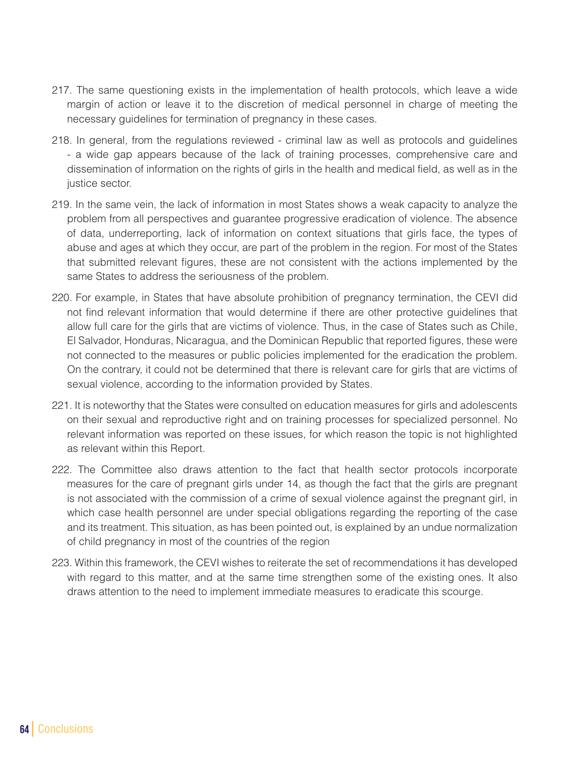217. The same questioning exists in the implementation of health protocols, which leave a wide margin of action or leave it to the discretion of medical personnel in charge of meeting the necessary guidelines for termination of pregnancy in these cases.

218. In general, from the regulations reviewed - criminal law as well as protocols and guidelines - a wide gap appears because of the lack of training processes, comprehensive care and dissemination of information on the rights of girls in the health and medical field, as well as in the justice sector.

219. In the same vein, the lack of information in most States shows a weak capacity to analyze the problem from all perspectives and guarantee progressive eradication of violence. The absence of data, underreporting, lack of information on context situations that girls face, the types of abuse and ages at which they occur, are part of the problem in the region. For most of the States that submitted relevant figures, these are not consistent with the actions implemented by the same States to address the seriousness of the problem.

220. For example, in States that have absolute prohibition of pregnancy termination, the CEVI did not find relevant information that would determine if there are other protective guidelines that allow full care for the girls that are victims of violence. Thus, in the case of States such as Chile, El Salvador, Honduras, Nicaragua, and the Dominican Republic that reported figures, these were not connected to the measures or public policies implemented for the eradication the problem. On the contrary, it could not be determined that there is relevant care for girls that are victims of sexual violence, according to the information provided by States.

221. It is noteworthy that the States were consulted on education measures for girls and adolescents on their sexual and reproductive right and on training processes for specialized personnel. No relevant information was reported on these issues, for which reason the topic is not highlighted as relevant within this Report.

222. The Committee also draws attention to the fact that health sector protocols incorporate measures for the care of pregnant girls under 14, as though the fact that the girls are pregnant is not associated with the commission of a crime of sexual violence against the pregnant girl, in which case health personnel are under special obligations regarding the reporting of the case and its treatment. This situation, as has been pointed out, is explained by an undue normalization of child pregnancy in most of the countries of the region

223. Within this framework, the CEVI wishes to reiterate the set of recommendations it has developed with regard to this matter, and at the same time strengthen some of the existing ones. It also draws attention to the need to implement immediate measures to eradicate this scourge.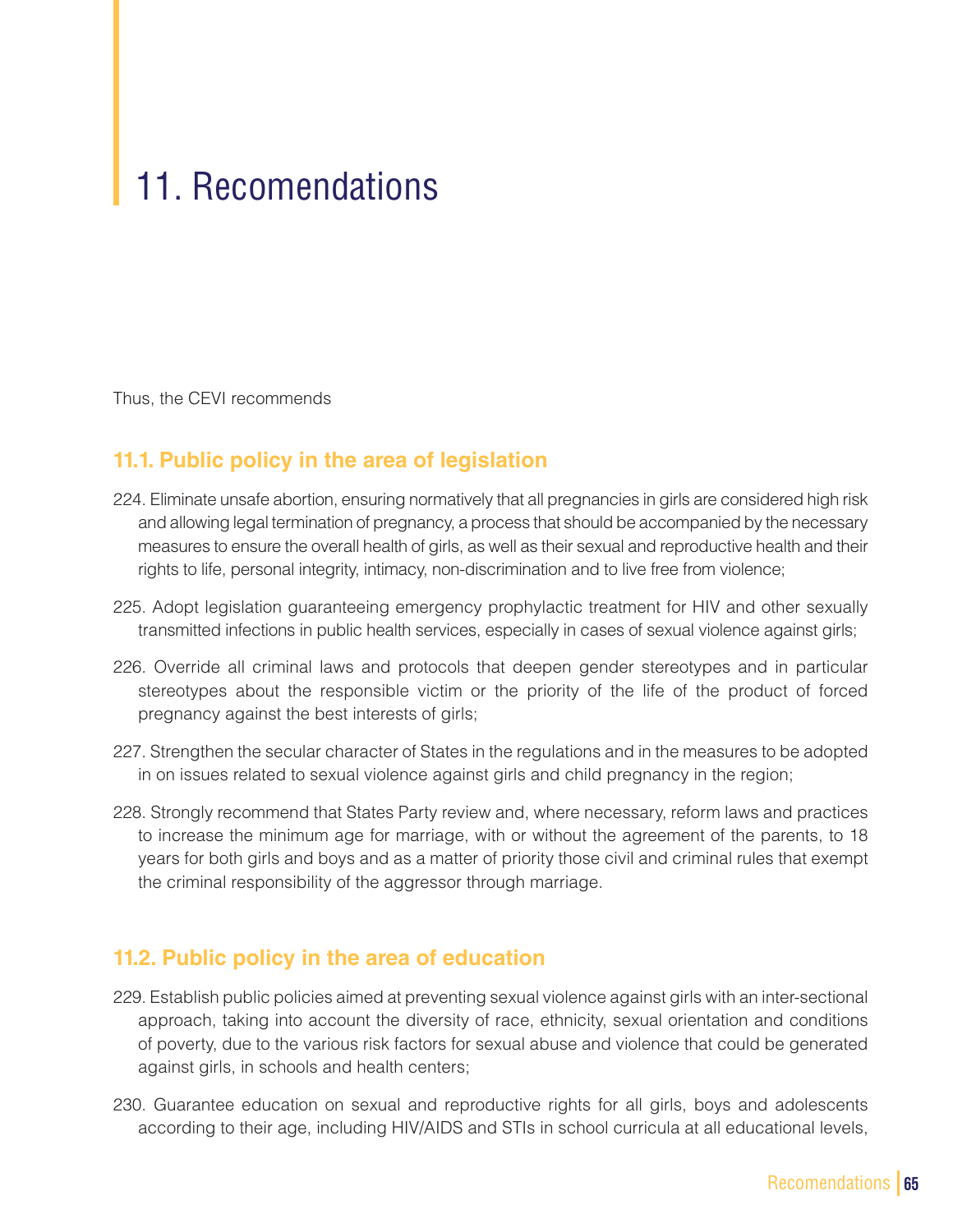# 11. Recomendations

Thus, the CEVI recommends

## 11.1. Public policy in the area of legislation

224. Eliminate unsafe abortion, ensuring normatively that all pregnancies in girls are considered high risk and allowing legal termination of pregnancy, a process that should be accompanied by the necessary measures to ensure the overall health of girls, as well as their sexual and reproductive health and their rights to life, personal integrity, intimacy, non-discrimination and to live free from violence;

225. Adopt legislation guaranteeing emergency prophylactic treatment for HIV and other sexually transmitted infections in public health services, especially in cases of sexual violence against girls;

226. Override all criminal laws and protocols that deepen gender stereotypes and in particular stereotypes about the responsible victim or the priority of the life of the product of forced pregnancy against the best interests of girls;

227. Strengthen the secular character of States in the regulations and in the measures to be adopted in on issues related to sexual violence against girls and child pregnancy in the region;

228. Strongly recommend that States Party review and, where necessary, reform laws and practices to increase the minimum age for marriage, with or without the agreement of the parents, to 18 years for both girls and boys and as a matter of priority those civil and criminal rules that exempt the criminal responsibility of the aggressor through marriage.

## 11.2. Public policy in the area of education

229. Establish public policies aimed at preventing sexual violence against girls with an inter-sectional approach, taking into account the diversity of race, ethnicity, sexual orientation and conditions of poverty, due to the various risk factors for sexual abuse and violence that could be generated against girls, in schools and health centers;

230. Guarantee education on sexual and reproductive rights for all girls, boys and adolescents according to their age, including HIV/AIDS and STIs in school curricula at all educational levels,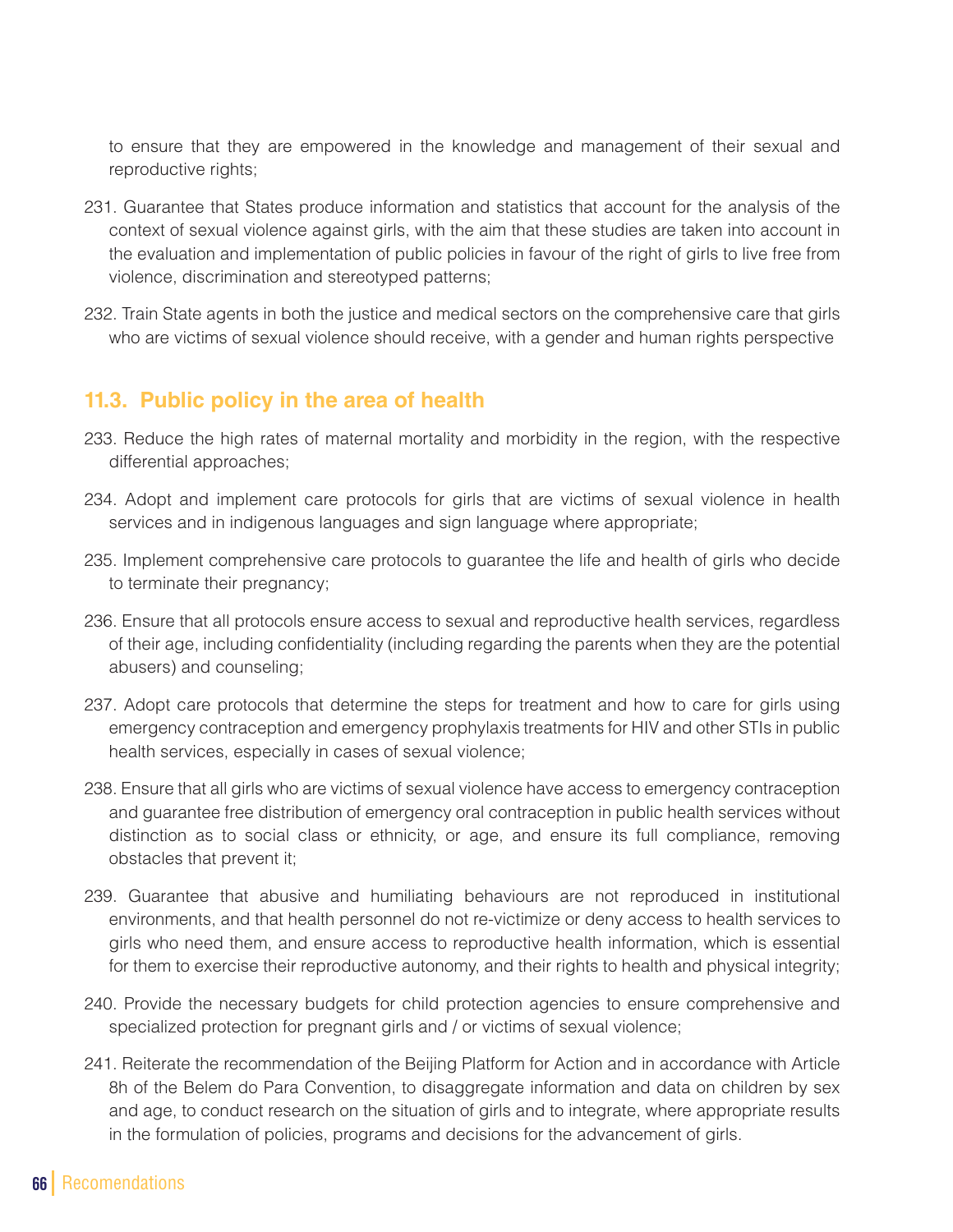to ensure that they are empowered in the knowledge and management of their sexual and reproductive rights;

231. Guarantee that States produce information and statistics that account for the analysis of the context of sexual violence against girls, with the aim that these studies are taken into account in the evaluation and implementation of public policies in favour of the right of girls to live free from violence, discrimination and stereotyped patterns;

232. Train State agents in both the justice and medical sectors on the comprehensive care that girls who are victims of sexual violence should receive, with a gender and human rights perspective

## 11.3. Public policy in the area of health

233. Reduce the high rates of maternal mortality and morbidity in the region, with the respective differential approaches;

234. Adopt and implement care protocols for girls that are victims of sexual violence in health services and in indigenous languages and sign language where appropriate;

235. Implement comprehensive care protocols to guarantee the life and health of girls who decide to terminate their pregnancy;

236. Ensure that all protocols ensure access to sexual and reproductive health services, regardless of their age, including confidentiality (including regarding the parents when they are the potential abusers) and counseling;

237. Adopt care protocols that determine the steps for treatment and how to care for girls using emergency contraception and emergency prophylaxis treatments for HIV and other STIs in public health services, especially in cases of sexual violence;

238. Ensure that all girls who are victims of sexual violence have access to emergency contraception and guarantee free distribution of emergency oral contraception in public health services without distinction as to social class or ethnicity, or age, and ensure its full compliance, removing obstacles that prevent it;

239. Guarantee that abusive and humiliating behaviours are not reproduced in institutional environments, and that health personnel do not re-victimize or deny access to health services to girls who need them, and ensure access to reproductive health information, which is essential for them to exercise their reproductive autonomy, and their rights to health and physical integrity;

240. Provide the necessary budgets for child protection agencies to ensure comprehensive and specialized protection for pregnant girls and / or victims of sexual violence;

241. Reiterate the recommendation of the Beijing Platform for Action and in accordance with Article 8h of the Belem do Para Convention, to disaggregate information and data on children by sex and age, to conduct research on the situation of girls and to integrate, where appropriate results in the formulation of policies, programs and decisions for the advancement of girls.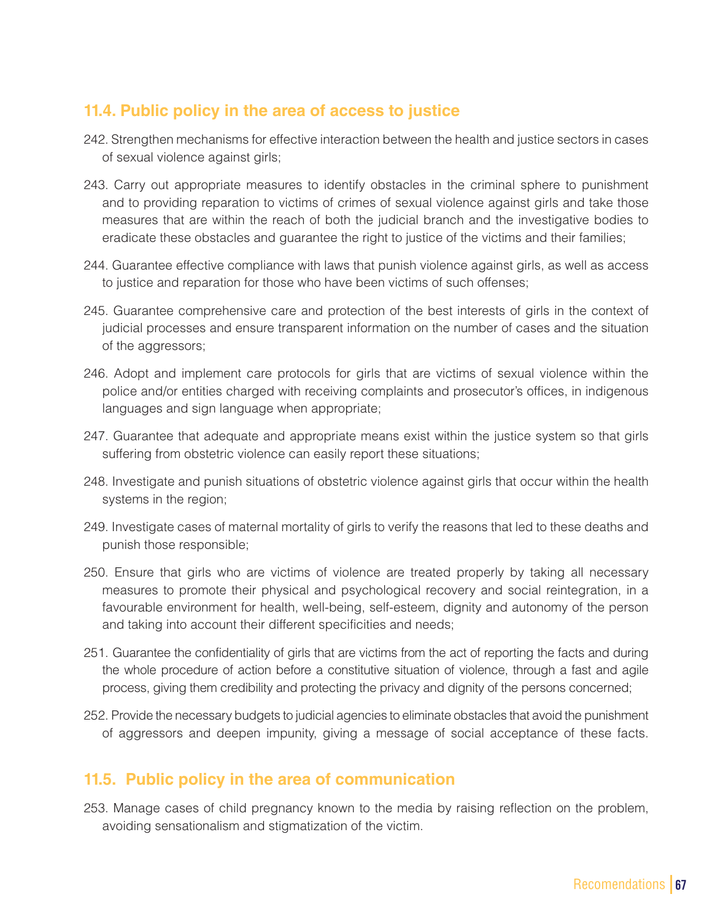## 11.4. Public policy in the area of access to justice

242. Strengthen mechanisms for effective interaction between the health and justice sectors in cases of sexual violence against girls;

243. Carry out appropriate measures to identify obstacles in the criminal sphere to punishment and to providing reparation to victims of crimes of sexual violence against girls and take those measures that are within the reach of both the judicial branch and the investigative bodies to eradicate these obstacles and guarantee the right to justice of the victims and their families;

244. Guarantee effective compliance with laws that punish violence against girls, as well as access to justice and reparation for those who have been victims of such offenses;

245. Guarantee comprehensive care and protection of the best interests of girls in the context of judicial processes and ensure transparent information on the number of cases and the situation of the aggressors;

246. Adopt and implement care protocols for girls that are victims of sexual violence within the police and/or entities charged with receiving complaints and prosecutor's offices, in indigenous languages and sign language when appropriate;

247. Guarantee that adequate and appropriate means exist within the justice system so that girls suffering from obstetric violence can easily report these situations;

248. Investigate and punish situations of obstetric violence against girls that occur within the health systems in the region;

249. Investigate cases of maternal mortality of girls to verify the reasons that led to these deaths and punish those responsible;

250. Ensure that girls who are victims of violence are treated properly by taking all necessary measures to promote their physical and psychological recovery and social reintegration, in a favourable environment for health, well-being, self-esteem, dignity and autonomy of the person and taking into account their different specificities and needs;

251. Guarantee the confidentiality of girls that are victims from the act of reporting the facts and during the whole procedure of action before a constitutive situation of violence, through a fast and agile process, giving them credibility and protecting the privacy and dignity of the persons concerned;

252. Provide the necessary budgets to judicial agencies to eliminate obstacles that avoid the punishment of aggressors and deepen impunity, giving a message of social acceptance of these facts.

## 11.5. Public policy in the area of communication

253. Manage cases of child pregnancy known to the media by raising reflection on the problem, avoiding sensationalism and stigmatization of the victim.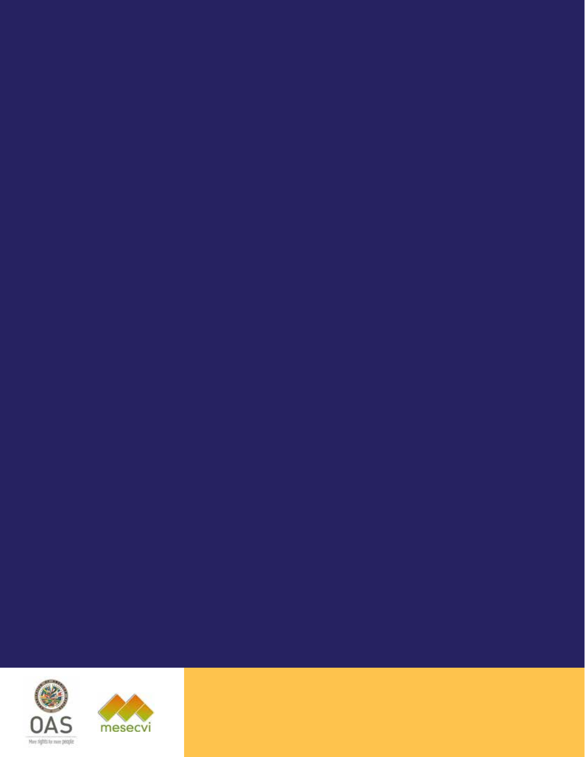OAS

More rights for more people

mesecvi